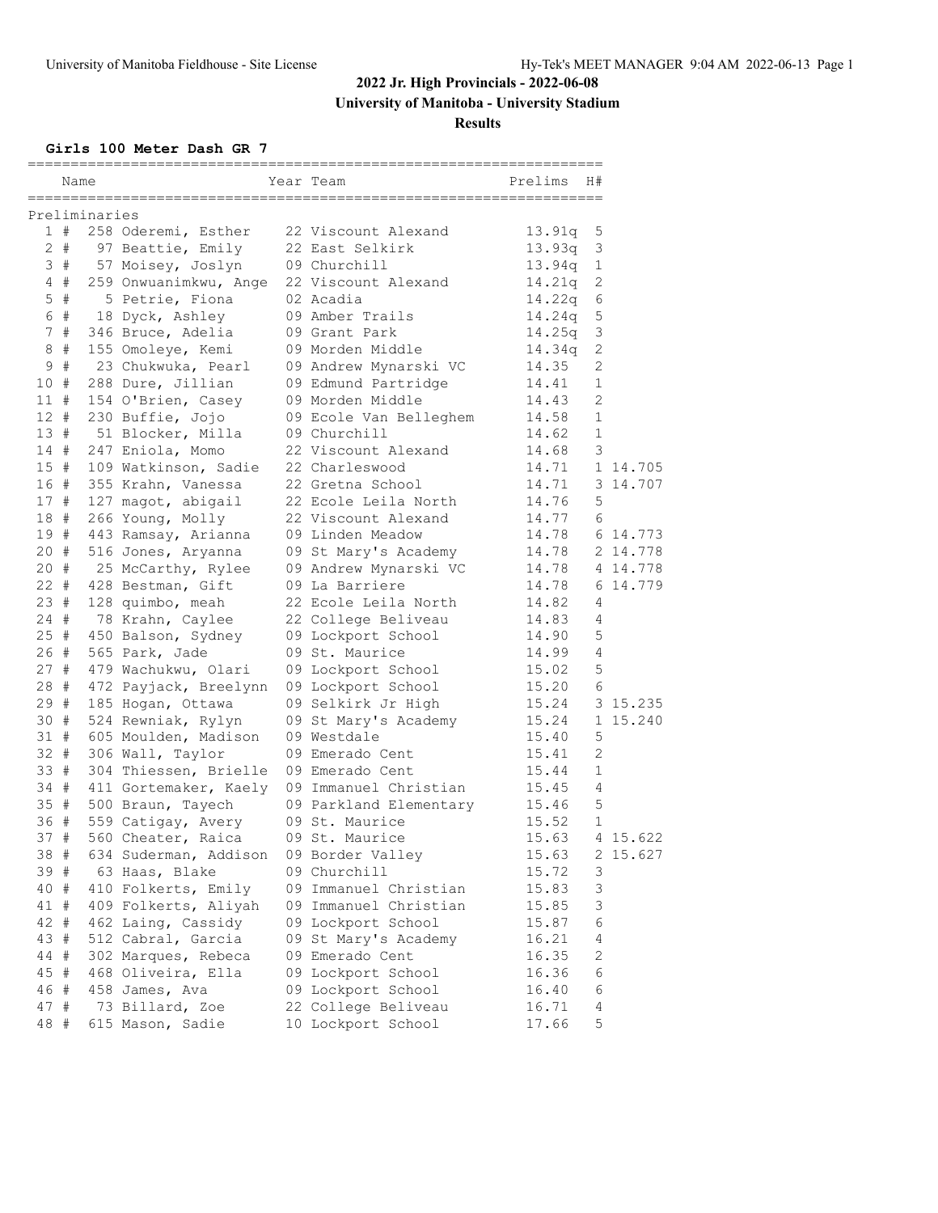# 2022 Jr. High Provincials - 2022-06-08

## University of Manitoba - University Stadium

### Results

#### Girls 100 Meter Dash GR 7

Preliminaries

| Place | | Name | Year | Team | Prelims | H# | |
|---|---|---|---|---|---|---|---|
| 1 | # | 258 Oderemi, Esther | 22 | Viscount Alexand | 13.91q | 5 | |
| 2 | # | 97 Beattie, Emily | 22 | East Selkirk | 13.93q | 3 | |
| 3 | # | 57 Moisey, Joslyn | 09 | Churchill | 13.94q | 1 | |
| 4 | # | 259 Onwuanimkwu, Ange | 22 | Viscount Alexand | 14.21q | 2 | |
| 5 | # | 5 Petrie, Fiona | 02 | Acadia | 14.22q | 6 | |
| 6 | # | 18 Dyck, Ashley | 09 | Amber Trails | 14.24q | 5 | |
| 7 | # | 346 Bruce, Adelia | 09 | Grant Park | 14.25q | 3 | |
| 8 | # | 155 Omoleye, Kemi | 09 | Morden Middle | 14.34q | 2 | |
| 9 | # | 23 Chukwuka, Pearl | 09 | Andrew Mynarski VC | 14.35 | 2 | |
| 10 | # | 288 Dure, Jillian | 09 | Edmund Partridge | 14.41 | 1 | |
| 11 | # | 154 O'Brien, Casey | 09 | Morden Middle | 14.43 | 2 | |
| 12 | # | 230 Buffie, Jojo | 09 | Ecole Van Belleghem | 14.58 | 1 | |
| 13 | # | 51 Blocker, Milla | 09 | Churchill | 14.62 | 1 | |
| 14 | # | 247 Eniola, Momo | 22 | Viscount Alexand | 14.68 | 3 | |
| 15 | # | 109 Watkinson, Sadie | 22 | Charleswood | 14.71 | 1 | 14.705 |
| 16 | # | 355 Krahn, Vanessa | 22 | Gretna School | 14.71 | 3 | 14.707 |
| 17 | # | 127 magot, abigail | 22 | Ecole Leila North | 14.76 | 5 | |
| 18 | # | 266 Young, Molly | 22 | Viscount Alexand | 14.77 | 6 | |
| 19 | # | 443 Ramsay, Arianna | 09 | Linden Meadow | 14.78 | 6 | 14.773 |
| 20 | # | 516 Jones, Aryanna | 09 | St Mary's Academy | 14.78 | 2 | 14.778 |
| 20 | # | 25 McCarthy, Rylee | 09 | Andrew Mynarski VC | 14.78 | 4 | 14.778 |
| 22 | # | 428 Bestman, Gift | 09 | La Barriere | 14.78 | 6 | 14.779 |
| 23 | # | 128 quimbo, meah | 22 | Ecole Leila North | 14.82 | 4 | |
| 24 | # | 78 Krahn, Caylee | 22 | College Beliveau | 14.83 | 4 | |
| 25 | # | 450 Balson, Sydney | 09 | Lockport School | 14.90 | 5 | |
| 26 | # | 565 Park, Jade | 09 | St. Maurice | 14.99 | 4 | |
| 27 | # | 479 Wachukwu, Olari | 09 | Lockport School | 15.02 | 5 | |
| 28 | # | 472 Payjack, Breelynn | 09 | Lockport School | 15.20 | 6 | |
| 29 | # | 185 Hogan, Ottawa | 09 | Selkirk Jr High | 15.24 | 3 | 15.235 |
| 30 | # | 524 Rewniak, Rylyn | 09 | St Mary's Academy | 15.24 | 1 | 15.240 |
| 31 | # | 605 Moulden, Madison | 09 | Westdale | 15.40 | 5 | |
| 32 | # | 306 Wall, Taylor | 09 | Emerado Cent | 15.41 | 2 | |
| 33 | # | 304 Thiessen, Brielle | 09 | Emerado Cent | 15.44 | 1 | |
| 34 | # | 411 Gortemaker, Kaely | 09 | Immanuel Christian | 15.45 | 4 | |
| 35 | # | 500 Braun, Tayech | 09 | Parkland Elementary | 15.46 | 5 | |
| 36 | # | 559 Catigay, Avery | 09 | St. Maurice | 15.52 | 1 | |
| 37 | # | 560 Cheater, Raica | 09 | St. Maurice | 15.63 | 4 | 15.622 |
| 38 | # | 634 Suderman, Addison | 09 | Border Valley | 15.63 | 2 | 15.627 |
| 39 | # | 63 Haas, Blake | 09 | Churchill | 15.72 | 3 | |
| 40 | # | 410 Folkerts, Emily | 09 | Immanuel Christian | 15.83 | 3 | |
| 41 | # | 409 Folkerts, Aliyah | 09 | Immanuel Christian | 15.85 | 3 | |
| 42 | # | 462 Laing, Cassidy | 09 | Lockport School | 15.87 | 6 | |
| 43 | # | 512 Cabral, Garcia | 09 | St Mary's Academy | 16.21 | 4 | |
| 44 | # | 302 Marques, Rebeca | 09 | Emerado Cent | 16.35 | 2 | |
| 45 | # | 468 Oliveira, Ella | 09 | Lockport School | 16.36 | 6 | |
| 46 | # | 458 James, Ava | 09 | Lockport School | 16.40 | 6 | |
| 47 | # | 73 Billard, Zoe | 22 | College Beliveau | 16.71 | 4 | |
| 48 | # | 615 Mason, Sadie | 10 | Lockport School | 17.66 | 5 | |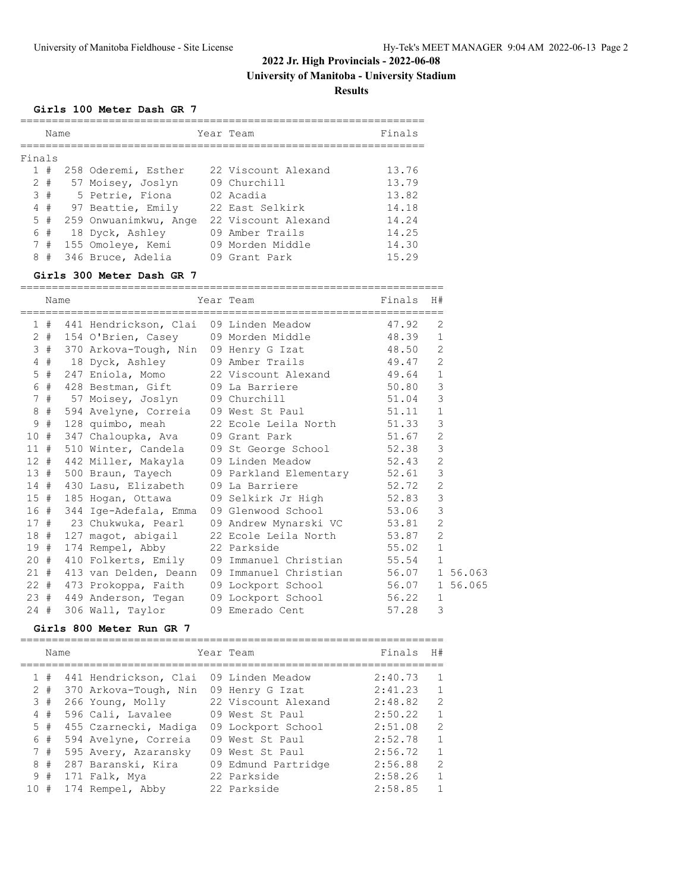# 2022 Jr. High Provincials - 2022-06-08

## University of Manitoba - University Stadium

### Results

#### Girls 100 Meter Dash GR 7

| | Name | Year | Team | Finals |
|---|---|---|---|---|
| **Finals** | | | | |
| 1 # | 258 Oderemi, Esther | 22 | Viscount Alexand | 13.76 |
| 2 # | 57 Moisey, Joslyn | 09 | Churchill | 13.79 |
| 3 # | 5 Petrie, Fiona | 02 | Acadia | 13.82 |
| 4 # | 97 Beattie, Emily | 22 | East Selkirk | 14.18 |
| 5 # | 259 Onwuanimkwu, Ange | 22 | Viscount Alexand | 14.24 |
| 6 # | 18 Dyck, Ashley | 09 | Amber Trails | 14.25 |
| 7 # | 155 Omoleye, Kemi | 09 | Morden Middle | 14.30 |
| 8 # | 346 Bruce, Adelia | 09 | Grant Park | 15.29 |

#### Girls 300 Meter Dash GR 7

| | Name | Year | Team | Finals | H# | |
|---|---|---|---|---|---|---|
| 1 # | 441 Hendrickson, Clai | 09 | Linden Meadow | 47.92 | 2 | |
| 2 # | 154 O'Brien, Casey | 09 | Morden Middle | 48.39 | 1 | |
| 3 # | 370 Arkova-Tough, Nin | 09 | Henry G Izat | 48.50 | 2 | |
| 4 # | 18 Dyck, Ashley | 09 | Amber Trails | 49.47 | 2 | |
| 5 # | 247 Eniola, Momo | 22 | Viscount Alexand | 49.64 | 1 | |
| 6 # | 428 Bestman, Gift | 09 | La Barriere | 50.80 | 3 | |
| 7 # | 57 Moisey, Joslyn | 09 | Churchill | 51.04 | 3 | |
| 8 # | 594 Avelyne, Correia | 09 | West St Paul | 51.11 | 1 | |
| 9 # | 128 quimbo, meah | 22 | Ecole Leila North | 51.33 | 3 | |
| 10 # | 347 Chaloupka, Ava | 09 | Grant Park | 51.67 | 2 | |
| 11 # | 510 Winter, Candela | 09 | St George School | 52.38 | 3 | |
| 12 # | 442 Miller, Makayla | 09 | Linden Meadow | 52.43 | 2 | |
| 13 # | 500 Braun, Tayech | 09 | Parkland Elementary | 52.61 | 3 | |
| 14 # | 430 Lasu, Elizabeth | 09 | La Barriere | 52.72 | 2 | |
| 15 # | 185 Hogan, Ottawa | 09 | Selkirk Jr High | 52.83 | 3 | |
| 16 # | 344 Ige-Adefala, Emma | 09 | Glenwood School | 53.06 | 3 | |
| 17 # | 23 Chukwuka, Pearl | 09 | Andrew Mynarski VC | 53.81 | 2 | |
| 18 # | 127 magot, abigail | 22 | Ecole Leila North | 53.87 | 2 | |
| 19 # | 174 Rempel, Abby | 22 | Parkside | 55.02 | 1 | |
| 20 # | 410 Folkerts, Emily | 09 | Immanuel Christian | 55.54 | 1 | |
| 21 # | 413 van Delden, Deann | 09 | Immanuel Christian | 56.07 | 1 | 56.063 |
| 22 # | 473 Prokoppa, Faith | 09 | Lockport School | 56.07 | 1 | 56.065 |
| 23 # | 449 Anderson, Tegan | 09 | Lockport School | 56.22 | 1 | |
| 24 # | 306 Wall, Taylor | 09 | Emerado Cent | 57.28 | 3 | |

#### Girls 800 Meter Run GR 7

| | Name | Year | Team | Finals | H# |
|---|---|---|---|---|---|
| 1 # | 441 Hendrickson, Clai | 09 | Linden Meadow | 2:40.73 | 1 |
| 2 # | 370 Arkova-Tough, Nin | 09 | Henry G Izat | 2:41.23 | 1 |
| 3 # | 266 Young, Molly | 22 | Viscount Alexand | 2:48.82 | 2 |
| 4 # | 596 Cali, Lavalee | 09 | West St Paul | 2:50.22 | 1 |
| 5 # | 455 Czarnecki, Madiga | 09 | Lockport School | 2:51.08 | 2 |
| 6 # | 594 Avelyne, Correia | 09 | West St Paul | 2:52.78 | 1 |
| 7 # | 595 Avery, Azaransky | 09 | West St Paul | 2:56.72 | 1 |
| 8 # | 287 Baranski, Kira | 09 | Edmund Partridge | 2:56.88 | 2 |
| 9 # | 171 Falk, Mya | 22 | Parkside | 2:58.26 | 1 |
| 10 # | 174 Rempel, Abby | 22 | Parkside | 2:58.85 | 1 |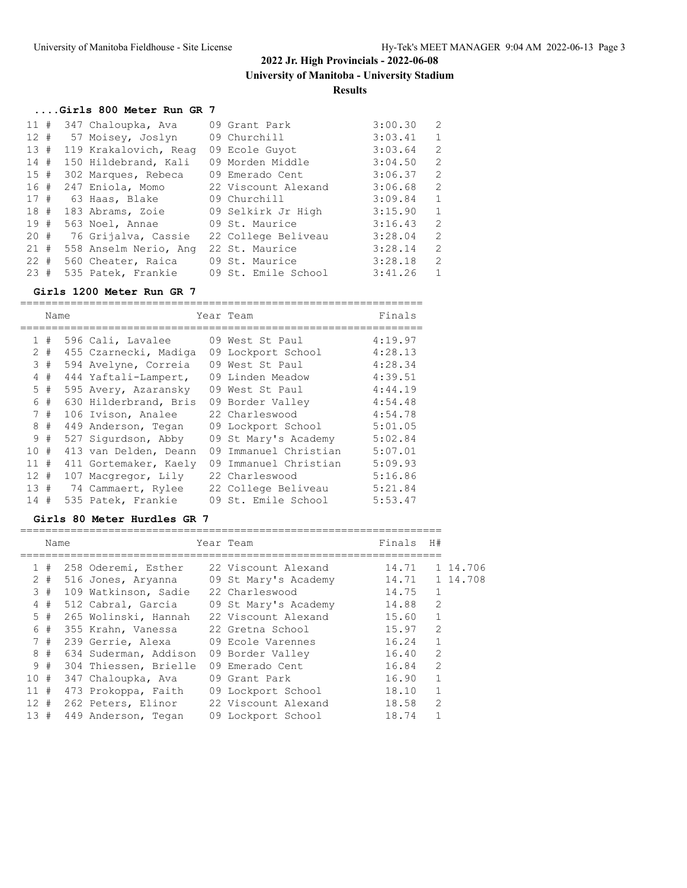## 2022 Jr. High Provincials - 2022-06-08

**University of Manitoba - University Stadium**

**Results**

### ....Girls 800 Meter Run GR 7

| Place | | # | Name | Year | Team | Finals | H# |
|---|---|---|---|---|---|---|---|
| 11 | # | 347 | Chaloupka, Ava | 09 | Grant Park | 3:00.30 | 2 |
| 12 | # | 57 | Moisey, Joslyn | 09 | Churchill | 3:03.41 | 1 |
| 13 | # | 119 | Krakalovich, Reag | 09 | Ecole Guyot | 3:03.64 | 2 |
| 14 | # | 150 | Hildebrand, Kali | 09 | Morden Middle | 3:04.50 | 2 |
| 15 | # | 302 | Marques, Rebeca | 09 | Emerado Cent | 3:06.37 | 2 |
| 16 | # | 247 | Eniola, Momo | 22 | Viscount Alexand | 3:06.68 | 2 |
| 17 | # | 63 | Haas, Blake | 09 | Churchill | 3:09.84 | 1 |
| 18 | # | 183 | Abrams, Zoie | 09 | Selkirk Jr High | 3:15.90 | 1 |
| 19 | # | 563 | Noel, Annae | 09 | St. Maurice | 3:16.43 | 2 |
| 20 | # | 76 | Grijalva, Cassie | 22 | College Beliveau | 3:28.04 | 2 |
| 21 | # | 558 | Anselm Nerio, Ang | 22 | St. Maurice | 3:28.14 | 2 |
| 22 | # | 560 | Cheater, Raica | 09 | St. Maurice | 3:28.18 | 2 |
| 23 | # | 535 | Patek, Frankie | 09 | St. Emile School | 3:41.26 | 1 |

### Girls 1200 Meter Run GR 7

| Place | | # | Name | Year | Team | Finals |
|---|---|---|---|---|---|---|
| 1 | # | 596 | Cali, Lavalee | 09 | West St Paul | 4:19.97 |
| 2 | # | 455 | Czarnecki, Madiga | 09 | Lockport School | 4:28.13 |
| 3 | # | 594 | Avelyne, Correia | 09 | West St Paul | 4:28.34 |
| 4 | # | 444 | Yaftali-Lampert, | 09 | Linden Meadow | 4:39.51 |
| 5 | # | 595 | Avery, Azaransky | 09 | West St Paul | 4:44.19 |
| 6 | # | 630 | Hilderbrand, Bris | 09 | Border Valley | 4:54.48 |
| 7 | # | 106 | Ivison, Analee | 22 | Charleswood | 4:54.78 |
| 8 | # | 449 | Anderson, Tegan | 09 | Lockport School | 5:01.05 |
| 9 | # | 527 | Sigurdson, Abby | 09 | St Mary's Academy | 5:02.84 |
| 10 | # | 413 | van Delden, Deann | 09 | Immanuel Christian | 5:07.01 |
| 11 | # | 411 | Gortemaker, Kaely | 09 | Immanuel Christian | 5:09.93 |
| 12 | # | 107 | Macgregor, Lily | 22 | Charleswood | 5:16.86 |
| 13 | # | 74 | Cammaert, Rylee | 22 | College Beliveau | 5:21.84 |
| 14 | # | 535 | Patek, Frankie | 09 | St. Emile School | 5:53.47 |

### Girls 80 Meter Hurdles GR 7

| Place | | # | Name | Year | Team | Finals | H# | |
|---|---|---|---|---|---|---|---|---|
| 1 | # | 258 | Oderemi, Esther | 22 | Viscount Alexand | 14.71 | 1 | 14.706 |
| 2 | # | 516 | Jones, Aryanna | 09 | St Mary's Academy | 14.71 | 1 | 14.708 |
| 3 | # | 109 | Watkinson, Sadie | 22 | Charleswood | 14.75 | 1 | |
| 4 | # | 512 | Cabral, Garcia | 09 | St Mary's Academy | 14.88 | 2 | |
| 5 | # | 265 | Wolinski, Hannah | 22 | Viscount Alexand | 15.60 | 1 | |
| 6 | # | 355 | Krahn, Vanessa | 22 | Gretna School | 15.97 | 2 | |
| 7 | # | 239 | Gerrie, Alexa | 09 | Ecole Varennes | 16.24 | 1 | |
| 8 | # | 634 | Suderman, Addison | 09 | Border Valley | 16.40 | 2 | |
| 9 | # | 304 | Thiessen, Brielle | 09 | Emerado Cent | 16.84 | 2 | |
| 10 | # | 347 | Chaloupka, Ava | 09 | Grant Park | 16.90 | 1 | |
| 11 | # | 473 | Prokoppa, Faith | 09 | Lockport School | 18.10 | 1 | |
| 12 | # | 262 | Peters, Elinor | 22 | Viscount Alexand | 18.58 | 2 | |
| 13 | # | 449 | Anderson, Tegan | 09 | Lockport School | 18.74 | 1 | |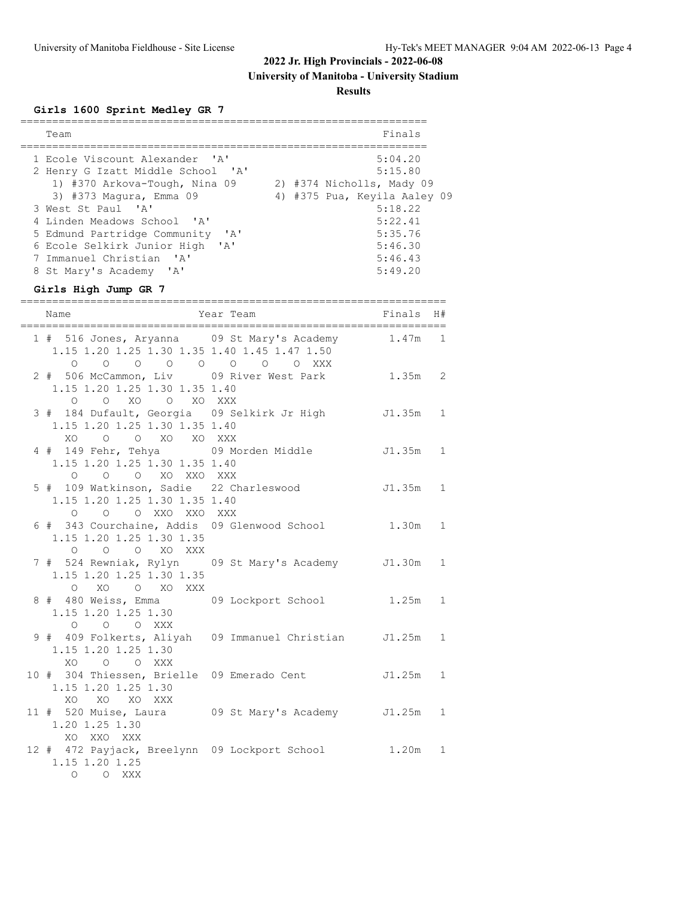## 2022 Jr. High Provincials - 2022-06-08

**University of Manitoba - University Stadium**

**Results**

### Girls 1600 Sprint Medley GR 7

| | Team | Finals |
|---|---|---|
| 1 | Ecole Viscount Alexander 'A' | 5:04.20 |
| 2 | Henry G Izatt Middle School 'A' | 5:15.80 |
| | 1) #370 Arkova-Tough, Nina 09; 2) #374 Nicholls, Mady 09; 3) #373 Magura, Emma 09; 4) #375 Pua, Keyila Aaley 09 | |
| 3 | West St Paul 'A' | 5:18.22 |
| 4 | Linden Meadows School 'A' | 5:22.41 |
| 5 | Edmund Partridge Community 'A' | 5:35.76 |
| 6 | Ecole Selkirk Junior High 'A' | 5:46.30 |
| 7 | Immanuel Christian 'A' | 5:46.43 |
| 8 | St Mary's Academy 'A' | 5:49.20 |

### Girls High Jump GR 7

| | # | Name | Year | Team | Finals | H# |
|---|---|---|---|---|---|---|
| 1 | 516 | Jones, Aryanna | 09 | St Mary's Academy | 1.47m | 1 |
| | | 1.15 O, 1.20 O, 1.25 O, 1.30 O, 1.35 O, 1.40 O, 1.45 O, 1.47 O, 1.50 XXX | | | | |
| 2 | 506 | McCammon, Liv | 09 | River West Park | 1.35m | 2 |
| | | 1.15 O, 1.20 O, 1.25 XO, 1.30 O, 1.35 XO, 1.40 XXX | | | | |
| 3 | 184 | Dufault, Georgia | 09 | Selkirk Jr High | J1.35m | 1 |
| | | 1.15 XO, 1.20 O, 1.25 O, 1.30 XO, 1.35 XO, 1.40 XXX | | | | |
| 4 | 149 | Fehr, Tehya | 09 | Morden Middle | J1.35m | 1 |
| | | 1.15 O, 1.20 O, 1.25 O, 1.30 XO, 1.35 XXO, 1.40 XXX | | | | |
| 5 | 109 | Watkinson, Sadie | 22 | Charleswood | J1.35m | 1 |
| | | 1.15 O, 1.20 O, 1.25 O, 1.30 XXO, 1.35 XXO, 1.40 XXX | | | | |
| 6 | 343 | Courchaine, Addis | 09 | Glenwood School | 1.30m | 1 |
| | | 1.15 O, 1.20 O, 1.25 O, 1.30 XO, 1.35 XXX | | | | |
| 7 | 524 | Rewniak, Rylyn | 09 | St Mary's Academy | J1.30m | 1 |
| | | 1.15 O, 1.20 XO, 1.25 O, 1.30 XO, 1.35 XXX | | | | |
| 8 | 480 | Weiss, Emma | 09 | Lockport School | 1.25m | 1 |
| | | 1.15 O, 1.20 O, 1.25 O, 1.30 XXX | | | | |
| 9 | 409 | Folkerts, Aliyah | 09 | Immanuel Christian | J1.25m | 1 |
| | | 1.15 XO, 1.20 O, 1.25 O, 1.30 XXX | | | | |
| 10 | 304 | Thiessen, Brielle | 09 | Emerado Cent | J1.25m | 1 |
| | | 1.15 XO, 1.20 XO, 1.25 XO, 1.30 XXX | | | | |
| 11 | 520 | Muise, Laura | 09 | St Mary's Academy | J1.25m | 1 |
| | | 1.20 XO, 1.25 XXO, 1.30 XXX | | | | |
| 12 | 472 | Payjack, Breelynn | 09 | Lockport School | 1.20m | 1 |
| | | 1.15 O, 1.20 O, 1.25 XXX | | | | |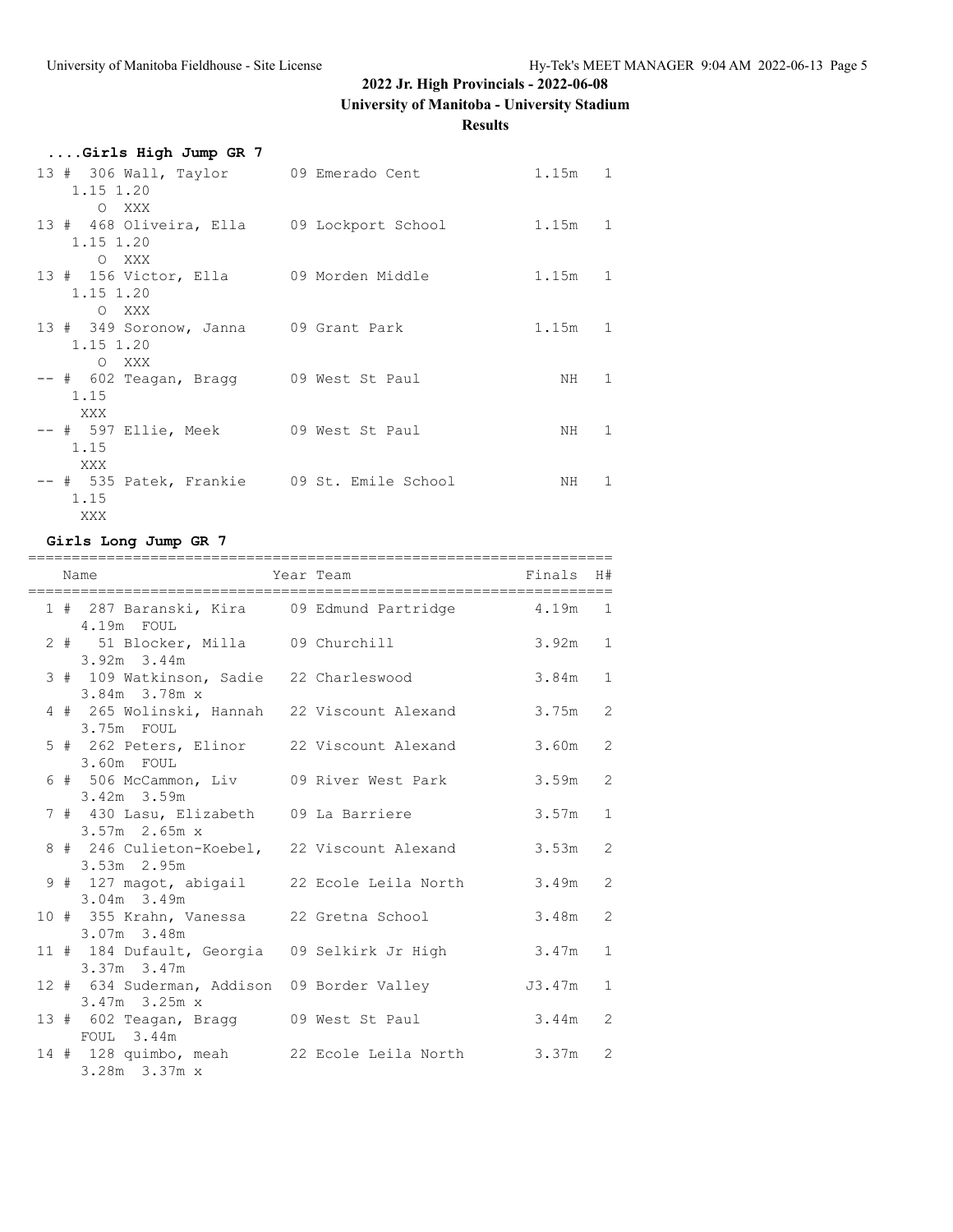## 2022 Jr. High Provincials - 2022-06-08

**University of Manitoba - University Stadium**

**Results**

### ....Girls High Jump GR 7

| Place | # | Comp# | Name | Year | Team | Finals | H# |
|---|---|---|---|---|---|---|---|
| 13 | # | 306 | Wall, Taylor | 09 | Emerado Cent | 1.15m | 1 |
| | | | 1.15 1.20 | | | | |
| | | | O XXX | | | | |
| 13 | # | 468 | Oliveira, Ella | 09 | Lockport School | 1.15m | 1 |
| | | | 1.15 1.20 | | | | |
| | | | O XXX | | | | |
| 13 | # | 156 | Victor, Ella | 09 | Morden Middle | 1.15m | 1 |
| | | | 1.15 1.20 | | | | |
| | | | O XXX | | | | |
| 13 | # | 349 | Soronow, Janna | 09 | Grant Park | 1.15m | 1 |
| | | | 1.15 1.20 | | | | |
| | | | O XXX | | | | |
| -- | # | 602 | Teagan, Bragg | 09 | West St Paul | NH | 1 |
| | | | 1.15 | | | | |
| | | | XXX | | | | |
| -- | # | 597 | Ellie, Meek | 09 | West St Paul | NH | 1 |
| | | | 1.15 | | | | |
| | | | XXX | | | | |
| -- | # | 535 | Patek, Frankie | 09 | St. Emile School | NH | 1 |
| | | | 1.15 | | | | |
| | | | XXX | | | | |

### Girls Long Jump GR 7

| Place | # | Comp# | Name | Year | Team | Finals | H# |
|---|---|---|---|---|---|---|---|
| 1 | # | 287 | Baranski, Kira | 09 | Edmund Partridge | 4.19m | 1 |
| | | | 4.19m FOUL | | | | |
| 2 | # | 51 | Blocker, Milla | 09 | Churchill | 3.92m | 1 |
| | | | 3.92m 3.44m | | | | |
| 3 | # | 109 | Watkinson, Sadie | 22 | Charleswood | 3.84m | 1 |
| | | | 3.84m 3.78m x | | | | |
| 4 | # | 265 | Wolinski, Hannah | 22 | Viscount Alexand | 3.75m | 2 |
| | | | 3.75m FOUL | | | | |
| 5 | # | 262 | Peters, Elinor | 22 | Viscount Alexand | 3.60m | 2 |
| | | | 3.60m FOUL | | | | |
| 6 | # | 506 | McCammon, Liv | 09 | River West Park | 3.59m | 2 |
| | | | 3.42m 3.59m | | | | |
| 7 | # | 430 | Lasu, Elizabeth | 09 | La Barriere | 3.57m | 1 |
| | | | 3.57m 2.65m x | | | | |
| 8 | # | 246 | Culieton-Koebel, | 22 | Viscount Alexand | 3.53m | 2 |
| | | | 3.53m 2.95m | | | | |
| 9 | # | 127 | magot, abigail | 22 | Ecole Leila North | 3.49m | 2 |
| | | | 3.04m 3.49m | | | | |
| 10 | # | 355 | Krahn, Vanessa | 22 | Gretna School | 3.48m | 2 |
| | | | 3.07m 3.48m | | | | |
| 11 | # | 184 | Dufault, Georgia | 09 | Selkirk Jr High | 3.47m | 1 |
| | | | 3.37m 3.47m | | | | |
| 12 | # | 634 | Suderman, Addison | 09 | Border Valley | J3.47m | 1 |
| | | | 3.47m 3.25m x | | | | |
| 13 | # | 602 | Teagan, Bragg | 09 | West St Paul | 3.44m | 2 |
| | | | FOUL 3.44m | | | | |
| 14 | # | 128 | quimbo, meah | 22 | Ecole Leila North | 3.37m | 2 |
| | | | 3.28m 3.37m x | | | | |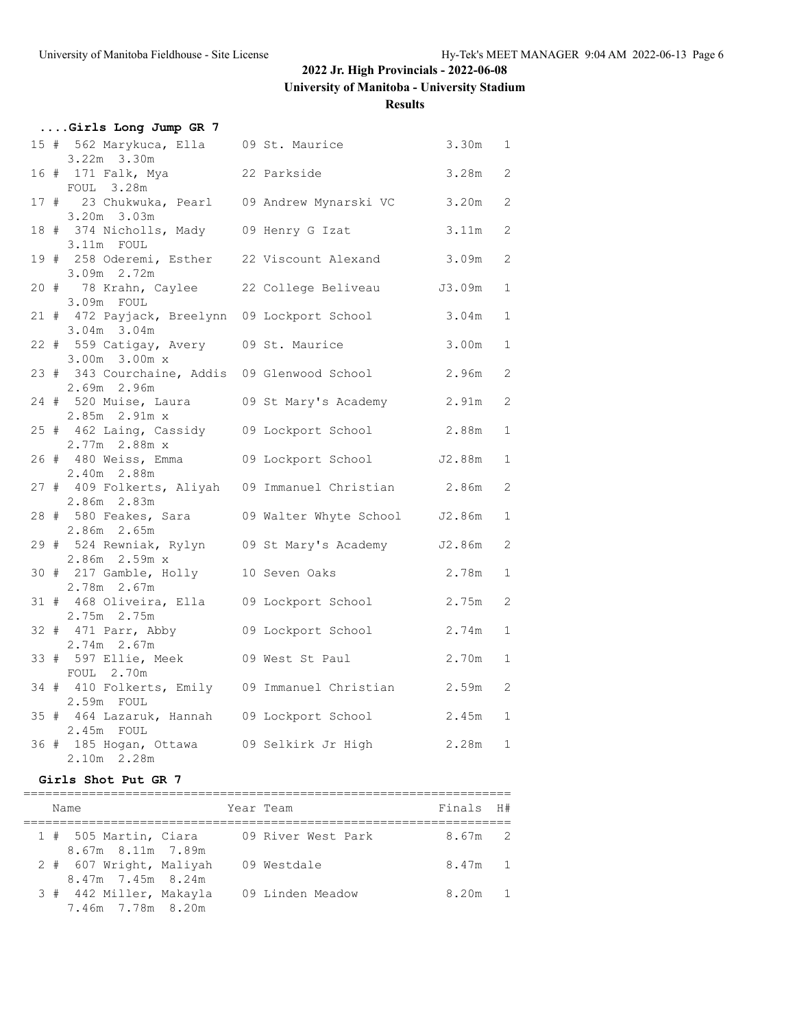# 2022 Jr. High Provincials - 2022-06-08

**University of Manitoba - University Stadium**

**Results**

### ....Girls Long Jump GR 7

| Place | Name | Year | Team | Finals | H# |
|---|---|---|---|---|---|
| 15 # | 562 Marykuca, Ella | 09 | St. Maurice | 3.30m | 1 |
| | 3.22m 3.30m | | | | |
| 16 # | 171 Falk, Mya | 22 | Parkside | 3.28m | 2 |
| | FOUL 3.28m | | | | |
| 17 # | 23 Chukwuka, Pearl | 09 | Andrew Mynarski VC | 3.20m | 2 |
| | 3.20m 3.03m | | | | |
| 18 # | 374 Nicholls, Mady | 09 | Henry G Izat | 3.11m | 2 |
| | 3.11m FOUL | | | | |
| 19 # | 258 Oderemi, Esther | 22 | Viscount Alexand | 3.09m | 2 |
| | 3.09m 2.72m | | | | |
| 20 # | 78 Krahn, Caylee | 22 | College Beliveau | J3.09m | 1 |
| | 3.09m FOUL | | | | |
| 21 # | 472 Payjack, Breelynn | 09 | Lockport School | 3.04m | 1 |
| | 3.04m 3.04m | | | | |
| 22 # | 559 Catigay, Avery | 09 | St. Maurice | 3.00m | 1 |
| | 3.00m 3.00m x | | | | |
| 23 # | 343 Courchaine, Addis | 09 | Glenwood School | 2.96m | 2 |
| | 2.69m 2.96m | | | | |
| 24 # | 520 Muise, Laura | 09 | St Mary's Academy | 2.91m | 2 |
| | 2.85m 2.91m x | | | | |
| 25 # | 462 Laing, Cassidy | 09 | Lockport School | 2.88m | 1 |
| | 2.77m 2.88m x | | | | |
| 26 # | 480 Weiss, Emma | 09 | Lockport School | J2.88m | 1 |
| | 2.40m 2.88m | | | | |
| 27 # | 409 Folkerts, Aliyah | 09 | Immanuel Christian | 2.86m | 2 |
| | 2.86m 2.83m | | | | |
| 28 # | 580 Feakes, Sara | 09 | Walter Whyte School | J2.86m | 1 |
| | 2.86m 2.65m | | | | |
| 29 # | 524 Rewniak, Rylyn | 09 | St Mary's Academy | J2.86m | 2 |
| | 2.86m 2.59m x | | | | |
| 30 # | 217 Gamble, Holly | 10 | Seven Oaks | 2.78m | 1 |
| | 2.78m 2.67m | | | | |
| 31 # | 468 Oliveira, Ella | 09 | Lockport School | 2.75m | 2 |
| | 2.75m 2.75m | | | | |
| 32 # | 471 Parr, Abby | 09 | Lockport School | 2.74m | 1 |
| | 2.74m 2.67m | | | | |
| 33 # | 597 Ellie, Meek | 09 | West St Paul | 2.70m | 1 |
| | FOUL 2.70m | | | | |
| 34 # | 410 Folkerts, Emily | 09 | Immanuel Christian | 2.59m | 2 |
| | 2.59m FOUL | | | | |
| 35 # | 464 Lazaruk, Hannah | 09 | Lockport School | 2.45m | 1 |
| | 2.45m FOUL | | | | |
| 36 # | 185 Hogan, Ottawa | 09 | Selkirk Jr High | 2.28m | 1 |
| | 2.10m 2.28m | | | | |

### Girls Shot Put GR 7

| Place | Name | Year | Team | Finals | H# |
|---|---|---|---|---|---|
| 1 # | 505 Martin, Ciara | 09 | River West Park | 8.67m | 2 |
| | 8.67m 8.11m 7.89m | | | | |
| 2 # | 607 Wright, Maliyah | 09 | Westdale | 8.47m | 1 |
| | 8.47m 7.45m 8.24m | | | | |
| 3 # | 442 Miller, Makayla | 09 | Linden Meadow | 8.20m | 1 |
| | 7.46m 7.78m 8.20m | | | | |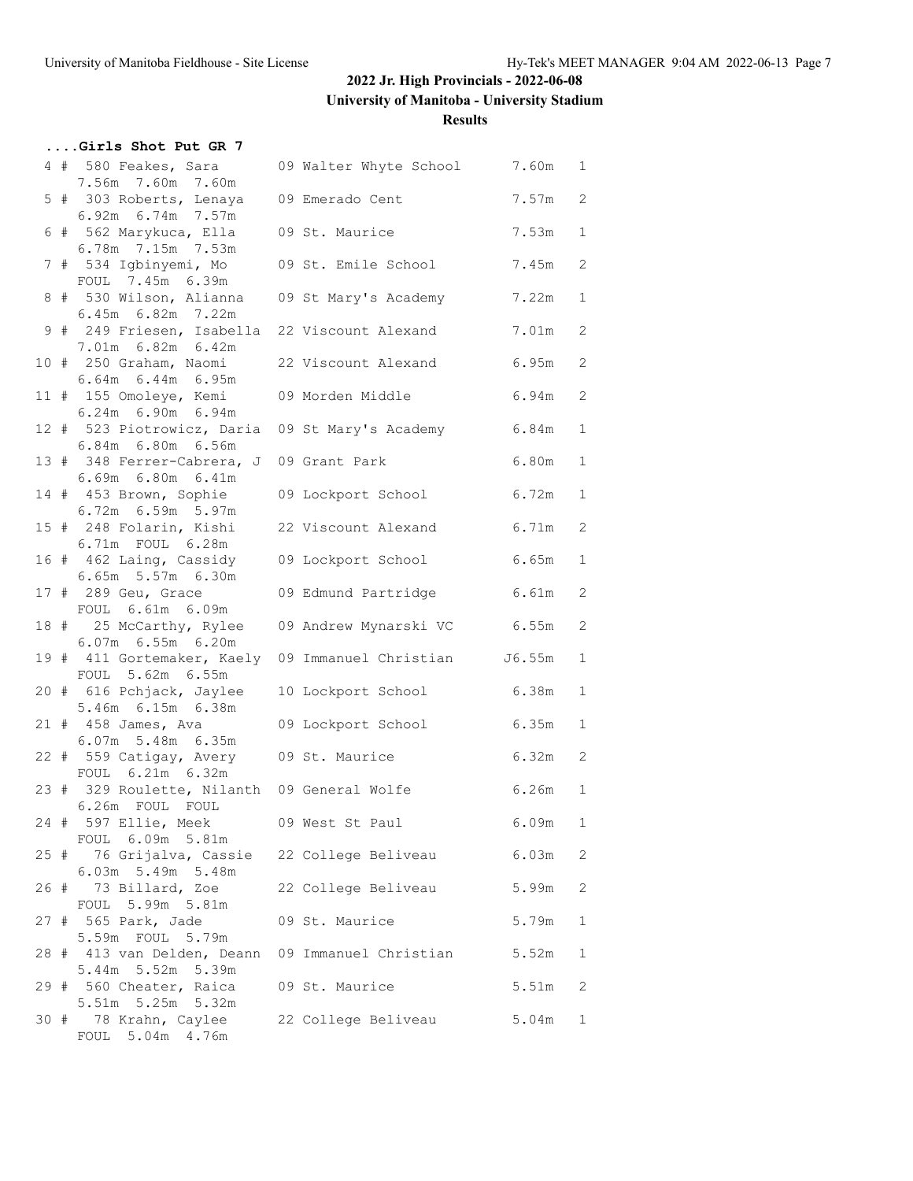## 2022 Jr. High Provincials - 2022-06-08

### University of Manitoba - University Stadium

### Results

#### ....Girls Shot Put GR 7

```
  4 #  580 Feakes, Sara        09 Walter Whyte School      7.60m   1 
      7.56m  7.60m  7.60m
  5 #  303 Roberts, Lenaya     09 Emerado Cent             7.57m   2 
      6.92m  6.74m  7.57m
  6 #  562 Marykuca, Ella      09 St. Maurice              7.53m   1 
      6.78m  7.15m  7.53m
  7 #  534 Igbinyemi, Mo       09 St. Emile School         7.45m   2 
      FOUL  7.45m  6.39m
  8 #  530 Wilson, Alianna     09 St Mary's Academy        7.22m   1 
      6.45m  6.82m  7.22m
  9 #  249 Friesen, Isabella   22 Viscount Alexand         7.01m   2 
      7.01m  6.82m  6.42m
 10 #  250 Graham, Naomi       22 Viscount Alexand         6.95m   2 
      6.64m  6.44m  6.95m
 11 #  155 Omoleye, Kemi       09 Morden Middle            6.94m   2 
      6.24m  6.90m  6.94m
 12 #  523 Piotrowicz, Daria   09 St Mary's Academy        6.84m   1 
      6.84m  6.80m  6.56m
 13 #  348 Ferrer-Cabrera, J   09 Grant Park               6.80m   1 
      6.69m  6.80m  6.41m
 14 #  453 Brown, Sophie       09 Lockport School          6.72m   1 
      6.72m  6.59m  5.97m
 15 #  248 Folarin, Kishi      22 Viscount Alexand         6.71m   2 
      6.71m  FOUL  6.28m
 16 #  462 Laing, Cassidy      09 Lockport School          6.65m   1 
      6.65m  5.57m  6.30m
 17 #  289 Geu, Grace          09 Edmund Partridge         6.61m   2 
      FOUL  6.61m  6.09m
 18 #   25 McCarthy, Rylee     09 Andrew Mynarski VC       6.55m   2 
      6.07m  6.55m  6.20m
 19 #  411 Gortemaker, Kaely   09 Immanuel Christian      J6.55m   1 
      FOUL  5.62m  6.55m
 20 #  616 Pchjack, Jaylee    10 Lockport School          6.38m   1 
      5.46m  6.15m  6.38m
 21 #  458 James, Ava          09 Lockport School          6.35m   1 
      6.07m  5.48m  6.35m
 22 #  559 Catigay, Avery      09 St. Maurice              6.32m   2 
      FOUL  6.21m  6.32m
 23 #  329 Roulette, Nilanth   09 General Wolfe            6.26m   1 
      6.26m  FOUL  FOUL
 24 #  597 Ellie, Meek         09 West St Paul             6.09m   1 
      FOUL  6.09m  5.81m
 25 #   76 Grijalva, Cassie    22 College Beliveau         6.03m   2 
      6.03m  5.49m  5.48m
 26 #   73 Billard, Zoe        22 College Beliveau         5.99m   2 
      FOUL  5.99m  5.81m
 27 #  565 Park, Jade          09 St. Maurice              5.79m   1 
      5.59m  FOUL  5.79m
 28 #  413 van Delden, Deann   09 Immanuel Christian       5.52m   1 
      5.44m  5.52m  5.39m
 29 #  560 Cheater, Raica      09 St. Maurice              5.51m   2 
      5.51m  5.25m  5.32m
 30 #   78 Krahn, Caylee       22 College Beliveau         5.04m   1 
      FOUL  5.04m  4.76m
```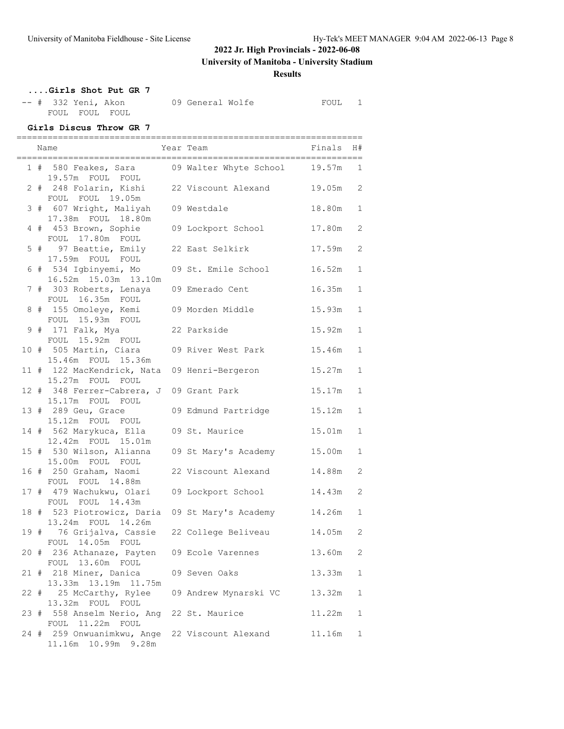# 2022 Jr. High Provincials - 2022-06-08

**University of Manitoba - University Stadium**

**Results**

### ....Girls Shot Put GR 7

| Place | Name | Year | Team | Finals | H# |
|---|---|---|---|---|---|
| -- | # 332 Yeni, Akon | 09 | General Wolfe | FOUL | 1 |
| | FOUL FOUL FOUL | | | | |

### Girls Discus Throw GR 7

| Place | Name | Year | Team | Finals | H# |
|---|---|---|---|---|---|
| 1 | # 580 Feakes, Sara | 09 | Walter Whyte School | 19.57m | 1 |
| | 19.57m FOUL FOUL | | | | |
| 2 | # 248 Folarin, Kishi | 22 | Viscount Alexand | 19.05m | 2 |
| | FOUL FOUL 19.05m | | | | |
| 3 | # 607 Wright, Maliyah | 09 | Westdale | 18.80m | 1 |
| | 17.38m FOUL 18.80m | | | | |
| 4 | # 453 Brown, Sophie | 09 | Lockport School | 17.80m | 2 |
| | FOUL 17.80m FOUL | | | | |
| 5 | # 97 Beattie, Emily | 22 | East Selkirk | 17.59m | 2 |
| | 17.59m FOUL FOUL | | | | |
| 6 | # 534 Igbinyemi, Mo | 09 | St. Emile School | 16.52m | 1 |
| | 16.52m 15.03m 13.10m | | | | |
| 7 | # 303 Roberts, Lenaya | 09 | Emerado Cent | 16.35m | 1 |
| | FOUL 16.35m FOUL | | | | |
| 8 | # 155 Omoleye, Kemi | 09 | Morden Middle | 15.93m | 1 |
| | FOUL 15.93m FOUL | | | | |
| 9 | # 171 Falk, Mya | 22 | Parkside | 15.92m | 1 |
| | FOUL 15.92m FOUL | | | | |
| 10 | # 505 Martin, Ciara | 09 | River West Park | 15.46m | 1 |
| | 15.46m FOUL 15.36m | | | | |
| 11 | # 122 MacKendrick, Nata | 09 | Henri-Bergeron | 15.27m | 1 |
| | 15.27m FOUL FOUL | | | | |
| 12 | # 348 Ferrer-Cabrera, J | 09 | Grant Park | 15.17m | 1 |
| | 15.17m FOUL FOUL | | | | |
| 13 | # 289 Geu, Grace | 09 | Edmund Partridge | 15.12m | 1 |
| | 15.12m FOUL FOUL | | | | |
| 14 | # 562 Marykuca, Ella | 09 | St. Maurice | 15.01m | 1 |
| | 12.42m FOUL 15.01m | | | | |
| 15 | # 530 Wilson, Alianna | 09 | St Mary's Academy | 15.00m | 1 |
| | 15.00m FOUL FOUL | | | | |
| 16 | # 250 Graham, Naomi | 22 | Viscount Alexand | 14.88m | 2 |
| | FOUL FOUL 14.88m | | | | |
| 17 | # 479 Wachukwu, Olari | 09 | Lockport School | 14.43m | 2 |
| | FOUL FOUL 14.43m | | | | |
| 18 | # 523 Piotrowicz, Daria | 09 | St Mary's Academy | 14.26m | 1 |
| | 13.24m FOUL 14.26m | | | | |
| 19 | # 76 Grijalva, Cassie | 22 | College Beliveau | 14.05m | 2 |
| | FOUL 14.05m FOUL | | | | |
| 20 | # 236 Athanaze, Payten | 09 | Ecole Varennes | 13.60m | 2 |
| | FOUL 13.60m FOUL | | | | |
| 21 | # 218 Miner, Danica | 09 | Seven Oaks | 13.33m | 1 |
| | 13.33m 13.19m 11.75m | | | | |
| 22 | # 25 McCarthy, Rylee | 09 | Andrew Mynarski VC | 13.32m | 1 |
| | 13.32m FOUL FOUL | | | | |
| 23 | # 558 Anselm Nerio, Ang | 22 | St. Maurice | 11.22m | 1 |
| | FOUL 11.22m FOUL | | | | |
| 24 | # 259 Onwuanimkwu, Ange | 22 | Viscount Alexand | 11.16m | 1 |
| | 11.16m 10.99m 9.28m | | | | |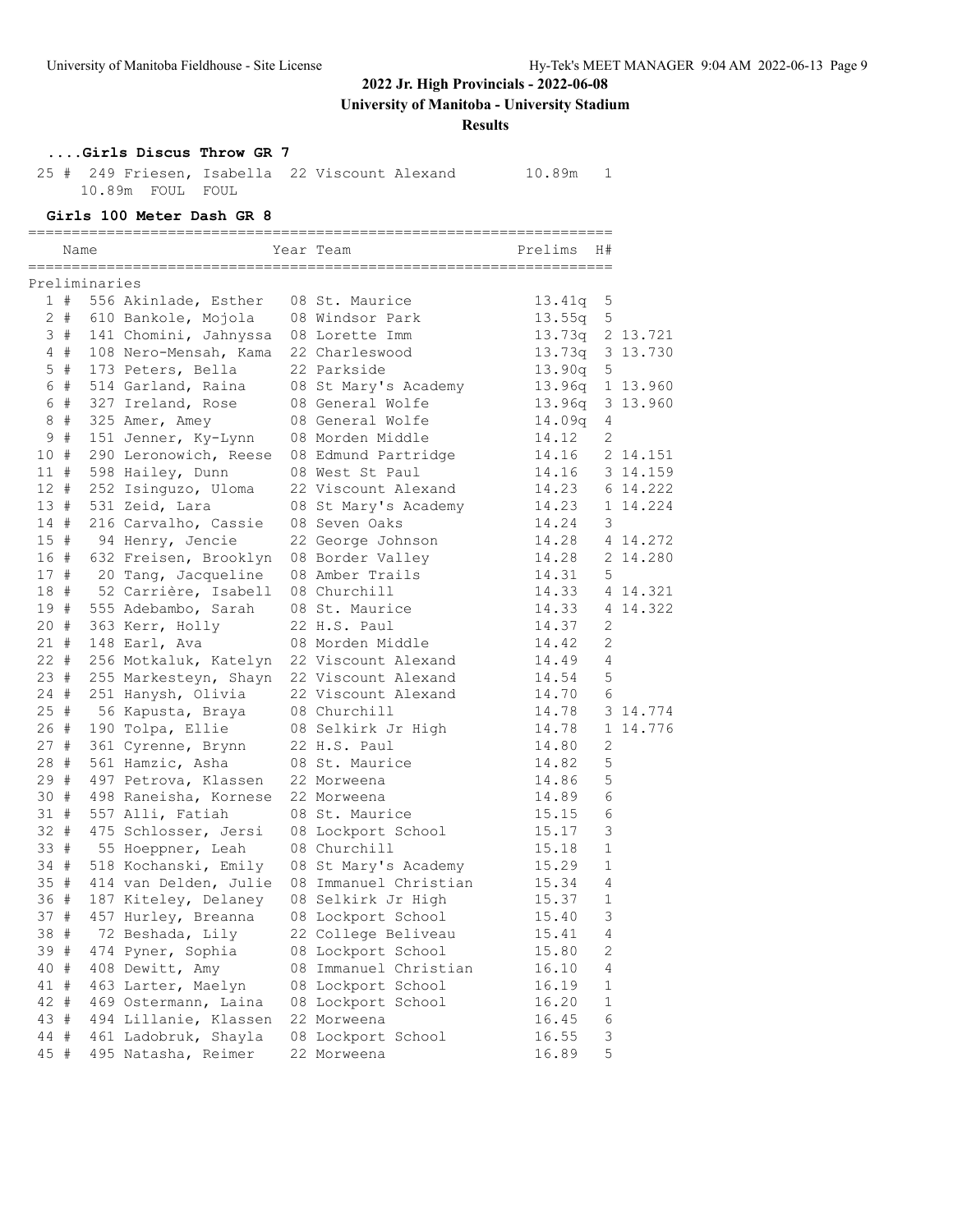## 2022 Jr. High Provincials - 2022-06-08

**University of Manitoba - University Stadium**

**Results**

### ....Girls Discus Throw GR 7

| | | | | | | |
|---|---|---|---|---|---|---|
| 25 # | 249 | Friesen, Isabella | 22 | Viscount Alexand | 10.89m | 1 |

10.89m FOUL FOUL

### Girls 100 Meter Dash GR 8

| | | Name | Year | Team | Prelims | H# | |
|---|---|---|---|---|---|---|---|
| **Preliminaries** | | | | | | | |
| 1 # | 556 | Akinlade, Esther | 08 | St. Maurice | 13.41q | 5 | |
| 2 # | 610 | Bankole, Mojola | 08 | Windsor Park | 13.55q | 5 | |
| 3 # | 141 | Chomini, Jahnyssa | 08 | Lorette Imm | 13.73q | 2 | 13.721 |
| 4 # | 108 | Nero-Mensah, Kama | 22 | Charleswood | 13.73q | 3 | 13.730 |
| 5 # | 173 | Peters, Bella | 22 | Parkside | 13.90q | 5 | |
| 6 # | 514 | Garland, Raina | 08 | St Mary's Academy | 13.96q | 1 | 13.960 |
| 6 # | 327 | Ireland, Rose | 08 | General Wolfe | 13.96q | 3 | 13.960 |
| 8 # | 325 | Amer, Amey | 08 | General Wolfe | 14.09q | 4 | |
| 9 # | 151 | Jenner, Ky-Lynn | 08 | Morden Middle | 14.12 | 2 | |
| 10 # | 290 | Leronowich, Reese | 08 | Edmund Partridge | 14.16 | 2 | 14.151 |
| 11 # | 598 | Hailey, Dunn | 08 | West St Paul | 14.16 | 3 | 14.159 |
| 12 # | 252 | Isinguzo, Uloma | 22 | Viscount Alexand | 14.23 | 6 | 14.222 |
| 13 # | 531 | Zeid, Lara | 08 | St Mary's Academy | 14.23 | 1 | 14.224 |
| 14 # | 216 | Carvalho, Cassie | 08 | Seven Oaks | 14.24 | 3 | |
| 15 # | 94 | Henry, Jencie | 22 | George Johnson | 14.28 | 4 | 14.272 |
| 16 # | 632 | Freisen, Brooklyn | 08 | Border Valley | 14.28 | 2 | 14.280 |
| 17 # | 20 | Tang, Jacqueline | 08 | Amber Trails | 14.31 | 5 | |
| 18 # | 52 | Carrière, Isabell | 08 | Churchill | 14.33 | 4 | 14.321 |
| 19 # | 555 | Adebambo, Sarah | 08 | St. Maurice | 14.33 | 4 | 14.322 |
| 20 # | 363 | Kerr, Holly | 22 | H.S. Paul | 14.37 | 2 | |
| 21 # | 148 | Earl, Ava | 08 | Morden Middle | 14.42 | 2 | |
| 22 # | 256 | Motkaluk, Katelyn | 22 | Viscount Alexand | 14.49 | 4 | |
| 23 # | 255 | Markesteyn, Shayn | 22 | Viscount Alexand | 14.54 | 5 | |
| 24 # | 251 | Hanysh, Olivia | 22 | Viscount Alexand | 14.70 | 6 | |
| 25 # | 56 | Kapusta, Braya | 08 | Churchill | 14.78 | 3 | 14.774 |
| 26 # | 190 | Tolpa, Ellie | 08 | Selkirk Jr High | 14.78 | 1 | 14.776 |
| 27 # | 361 | Cyrenne, Brynn | 22 | H.S. Paul | 14.80 | 2 | |
| 28 # | 561 | Hamzic, Asha | 08 | St. Maurice | 14.82 | 5 | |
| 29 # | 497 | Petrova, Klassen | 22 | Morweena | 14.86 | 5 | |
| 30 # | 498 | Raneisha, Kornese | 22 | Morweena | 14.89 | 6 | |
| 31 # | 557 | Alli, Fatiah | 08 | St. Maurice | 15.15 | 6 | |
| 32 # | 475 | Schlosser, Jersi | 08 | Lockport School | 15.17 | 3 | |
| 33 # | 55 | Hoeppner, Leah | 08 | Churchill | 15.18 | 1 | |
| 34 # | 518 | Kochanski, Emily | 08 | St Mary's Academy | 15.29 | 1 | |
| 35 # | 414 | van Delden, Julie | 08 | Immanuel Christian | 15.34 | 4 | |
| 36 # | 187 | Kiteley, Delaney | 08 | Selkirk Jr High | 15.37 | 1 | |
| 37 # | 457 | Hurley, Breanna | 08 | Lockport School | 15.40 | 3 | |
| 38 # | 72 | Beshada, Lily | 22 | College Beliveau | 15.41 | 4 | |
| 39 # | 474 | Pyner, Sophia | 08 | Lockport School | 15.80 | 2 | |
| 40 # | 408 | Dewitt, Amy | 08 | Immanuel Christian | 16.10 | 4 | |
| 41 # | 463 | Larter, Maelyn | 08 | Lockport School | 16.19 | 1 | |
| 42 # | 469 | Ostermann, Laina | 08 | Lockport School | 16.20 | 1 | |
| 43 # | 494 | Lillanie, Klassen | 22 | Morweena | 16.45 | 6 | |
| 44 # | 461 | Ladobruk, Shayla | 08 | Lockport School | 16.55 | 3 | |
| 45 # | 495 | Natasha, Reimer | 22 | Morweena | 16.89 | 5 | |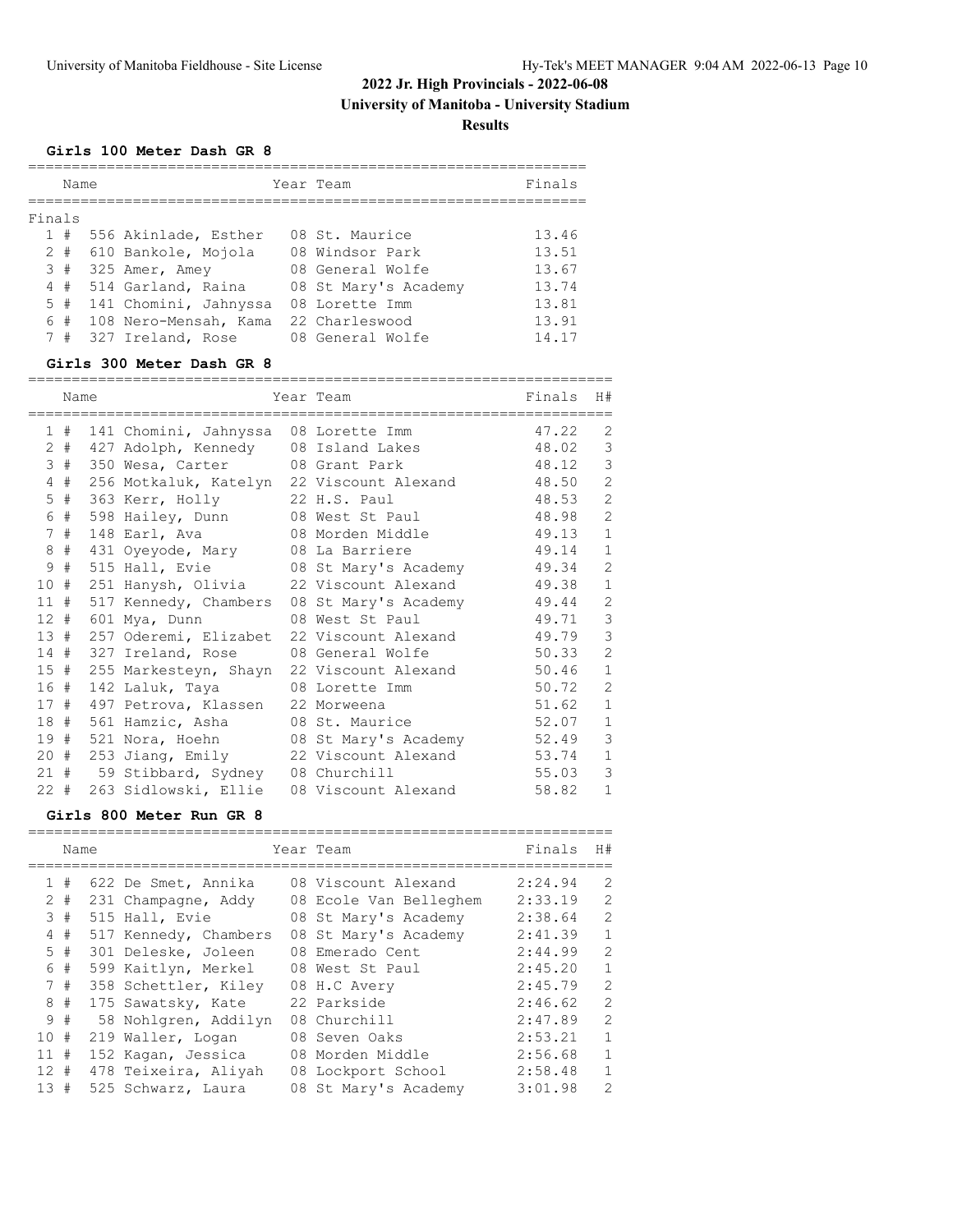# 2022 Jr. High Provincials - 2022-06-08

## University of Manitoba - University Stadium

### Results

#### Girls 100 Meter Dash GR 8

Finals

| Place | Comp# | Name | Year | Team | Finals |
|---|---|---|---|---|---|
| 1 # | 556 | Akinlade, Esther | 08 | St. Maurice | 13.46 |
| 2 # | 610 | Bankole, Mojola | 08 | Windsor Park | 13.51 |
| 3 # | 325 | Amer, Amey | 08 | General Wolfe | 13.67 |
| 4 # | 514 | Garland, Raina | 08 | St Mary's Academy | 13.74 |
| 5 # | 141 | Chomini, Jahnyssa | 08 | Lorette Imm | 13.81 |
| 6 # | 108 | Nero-Mensah, Kama | 22 | Charleswood | 13.91 |
| 7 # | 327 | Ireland, Rose | 08 | General Wolfe | 14.17 |

#### Girls 300 Meter Dash GR 8

| Place | Comp# | Name | Year | Team | Finals | H# |
|---|---|---|---|---|---|---|
| 1 # | 141 | Chomini, Jahnyssa | 08 | Lorette Imm | 47.22 | 2 |
| 2 # | 427 | Adolph, Kennedy | 08 | Island Lakes | 48.02 | 3 |
| 3 # | 350 | Wesa, Carter | 08 | Grant Park | 48.12 | 3 |
| 4 # | 256 | Motkaluk, Katelyn | 22 | Viscount Alexand | 48.50 | 2 |
| 5 # | 363 | Kerr, Holly | 22 | H.S. Paul | 48.53 | 2 |
| 6 # | 598 | Hailey, Dunn | 08 | West St Paul | 48.98 | 2 |
| 7 # | 148 | Earl, Ava | 08 | Morden Middle | 49.13 | 1 |
| 8 # | 431 | Oyeyode, Mary | 08 | La Barriere | 49.14 | 1 |
| 9 # | 515 | Hall, Evie | 08 | St Mary's Academy | 49.34 | 2 |
| 10 # | 251 | Hanysh, Olivia | 22 | Viscount Alexand | 49.38 | 1 |
| 11 # | 517 | Kennedy, Chambers | 08 | St Mary's Academy | 49.44 | 2 |
| 12 # | 601 | Mya, Dunn | 08 | West St Paul | 49.71 | 3 |
| 13 # | 257 | Oderemi, Elizabet | 22 | Viscount Alexand | 49.79 | 3 |
| 14 # | 327 | Ireland, Rose | 08 | General Wolfe | 50.33 | 2 |
| 15 # | 255 | Markesteyn, Shayn | 22 | Viscount Alexand | 50.46 | 1 |
| 16 # | 142 | Laluk, Taya | 08 | Lorette Imm | 50.72 | 2 |
| 17 # | 497 | Petrova, Klassen | 22 | Morweena | 51.62 | 1 |
| 18 # | 561 | Hamzic, Asha | 08 | St. Maurice | 52.07 | 1 |
| 19 # | 521 | Nora, Hoehn | 08 | St Mary's Academy | 52.49 | 3 |
| 20 # | 253 | Jiang, Emily | 22 | Viscount Alexand | 53.74 | 1 |
| 21 # | 59 | Stibbard, Sydney | 08 | Churchill | 55.03 | 3 |
| 22 # | 263 | Sidlowski, Ellie | 08 | Viscount Alexand | 58.82 | 1 |

#### Girls 800 Meter Run GR 8

| Place | Comp# | Name | Year | Team | Finals | H# |
|---|---|---|---|---|---|---|
| 1 # | 622 | De Smet, Annika | 08 | Viscount Alexand | 2:24.94 | 2 |
| 2 # | 231 | Champagne, Addy | 08 | Ecole Van Belleghem | 2:33.19 | 2 |
| 3 # | 515 | Hall, Evie | 08 | St Mary's Academy | 2:38.64 | 2 |
| 4 # | 517 | Kennedy, Chambers | 08 | St Mary's Academy | 2:41.39 | 1 |
| 5 # | 301 | Deleske, Joleen | 08 | Emerado Cent | 2:44.99 | 2 |
| 6 # | 599 | Kaitlyn, Merkel | 08 | West St Paul | 2:45.20 | 1 |
| 7 # | 358 | Schettler, Kiley | 08 | H.C Avery | 2:45.79 | 2 |
| 8 # | 175 | Sawatsky, Kate | 22 | Parkside | 2:46.62 | 2 |
| 9 # | 58 | Nohlgren, Addilyn | 08 | Churchill | 2:47.89 | 2 |
| 10 # | 219 | Waller, Logan | 08 | Seven Oaks | 2:53.21 | 1 |
| 11 # | 152 | Kagan, Jessica | 08 | Morden Middle | 2:56.68 | 1 |
| 12 # | 478 | Teixeira, Aliyah | 08 | Lockport School | 2:58.48 | 1 |
| 13 # | 525 | Schwarz, Laura | 08 | St Mary's Academy | 3:01.98 | 2 |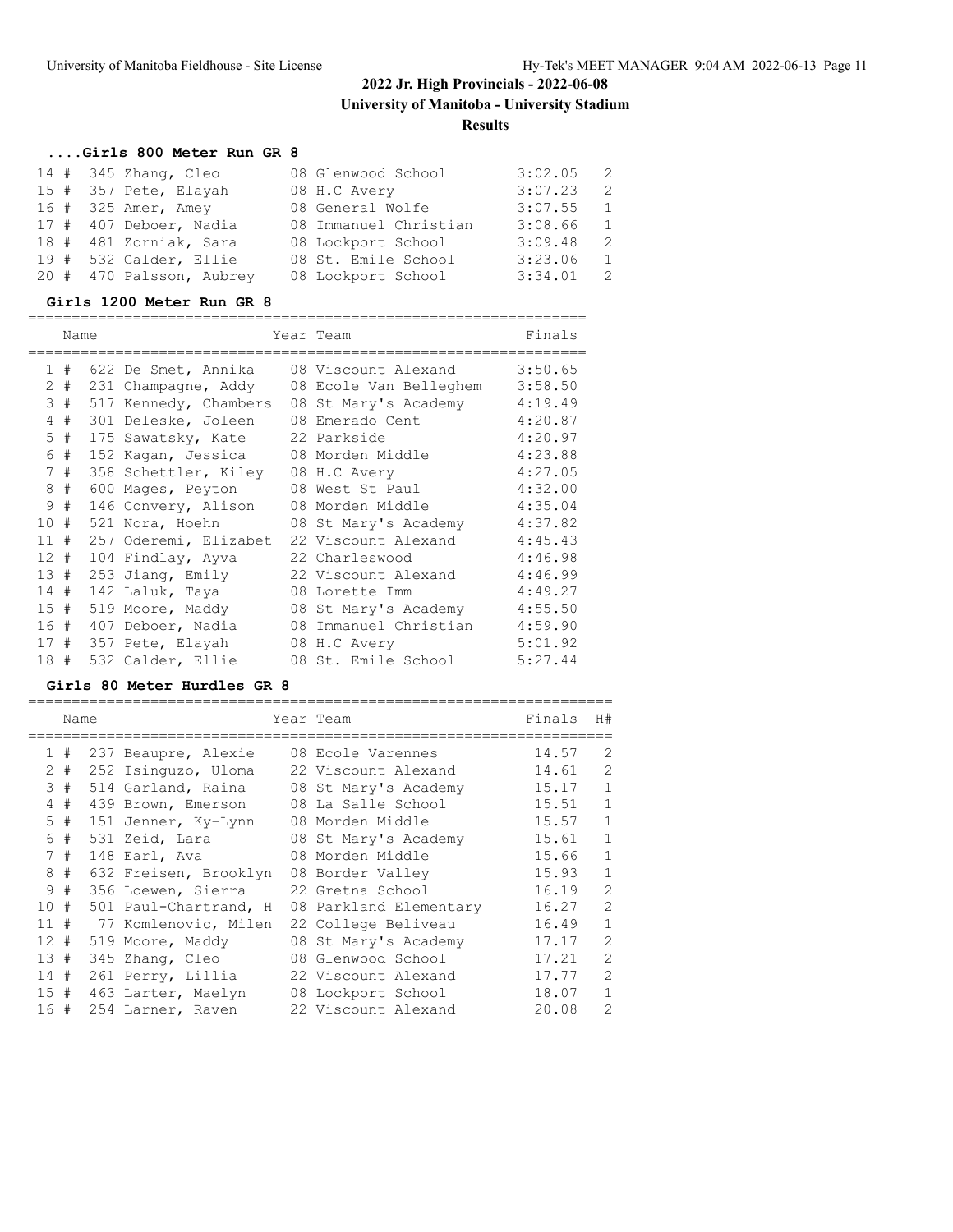# 2022 Jr. High Provincials - 2022-06-08

**University of Manitoba - University Stadium**

**Results**

### ....Girls 800 Meter Run GR 8

| Place | | Name | Year | Team | Finals | H# |
|---|---|---|---|---|---|---|
| 14 | # | 345 Zhang, Cleo | 08 | Glenwood School | 3:02.05 | 2 |
| 15 | # | 357 Pete, Elayah | 08 | H.C Avery | 3:07.23 | 2 |
| 16 | # | 325 Amer, Amey | 08 | General Wolfe | 3:07.55 | 1 |
| 17 | # | 407 Deboer, Nadia | 08 | Immanuel Christian | 3:08.66 | 1 |
| 18 | # | 481 Zorniak, Sara | 08 | Lockport School | 3:09.48 | 2 |
| 19 | # | 532 Calder, Ellie | 08 | St. Emile School | 3:23.06 | 1 |
| 20 | # | 470 Palsson, Aubrey | 08 | Lockport School | 3:34.01 | 2 |

### Girls 1200 Meter Run GR 8

| Place | | Name | Year | Team | Finals |
|---|---|---|---|---|---|
| 1 | # | 622 De Smet, Annika | 08 | Viscount Alexand | 3:50.65 |
| 2 | # | 231 Champagne, Addy | 08 | Ecole Van Belleghem | 3:58.50 |
| 3 | # | 517 Kennedy, Chambers | 08 | St Mary's Academy | 4:19.49 |
| 4 | # | 301 Deleske, Joleen | 08 | Emerado Cent | 4:20.87 |
| 5 | # | 175 Sawatsky, Kate | 22 | Parkside | 4:20.97 |
| 6 | # | 152 Kagan, Jessica | 08 | Morden Middle | 4:23.88 |
| 7 | # | 358 Schettler, Kiley | 08 | H.C Avery | 4:27.05 |
| 8 | # | 600 Mages, Peyton | 08 | West St Paul | 4:32.00 |
| 9 | # | 146 Convery, Alison | 08 | Morden Middle | 4:35.04 |
| 10 | # | 521 Nora, Hoehn | 08 | St Mary's Academy | 4:37.82 |
| 11 | # | 257 Oderemi, Elizabet | 22 | Viscount Alexand | 4:45.43 |
| 12 | # | 104 Findlay, Ayva | 22 | Charleswood | 4:46.98 |
| 13 | # | 253 Jiang, Emily | 22 | Viscount Alexand | 4:46.99 |
| 14 | # | 142 Laluk, Taya | 08 | Lorette Imm | 4:49.27 |
| 15 | # | 519 Moore, Maddy | 08 | St Mary's Academy | 4:55.50 |
| 16 | # | 407 Deboer, Nadia | 08 | Immanuel Christian | 4:59.90 |
| 17 | # | 357 Pete, Elayah | 08 | H.C Avery | 5:01.92 |
| 18 | # | 532 Calder, Ellie | 08 | St. Emile School | 5:27.44 |

### Girls 80 Meter Hurdles GR 8

| Place | | Name | Year | Team | Finals | H# |
|---|---|---|---|---|---|---|
| 1 | # | 237 Beaupre, Alexie | 08 | Ecole Varennes | 14.57 | 2 |
| 2 | # | 252 Isinguzo, Uloma | 22 | Viscount Alexand | 14.61 | 2 |
| 3 | # | 514 Garland, Raina | 08 | St Mary's Academy | 15.17 | 1 |
| 4 | # | 439 Brown, Emerson | 08 | La Salle School | 15.51 | 1 |
| 5 | # | 151 Jenner, Ky-Lynn | 08 | Morden Middle | 15.57 | 1 |
| 6 | # | 531 Zeid, Lara | 08 | St Mary's Academy | 15.61 | 1 |
| 7 | # | 148 Earl, Ava | 08 | Morden Middle | 15.66 | 1 |
| 8 | # | 632 Freisen, Brooklyn | 08 | Border Valley | 15.93 | 1 |
| 9 | # | 356 Loewen, Sierra | 22 | Gretna School | 16.19 | 2 |
| 10 | # | 501 Paul-Chartrand, H | 08 | Parkland Elementary | 16.27 | 2 |
| 11 | # | 77 Komlenovic, Milen | 22 | College Beliveau | 16.49 | 1 |
| 12 | # | 519 Moore, Maddy | 08 | St Mary's Academy | 17.17 | 2 |
| 13 | # | 345 Zhang, Cleo | 08 | Glenwood School | 17.21 | 2 |
| 14 | # | 261 Perry, Lillia | 22 | Viscount Alexand | 17.77 | 2 |
| 15 | # | 463 Larter, Maelyn | 08 | Lockport School | 18.07 | 1 |
| 16 | # | 254 Larner, Raven | 22 | Viscount Alexand | 20.08 | 2 |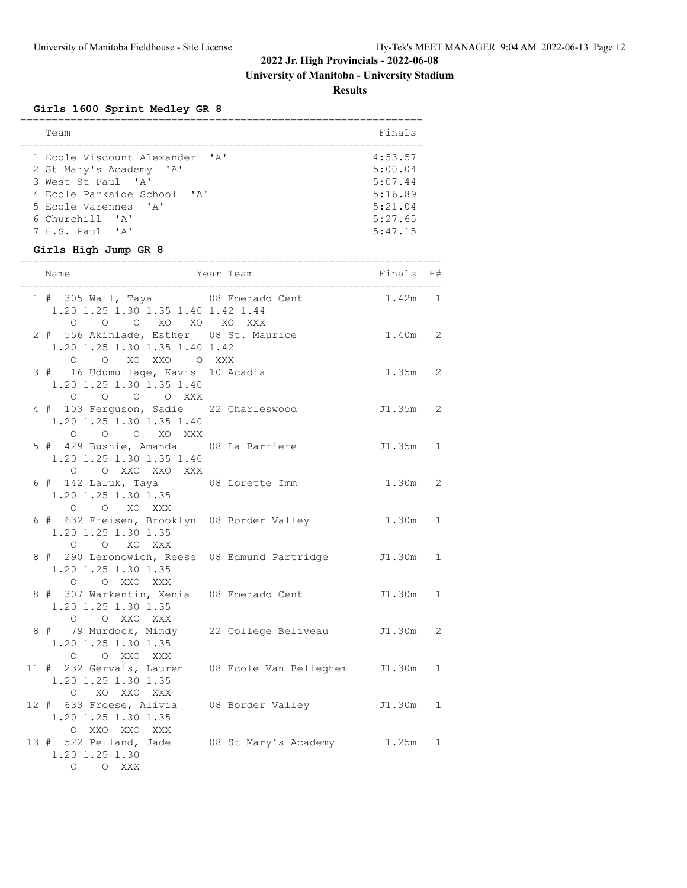## 2022 Jr. High Provincials - 2022-06-08

### University of Manitoba - University Stadium

### Results

#### Girls 1600 Sprint Medley GR 8

| | Team | Finals |
|---|---|---|
| 1 | Ecole Viscount Alexander 'A' | 5:53.57 |
| 2 | St Mary's Academy 'A' | 5:00.04 |
| 3 | West St Paul 'A' | 5:07.44 |
| 4 | Ecole Parkside School 'A' | 5:16.89 |
| 5 | Ecole Varennes 'A' | 5:21.04 |
| 6 | Churchill 'A' | 5:27.65 |
| 7 | H.S. Paul 'A' | 5:47.15 |

#### Girls High Jump GR 8

| | Name | Year | Team | Finals | H# |
|---|---|---|---|---|---|
| 1 | # 305 Wall, Taya | 08 | Emerado Cent | 1.42m | 1 |
| | 1.20 1.25 1.30 1.35 1.40 1.42 1.44<br>O O O XO XO XO XXX | | | | |
| 2 | # 556 Akinlade, Esther | 08 | St. Maurice | 1.40m | 2 |
| | 1.20 1.25 1.30 1.35 1.40 1.42<br>O O XO XXO O XXX | | | | |
| 3 | # 16 Udumullage, Kavis | 10 | Acadia | 1.35m | 2 |
| | 1.20 1.25 1.30 1.35 1.40<br>O O O O XXX | | | | |
| 4 | # 103 Ferguson, Sadie | 22 | Charleswood | J1.35m | 2 |
| | 1.20 1.25 1.30 1.35 1.40<br>O O O XO XXX | | | | |
| 5 | # 429 Bushie, Amanda | 08 | La Barriere | J1.35m | 1 |
| | 1.20 1.25 1.30 1.35 1.40<br>O O XXO XXO XXX | | | | |
| 6 | # 142 Laluk, Taya | 08 | Lorette Imm | 1.30m | 2 |
| | 1.20 1.25 1.30 1.35<br>O O XO XXX | | | | |
| 6 | # 632 Freisen, Brooklyn | 08 | Border Valley | 1.30m | 1 |
| | 1.20 1.25 1.30 1.35<br>O O XO XXX | | | | |
| 8 | # 290 Leronowich, Reese | 08 | Edmund Partridge | J1.30m | 1 |
| | 1.20 1.25 1.30 1.35<br>O O XXO XXX | | | | |
| 8 | # 307 Warkentin, Xenia | 08 | Emerado Cent | J1.30m | 1 |
| | 1.20 1.25 1.30 1.35<br>O O XXO XXX | | | | |
| 8 | # 79 Murdock, Mindy | 22 | College Beliveau | J1.30m | 2 |
| | 1.20 1.25 1.30 1.35<br>O O XXO XXX | | | | |
| 11 | # 232 Gervais, Lauren | 08 | Ecole Van Belleghem | J1.30m | 1 |
| | 1.20 1.25 1.30 1.35<br>O XO XXO XXX | | | | |
| 12 | # 633 Froese, Alivia | 08 | Border Valley | J1.30m | 1 |
| | 1.20 1.25 1.30 1.35<br>O XXO XXO XXX | | | | |
| 13 | # 522 Pelland, Jade | 08 | St Mary's Academy | 1.25m | 1 |
| | 1.20 1.25 1.30<br>O O XXX | | | | |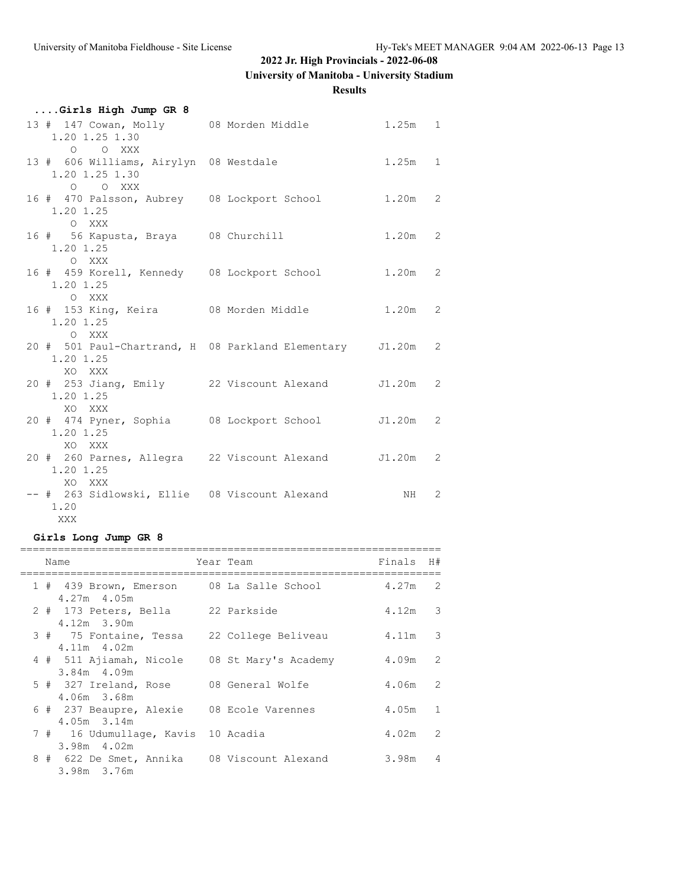# 2022 Jr. High Provincials - 2022-06-08

## University of Manitoba - University Stadium

### Results

#### ....Girls High Jump GR 8

```
 13 # 147 Cowan, Molly        08 Morden Middle            1.25m   1
     1.20 1.25 1.30
        O    O  XXX
 13 # 606 Williams, Airylyn  08 Westdale                 1.25m   1
     1.20 1.25 1.30
        O    O  XXX
 16 # 470 Palsson, Aubrey    08 Lockport School          1.20m   2
     1.20 1.25
        O  XXX
 16 #  56 Kapusta, Braya     08 Churchill                1.20m   2
     1.20 1.25
        O  XXX
 16 # 459 Korell, Kennedy    08 Lockport School          1.20m   2
     1.20 1.25
        O  XXX
 16 # 153 King, Keira        08 Morden Middle            1.20m   2
     1.20 1.25
        O  XXX
 20 # 501 Paul-Chartrand, H  08 Parkland Elementary     J1.20m   2
     1.20 1.25
       XO  XXX
 20 # 253 Jiang, Emily       22 Viscount Alexand        J1.20m   2
     1.20 1.25
       XO  XXX
 20 # 474 Pyner, Sophia      08 Lockport School         J1.20m   2
     1.20 1.25
       XO  XXX
 20 # 260 Parnes, Allegra    22 Viscount Alexand        J1.20m   2
     1.20 1.25
       XO  XXX
 -- # 263 Sidlowski, Ellie   08 Viscount Alexand            NH   2
     1.20
      XXX
```

#### Girls Long Jump GR 8

```
===================================================================
    Name                    Year Team                  Finals  H#
===================================================================
  1 # 439 Brown, Emerson     08 La Salle School         4.27m   2
      4.27m  4.05m
  2 # 173 Peters, Bella      22 Parkside                4.12m   3
      4.12m  3.90m
  3 #  75 Fontaine, Tessa    22 College Beliveau        4.11m   3
      4.11m  4.02m
  4 # 511 Ajiamah, Nicole    08 St Mary's Academy       4.09m   2
      3.84m  4.09m
  5 # 327 Ireland, Rose      08 General Wolfe           4.06m   2
      4.06m  3.68m
  6 # 237 Beaupre, Alexie    08 Ecole Varennes          4.05m   1
      4.05m  3.14m
  7 #  16 Udumullage, Kavis  10 Acadia                  4.02m   2
      3.98m  4.02m
  8 # 622 De Smet, Annika    08 Viscount Alexand        3.98m   4
      3.98m  3.76m
```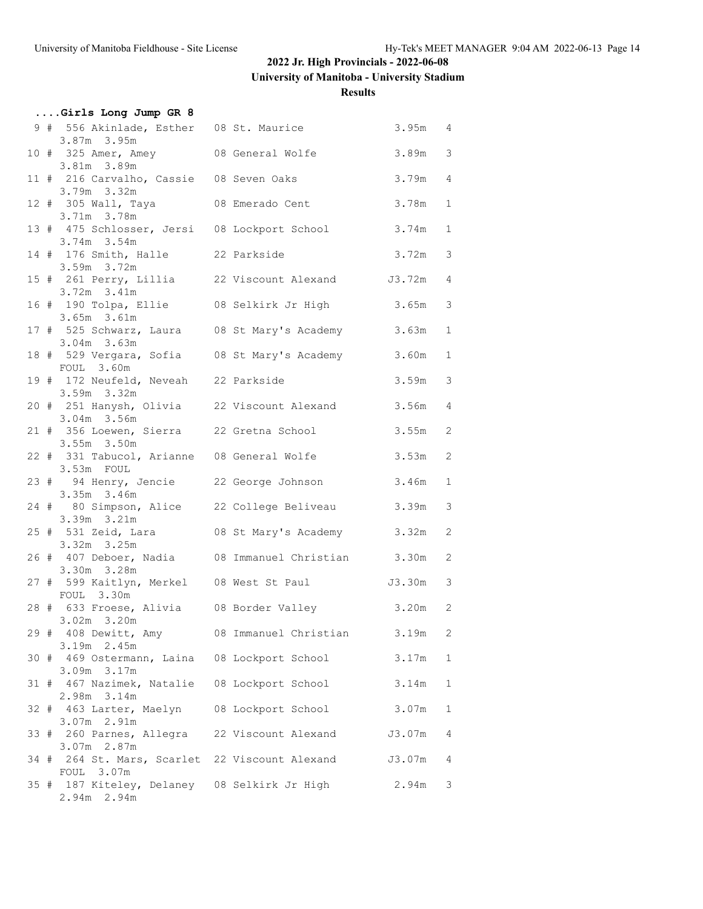## 2022 Jr. High Provincials - 2022-06-08

**University of Manitoba - University Stadium**

**Results**

### ....Girls Long Jump GR 8

| Place | # | Name | Gr | School | Mark | Flight |
|---|---|---|---|---|---|---|
| 9 # | 556 | Akinlade, Esther | 08 | St. Maurice | 3.95m | 4 |
| | | 3.87m 3.95m | | | | |
| 10 # | 325 | Amer, Amey | 08 | General Wolfe | 3.89m | 3 |
| | | 3.81m 3.89m | | | | |
| 11 # | 216 | Carvalho, Cassie | 08 | Seven Oaks | 3.79m | 4 |
| | | 3.79m 3.32m | | | | |
| 12 # | 305 | Wall, Taya | 08 | Emerado Cent | 3.78m | 1 |
| | | 3.71m 3.78m | | | | |
| 13 # | 475 | Schlosser, Jersi | 08 | Lockport School | 3.74m | 1 |
| | | 3.74m 3.54m | | | | |
| 14 # | 176 | Smith, Halle | 22 | Parkside | 3.72m | 3 |
| | | 3.59m 3.72m | | | | |
| 15 # | 261 | Perry, Lillia | 22 | Viscount Alexand | J3.72m | 4 |
| | | 3.72m 3.41m | | | | |
| 16 # | 190 | Tolpa, Ellie | 08 | Selkirk Jr High | 3.65m | 3 |
| | | 3.65m 3.61m | | | | |
| 17 # | 525 | Schwarz, Laura | 08 | St Mary's Academy | 3.63m | 1 |
| | | 3.04m 3.63m | | | | |
| 18 # | 529 | Vergara, Sofia | 08 | St Mary's Academy | 3.60m | 1 |
| | | FOUL 3.60m | | | | |
| 19 # | 172 | Neufeld, Neveah | 22 | Parkside | 3.59m | 3 |
| | | 3.59m 3.32m | | | | |
| 20 # | 251 | Hanysh, Olivia | 22 | Viscount Alexand | 3.56m | 4 |
| | | 3.04m 3.56m | | | | |
| 21 # | 356 | Loewen, Sierra | 22 | Gretna School | 3.55m | 2 |
| | | 3.55m 3.50m | | | | |
| 22 # | 331 | Tabucol, Arianne | 08 | General Wolfe | 3.53m | 2 |
| | | 3.53m FOUL | | | | |
| 23 # | 94 | Henry, Jencie | 22 | George Johnson | 3.46m | 1 |
| | | 3.35m 3.46m | | | | |
| 24 # | 80 | Simpson, Alice | 22 | College Beliveau | 3.39m | 3 |
| | | 3.39m 3.21m | | | | |
| 25 # | 531 | Zeid, Lara | 08 | St Mary's Academy | 3.32m | 2 |
| | | 3.32m 3.25m | | | | |
| 26 # | 407 | Deboer, Nadia | 08 | Immanuel Christian | 3.30m | 2 |
| | | 3.30m 3.28m | | | | |
| 27 # | 599 | Kaitlyn, Merkel | 08 | West St Paul | J3.30m | 3 |
| | | FOUL 3.30m | | | | |
| 28 # | 633 | Froese, Alivia | 08 | Border Valley | 3.20m | 2 |
| | | 3.02m 3.20m | | | | |
| 29 # | 408 | Dewitt, Amy | 08 | Immanuel Christian | 3.19m | 2 |
| | | 3.19m 2.45m | | | | |
| 30 # | 469 | Ostermann, Laina | 08 | Lockport School | 3.17m | 1 |
| | | 3.09m 3.17m | | | | |
| 31 # | 467 | Nazimek, Natalie | 08 | Lockport School | 3.14m | 1 |
| | | 2.98m 3.14m | | | | |
| 32 # | 463 | Larter, Maelyn | 08 | Lockport School | 3.07m | 1 |
| | | 3.07m 2.91m | | | | |
| 33 # | 260 | Parnes, Allegra | 22 | Viscount Alexand | J3.07m | 4 |
| | | 3.07m 2.87m | | | | |
| 34 # | 264 | St. Mars, Scarlet | 22 | Viscount Alexand | J3.07m | 4 |
| | | FOUL 3.07m | | | | |
| 35 # | 187 | Kiteley, Delaney | 08 | Selkirk Jr High | 2.94m | 3 |
| | | 2.94m 2.94m | | | | |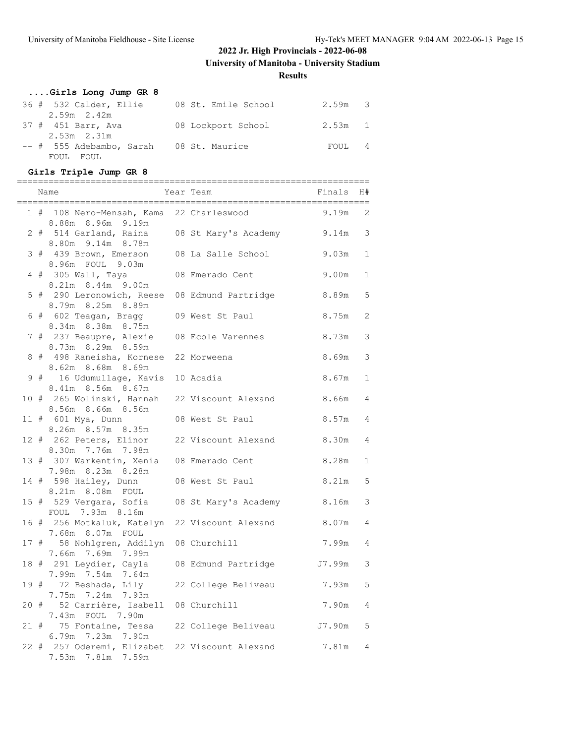# 2022 Jr. High Provincials - 2022-06-08

## University of Manitoba - University Stadium

### Results

#### ....Girls Long Jump GR 8

| Place | Name | Year | Team | Finals | H# |
|---|---|---|---|---|---|
| 36 | # 532 Calder, Ellie | 08 | St. Emile School | 2.59m | 3 |
| | 2.59m 2.42m | | | | |
| 37 | # 451 Barr, Ava | 08 | Lockport School | 2.53m | 1 |
| | 2.53m 2.31m | | | | |
| -- | # 555 Adebambo, Sarah | 08 | St. Maurice | FOUL | 4 |
| | FOUL FOUL | | | | |

#### Girls Triple Jump GR 8

| Place | Name | Year | Team | Finals | H# |
|---|---|---|---|---|---|
| 1 | # 108 Nero-Mensah, Kama | 22 | Charleswood | 9.19m | 2 |
| | 8.88m 8.96m 9.19m | | | | |
| 2 | # 514 Garland, Raina | 08 | St Mary's Academy | 9.14m | 3 |
| | 8.80m 9.14m 8.78m | | | | |
| 3 | # 439 Brown, Emerson | 08 | La Salle School | 9.03m | 1 |
| | 8.96m FOUL 9.03m | | | | |
| 4 | # 305 Wall, Taya | 08 | Emerado Cent | 9.00m | 1 |
| | 8.21m 8.44m 9.00m | | | | |
| 5 | # 290 Leronowich, Reese | 08 | Edmund Partridge | 8.89m | 5 |
| | 8.79m 8.25m 8.89m | | | | |
| 6 | # 602 Teagan, Bragg | 09 | West St Paul | 8.75m | 2 |
| | 8.34m 8.38m 8.75m | | | | |
| 7 | # 237 Beaupre, Alexie | 08 | Ecole Varennes | 8.73m | 3 |
| | 8.73m 8.29m 8.59m | | | | |
| 8 | # 498 Raneisha, Kornese | 22 | Morweena | 8.69m | 3 |
| | 8.62m 8.68m 8.69m | | | | |
| 9 | # 16 Udumullage, Kavis | 10 | Acadia | 8.67m | 1 |
| | 8.41m 8.56m 8.67m | | | | |
| 10 | # 265 Wolinski, Hannah | 22 | Viscount Alexand | 8.66m | 4 |
| | 8.56m 8.66m 8.56m | | | | |
| 11 | # 601 Mya, Dunn | 08 | West St Paul | 8.57m | 4 |
| | 8.26m 8.57m 8.35m | | | | |
| 12 | # 262 Peters, Elinor | 22 | Viscount Alexand | 8.30m | 4 |
| | 8.30m 7.76m 7.98m | | | | |
| 13 | # 307 Warkentin, Xenia | 08 | Emerado Cent | 8.28m | 1 |
| | 7.98m 8.23m 8.28m | | | | |
| 14 | # 598 Hailey, Dunn | 08 | West St Paul | 8.21m | 5 |
| | 8.21m 8.08m FOUL | | | | |
| 15 | # 529 Vergara, Sofia | 08 | St Mary's Academy | 8.16m | 3 |
| | FOUL 7.93m 8.16m | | | | |
| 16 | # 256 Motkaluk, Katelyn | 22 | Viscount Alexand | 8.07m | 4 |
| | 7.68m 8.07m FOUL | | | | |
| 17 | # 58 Nohlgren, Addilyn | 08 | Churchill | 7.99m | 4 |
| | 7.66m 7.69m 7.99m | | | | |
| 18 | # 291 Leydier, Cayla | 08 | Edmund Partridge | J7.99m | 3 |
| | 7.99m 7.54m 7.64m | | | | |
| 19 | # 72 Beshada, Lily | 22 | College Beliveau | 7.93m | 5 |
| | 7.75m 7.24m 7.93m | | | | |
| 20 | # 52 Carrière, Isabell | 08 | Churchill | 7.90m | 4 |
| | 7.43m FOUL 7.90m | | | | |
| 21 | # 75 Fontaine, Tessa | 22 | College Beliveau | J7.90m | 5 |
| | 6.79m 7.23m 7.90m | | | | |
| 22 | # 257 Oderemi, Elizabet | 22 | Viscount Alexand | 7.81m | 4 |
| | 7.53m 7.81m 7.59m | | | | |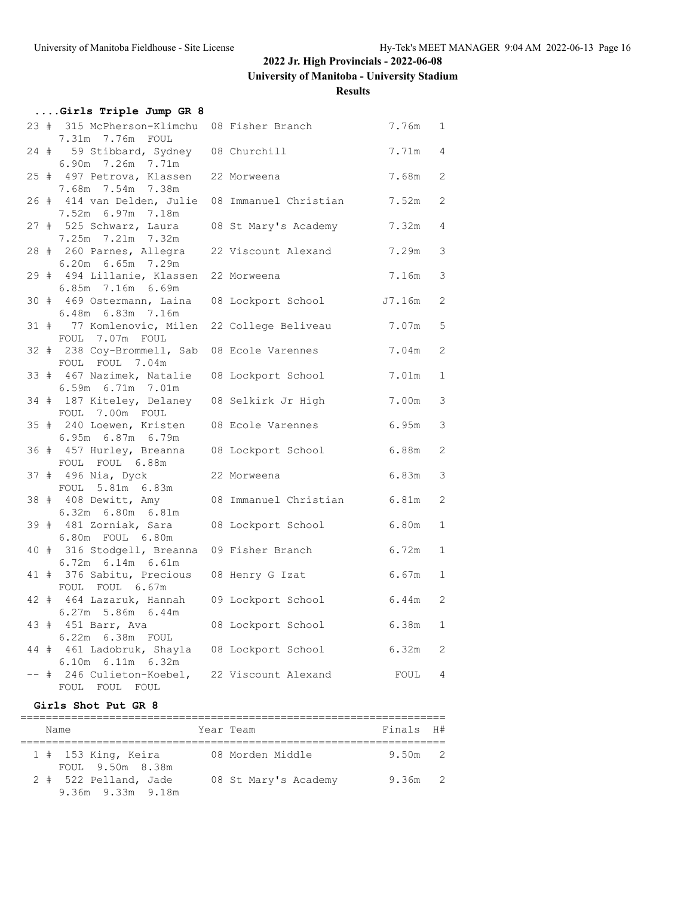## 2022 Jr. High Provincials - 2022-06-08

**University of Manitoba - University Stadium**

**Results**

### ....Girls Triple Jump GR 8

| Place | # | Name | Year | Team | Finals | H# |
|---|---|---|---|---|---|---|
| 23 | 315 | McPherson-Klimchu | 08 | Fisher Branch | 7.76m | 1 |
| | | 7.31m 7.76m FOUL | | | | |
| 24 | 59 | Stibbard, Sydney | 08 | Churchill | 7.71m | 4 |
| | | 6.90m 7.26m 7.71m | | | | |
| 25 | 497 | Petrova, Klassen | 22 | Morweena | 7.68m | 2 |
| | | 7.68m 7.54m 7.38m | | | | |
| 26 | 414 | van Delden, Julie | 08 | Immanuel Christian | 7.52m | 2 |
| | | 7.52m 6.97m 7.18m | | | | |
| 27 | 525 | Schwarz, Laura | 08 | St Mary's Academy | 7.32m | 4 |
| | | 7.25m 7.21m 7.32m | | | | |
| 28 | 260 | Parnes, Allegra | 22 | Viscount Alexand | 7.29m | 3 |
| | | 6.20m 6.65m 7.29m | | | | |
| 29 | 494 | Lillanie, Klassen | 22 | Morweena | 7.16m | 3 |
| | | 6.85m 7.16m 6.69m | | | | |
| 30 | 469 | Ostermann, Laina | 08 | Lockport School | J7.16m | 2 |
| | | 6.48m 6.83m 7.16m | | | | |
| 31 | 77 | Komlenovic, Milen | 22 | College Beliveau | 7.07m | 5 |
| | | FOUL 7.07m FOUL | | | | |
| 32 | 238 | Coy-Brommell, Sab | 08 | Ecole Varennes | 7.04m | 2 |
| | | FOUL FOUL 7.04m | | | | |
| 33 | 467 | Nazimek, Natalie | 08 | Lockport School | 7.01m | 1 |
| | | 6.59m 6.71m 7.01m | | | | |
| 34 | 187 | Kiteley, Delaney | 08 | Selkirk Jr High | 7.00m | 3 |
| | | FOUL 7.00m FOUL | | | | |
| 35 | 240 | Loewen, Kristen | 08 | Ecole Varennes | 6.95m | 3 |
| | | 6.95m 6.87m 6.79m | | | | |
| 36 | 457 | Hurley, Breanna | 08 | Lockport School | 6.88m | 2 |
| | | FOUL FOUL 6.88m | | | | |
| 37 | 496 | Nia, Dyck | 22 | Morweena | 6.83m | 3 |
| | | FOUL 5.81m 6.83m | | | | |
| 38 | 408 | Dewitt, Amy | 08 | Immanuel Christian | 6.81m | 2 |
| | | 6.32m 6.80m 6.81m | | | | |
| 39 | 481 | Zorniak, Sara | 08 | Lockport School | 6.80m | 1 |
| | | 6.80m FOUL 6.80m | | | | |
| 40 | 316 | Stodgell, Breanna | 09 | Fisher Branch | 6.72m | 1 |
| | | 6.72m 6.14m 6.61m | | | | |
| 41 | 376 | Sabitu, Precious | 08 | Henry G Izat | 6.67m | 1 |
| | | FOUL FOUL 6.67m | | | | |
| 42 | 464 | Lazaruk, Hannah | 09 | Lockport School | 6.44m | 2 |
| | | 6.27m 5.86m 6.44m | | | | |
| 43 | 451 | Barr, Ava | 08 | Lockport School | 6.38m | 1 |
| | | 6.22m 6.38m FOUL | | | | |
| 44 | 461 | Ladobruk, Shayla | 08 | Lockport School | 6.32m | 2 |
| | | 6.10m 6.11m 6.32m | | | | |
| -- | 246 | Culieton-Koebel, | 22 | Viscount Alexand | FOUL | 4 |
| | | FOUL FOUL FOUL | | | | |

### Girls Shot Put GR 8

| Place | # | Name | Year | Team | Finals | H# |
|---|---|---|---|---|---|---|
| 1 | 153 | King, Keira | 08 | Morden Middle | 9.50m | 2 |
| | | FOUL 9.50m 8.38m | | | | |
| 2 | 522 | Pelland, Jade | 08 | St Mary's Academy | 9.36m | 2 |
| | | 9.36m 9.33m 9.18m | | | | |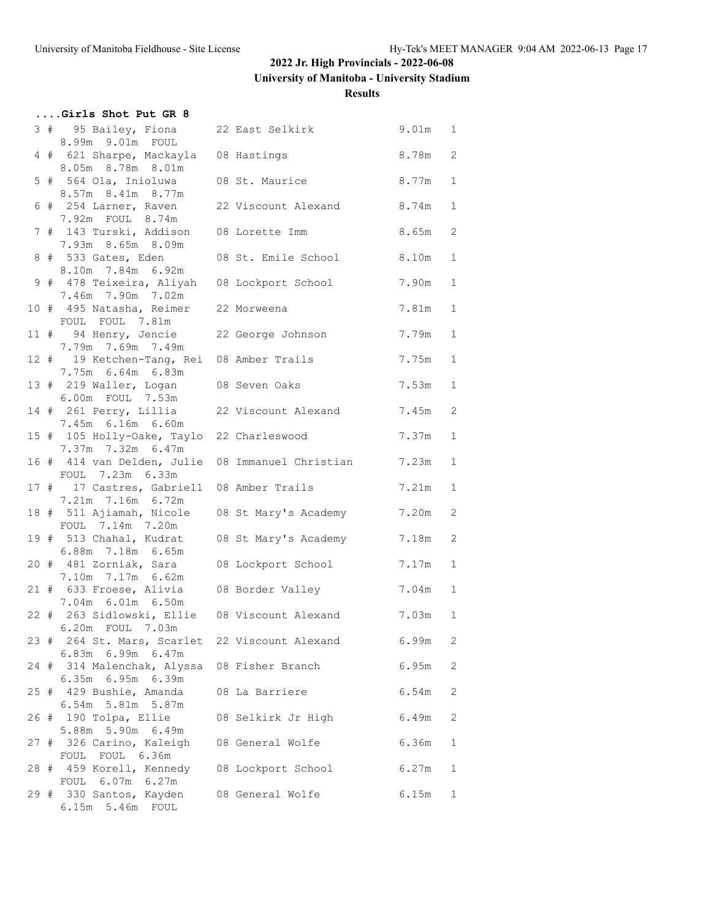**2022 Jr. High Provincials - 2022-06-08**

**University of Manitoba - University Stadium**

**Results**

### ....Girls Shot Put GR 8

| Place | # | Comp# | Name | Gr/Age | School | Mark | Flight |
|---|---|---|---|---|---|---|---|
| 3 | # | 95 | Bailey, Fiona | 22 | East Selkirk | 9.01m | 1 |
| | | | 8.99m 9.01m FOUL | | | | |
| 4 | # | 621 | Sharpe, Mackayla | 08 | Hastings | 8.78m | 2 |
| | | | 8.05m 8.78m 8.01m | | | | |
| 5 | # | 564 | Ola, Inioluwa | 08 | St. Maurice | 8.77m | 1 |
| | | | 8.57m 8.41m 8.77m | | | | |
| 6 | # | 254 | Larner, Raven | 22 | Viscount Alexand | 8.74m | 1 |
| | | | 7.92m FOUL 8.74m | | | | |
| 7 | # | 143 | Turski, Addison | 08 | Lorette Imm | 8.65m | 2 |
| | | | 7.93m 8.65m 8.09m | | | | |
| 8 | # | 533 | Gates, Eden | 08 | St. Emile School | 8.10m | 1 |
| | | | 8.10m 7.84m 6.92m | | | | |
| 9 | # | 478 | Teixeira, Aliyah | 08 | Lockport School | 7.90m | 1 |
| | | | 7.46m 7.90m 7.02m | | | | |
| 10 | # | 495 | Natasha, Reimer | 22 | Morweena | 7.81m | 1 |
| | | | FOUL FOUL 7.81m | | | | |
| 11 | # | 94 | Henry, Jencie | 22 | George Johnson | 7.79m | 1 |
| | | | 7.79m 7.69m 7.49m | | | | |
| 12 | # | 19 | Ketchen-Tang, Rei | 08 | Amber Trails | 7.75m | 1 |
| | | | 7.75m 6.64m 6.83m | | | | |
| 13 | # | 219 | Waller, Logan | 08 | Seven Oaks | 7.53m | 1 |
| | | | 6.00m FOUL 7.53m | | | | |
| 14 | # | 261 | Perry, Lillia | 22 | Viscount Alexand | 7.45m | 2 |
| | | | 7.45m 6.16m 6.60m | | | | |
| 15 | # | 105 | Holly-Oake, Taylo | 22 | Charleswood | 7.37m | 1 |
| | | | 7.37m 7.32m 6.47m | | | | |
| 16 | # | 414 | van Delden, Julie | 08 | Immanuel Christian | 7.23m | 1 |
| | | | FOUL 7.23m 6.33m | | | | |
| 17 | # | 17 | Castres, Gabriell | 08 | Amber Trails | 7.21m | 1 |
| | | | 7.21m 7.16m 6.72m | | | | |
| 18 | # | 511 | Ajiamah, Nicole | 08 | St Mary's Academy | 7.20m | 2 |
| | | | FOUL 7.14m 7.20m | | | | |
| 19 | # | 513 | Chahal, Kudrat | 08 | St Mary's Academy | 7.18m | 2 |
| | | | 6.88m 7.18m 6.65m | | | | |
| 20 | # | 481 | Zorniak, Sara | 08 | Lockport School | 7.17m | 1 |
| | | | 7.10m 7.17m 6.62m | | | | |
| 21 | # | 633 | Froese, Alivia | 08 | Border Valley | 7.04m | 1 |
| | | | 7.04m 6.01m 6.50m | | | | |
| 22 | # | 263 | Sidlowski, Ellie | 08 | Viscount Alexand | 7.03m | 1 |
| | | | 6.20m FOUL 7.03m | | | | |
| 23 | # | 264 | St. Mars, Scarlet | 22 | Viscount Alexand | 6.99m | 2 |
| | | | 6.83m 6.99m 6.47m | | | | |
| 24 | # | 314 | Malenchak, Alyssa | 08 | Fisher Branch | 6.95m | 2 |
| | | | 6.35m 6.95m 6.39m | | | | |
| 25 | # | 429 | Bushie, Amanda | 08 | La Barriere | 6.54m | 2 |
| | | | 6.54m 5.81m 5.87m | | | | |
| 26 | # | 190 | Tolpa, Ellie | 08 | Selkirk Jr High | 6.49m | 2 |
| | | | 5.88m 5.90m 6.49m | | | | |
| 27 | # | 326 | Carino, Kaleigh | 08 | General Wolfe | 6.36m | 1 |
| | | | FOUL FOUL 6.36m | | | | |
| 28 | # | 459 | Korell, Kennedy | 08 | Lockport School | 6.27m | 1 |
| | | | FOUL 6.07m 6.27m | | | | |
| 29 | # | 330 | Santos, Kayden | 08 | General Wolfe | 6.15m | 1 |
| | | | 6.15m 5.46m FOUL | | | | |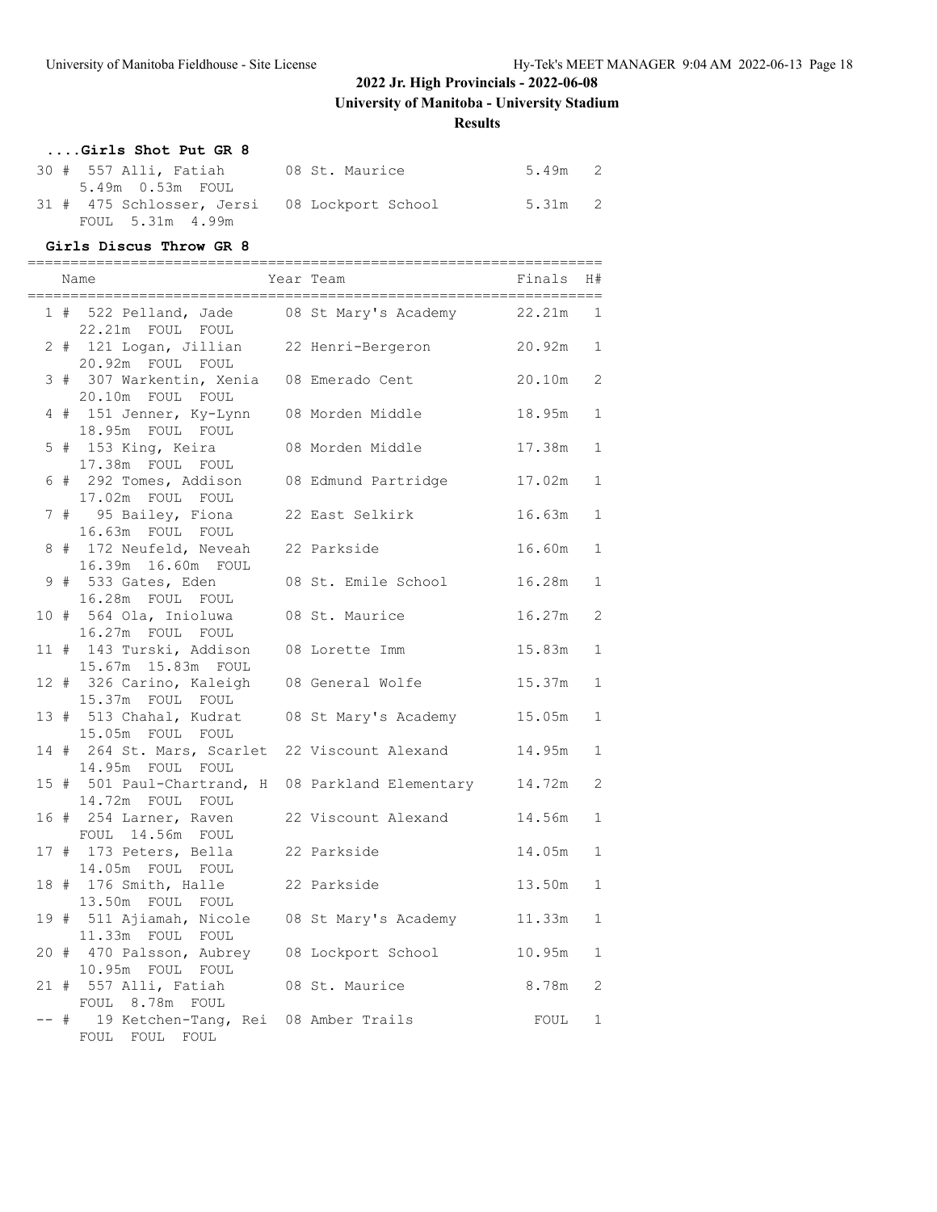# 2022 Jr. High Provincials - 2022-06-08

## University of Manitoba - University Stadium

### Results

#### ....Girls Shot Put GR 8

| Place | Name | Year Team | Finals | H# |
|---|---|---|---|---|
| 30 # | 557 Alli, Fatiah | 08 St. Maurice | 5.49m | 2 |
| | 5.49m 0.53m FOUL | | | |
| 31 # | 475 Schlosser, Jersi | 08 Lockport School | 5.31m | 2 |
| | FOUL 5.31m 4.99m | | | |

#### Girls Discus Throw GR 8

| Place | Name | Year Team | Finals | H# |
|---|---|---|---|---|
| 1 # | 522 Pelland, Jade | 08 St Mary's Academy | 22.21m | 1 |
| | 22.21m FOUL FOUL | | | |
| 2 # | 121 Logan, Jillian | 22 Henri-Bergeron | 20.92m | 1 |
| | 20.92m FOUL FOUL | | | |
| 3 # | 307 Warkentin, Xenia | 08 Emerado Cent | 20.10m | 2 |
| | 20.10m FOUL FOUL | | | |
| 4 # | 151 Jenner, Ky-Lynn | 08 Morden Middle | 18.95m | 1 |
| | 18.95m FOUL FOUL | | | |
| 5 # | 153 King, Keira | 08 Morden Middle | 17.38m | 1 |
| | 17.38m FOUL FOUL | | | |
| 6 # | 292 Tomes, Addison | 08 Edmund Partridge | 17.02m | 1 |
| | 17.02m FOUL FOUL | | | |
| 7 # | 95 Bailey, Fiona | 22 East Selkirk | 16.63m | 1 |
| | 16.63m FOUL FOUL | | | |
| 8 # | 172 Neufeld, Neveah | 22 Parkside | 16.60m | 1 |
| | 16.39m 16.60m FOUL | | | |
| 9 # | 533 Gates, Eden | 08 St. Emile School | 16.28m | 1 |
| | 16.28m FOUL FOUL | | | |
| 10 # | 564 Ola, Inioluwa | 08 St. Maurice | 16.27m | 2 |
| | 16.27m FOUL FOUL | | | |
| 11 # | 143 Turski, Addison | 08 Lorette Imm | 15.83m | 1 |
| | 15.67m 15.83m FOUL | | | |
| 12 # | 326 Carino, Kaleigh | 08 General Wolfe | 15.37m | 1 |
| | 15.37m FOUL FOUL | | | |
| 13 # | 513 Chahal, Kudrat | 08 St Mary's Academy | 15.05m | 1 |
| | 15.05m FOUL FOUL | | | |
| 14 # | 264 St. Mars, Scarlet | 22 Viscount Alexand | 14.95m | 1 |
| | 14.95m FOUL FOUL | | | |
| 15 # | 501 Paul-Chartrand, H | 08 Parkland Elementary | 14.72m | 2 |
| | 14.72m FOUL FOUL | | | |
| 16 # | 254 Larner, Raven | 22 Viscount Alexand | 14.56m | 1 |
| | FOUL 14.56m FOUL | | | |
| 17 # | 173 Peters, Bella | 22 Parkside | 14.05m | 1 |
| | 14.05m FOUL FOUL | | | |
| 18 # | 176 Smith, Halle | 22 Parkside | 13.50m | 1 |
| | 13.50m FOUL FOUL | | | |
| 19 # | 511 Ajiamah, Nicole | 08 St Mary's Academy | 11.33m | 1 |
| | 11.33m FOUL FOUL | | | |
| 20 # | 470 Palsson, Aubrey | 08 Lockport School | 10.95m | 1 |
| | 10.95m FOUL FOUL | | | |
| 21 # | 557 Alli, Fatiah | 08 St. Maurice | 8.78m | 2 |
| | FOUL 8.78m FOUL | | | |
| -- # | 19 Ketchen-Tang, Rei | 08 Amber Trails | FOUL | 1 |
| | FOUL FOUL FOUL | | | |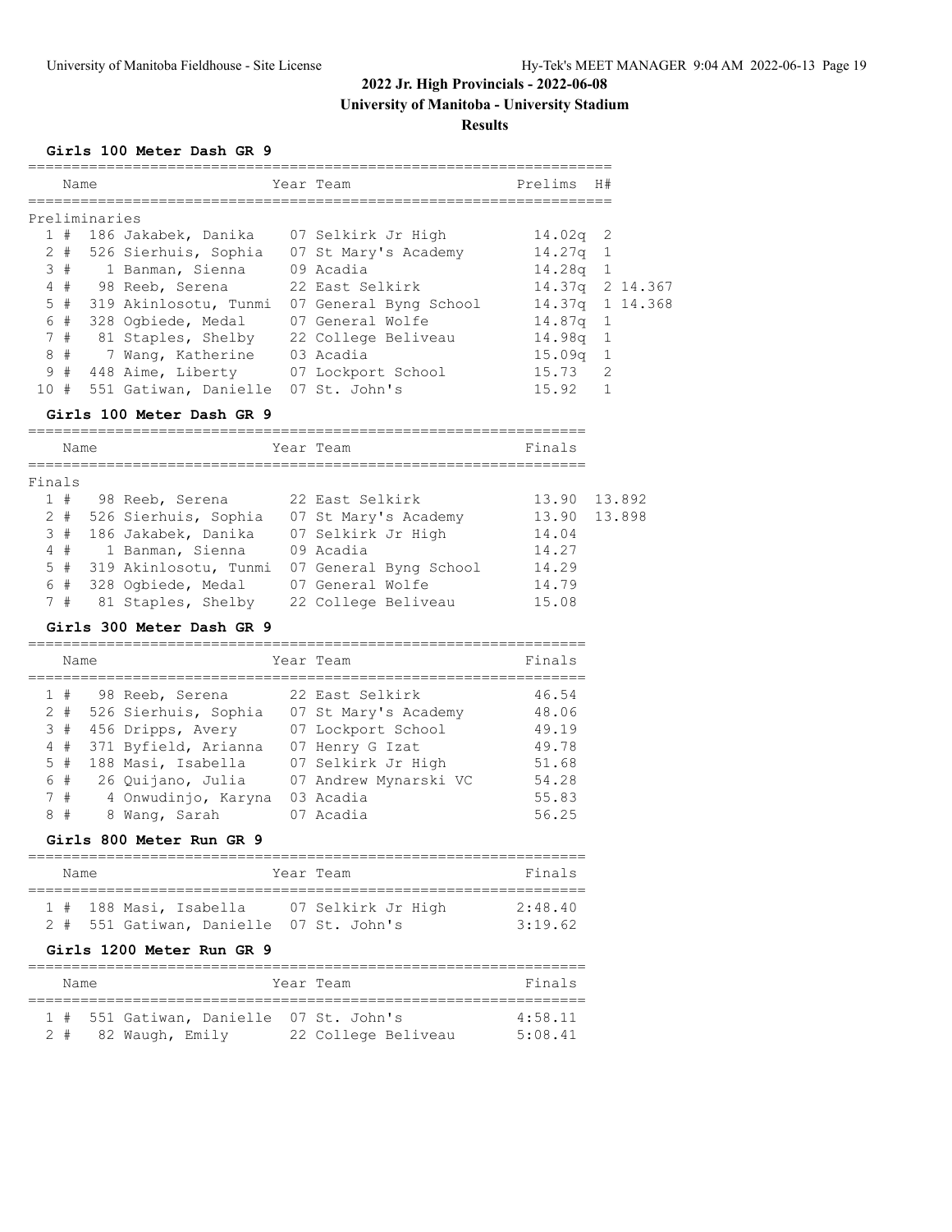# 2022 Jr. High Provincials - 2022-06-08

## University of Manitoba - University Stadium

### Results

#### Girls 100 Meter Dash GR 9

**Preliminaries**

| Place | | Name | Year | Team | Prelims | H# | |
|---|---|---|---|---|---|---|---|
| 1 | # | 186 Jakabek, Danika | 07 | Selkirk Jr High | 14.02q | 2 | |
| 2 | # | 526 Sierhuis, Sophia | 07 | St Mary's Academy | 14.27q | 1 | |
| 3 | # | 1 Banman, Sienna | 09 | Acadia | 14.28q | 1 | |
| 4 | # | 98 Reeb, Serena | 22 | East Selkirk | 14.37q | 2 | 14.367 |
| 5 | # | 319 Akinlosotu, Tunmi | 07 | General Byng School | 14.37q | 1 | 14.368 |
| 6 | # | 328 Ogbiede, Medal | 07 | General Wolfe | 14.87q | 1 | |
| 7 | # | 81 Staples, Shelby | 22 | College Beliveau | 14.98q | 1 | |
| 8 | # | 7 Wang, Katherine | 03 | Acadia | 15.09q | 1 | |
| 9 | # | 448 Aime, Liberty | 07 | Lockport School | 15.73 | 2 | |
| 10 | # | 551 Gatiwan, Danielle | 07 | St. John's | 15.92 | 1 | |

#### Girls 100 Meter Dash GR 9

**Finals**

| Place | | Name | Year | Team | Finals | |
|---|---|---|---|---|---|---|
| 1 | # | 98 Reeb, Serena | 22 | East Selkirk | 13.90 | 13.892 |
| 2 | # | 526 Sierhuis, Sophia | 07 | St Mary's Academy | 13.90 | 13.898 |
| 3 | # | 186 Jakabek, Danika | 07 | Selkirk Jr High | 14.04 | |
| 4 | # | 1 Banman, Sienna | 09 | Acadia | 14.27 | |
| 5 | # | 319 Akinlosotu, Tunmi | 07 | General Byng School | 14.29 | |
| 6 | # | 328 Ogbiede, Medal | 07 | General Wolfe | 14.79 | |
| 7 | # | 81 Staples, Shelby | 22 | College Beliveau | 15.08 | |

#### Girls 300 Meter Dash GR 9

| Place | | Name | Year | Team | Finals |
|---|---|---|---|---|---|
| 1 | # | 98 Reeb, Serena | 22 | East Selkirk | 46.54 |
| 2 | # | 526 Sierhuis, Sophia | 07 | St Mary's Academy | 48.06 |
| 3 | # | 456 Dripps, Avery | 07 | Lockport School | 49.19 |
| 4 | # | 371 Byfield, Arianna | 07 | Henry G Izat | 49.78 |
| 5 | # | 188 Masi, Isabella | 07 | Selkirk Jr High | 51.68 |
| 6 | # | 26 Quijano, Julia | 07 | Andrew Mynarski VC | 54.28 |
| 7 | # | 4 Onwudinjo, Karyna | 03 | Acadia | 55.83 |
| 8 | # | 8 Wang, Sarah | 07 | Acadia | 56.25 |

#### Girls 800 Meter Run GR 9

| Place | | Name | Year | Team | Finals |
|---|---|---|---|---|---|
| 1 | # | 188 Masi, Isabella | 07 | Selkirk Jr High | 2:48.40 |
| 2 | # | 551 Gatiwan, Danielle | 07 | St. John's | 3:19.62 |

#### Girls 1200 Meter Run GR 9

| Place | | Name | Year | Team | Finals |
|---|---|---|---|---|---|
| 1 | # | 551 Gatiwan, Danielle | 07 | St. John's | 4:58.11 |
| 2 | # | 82 Waugh, Emily | 22 | College Beliveau | 5:08.41 |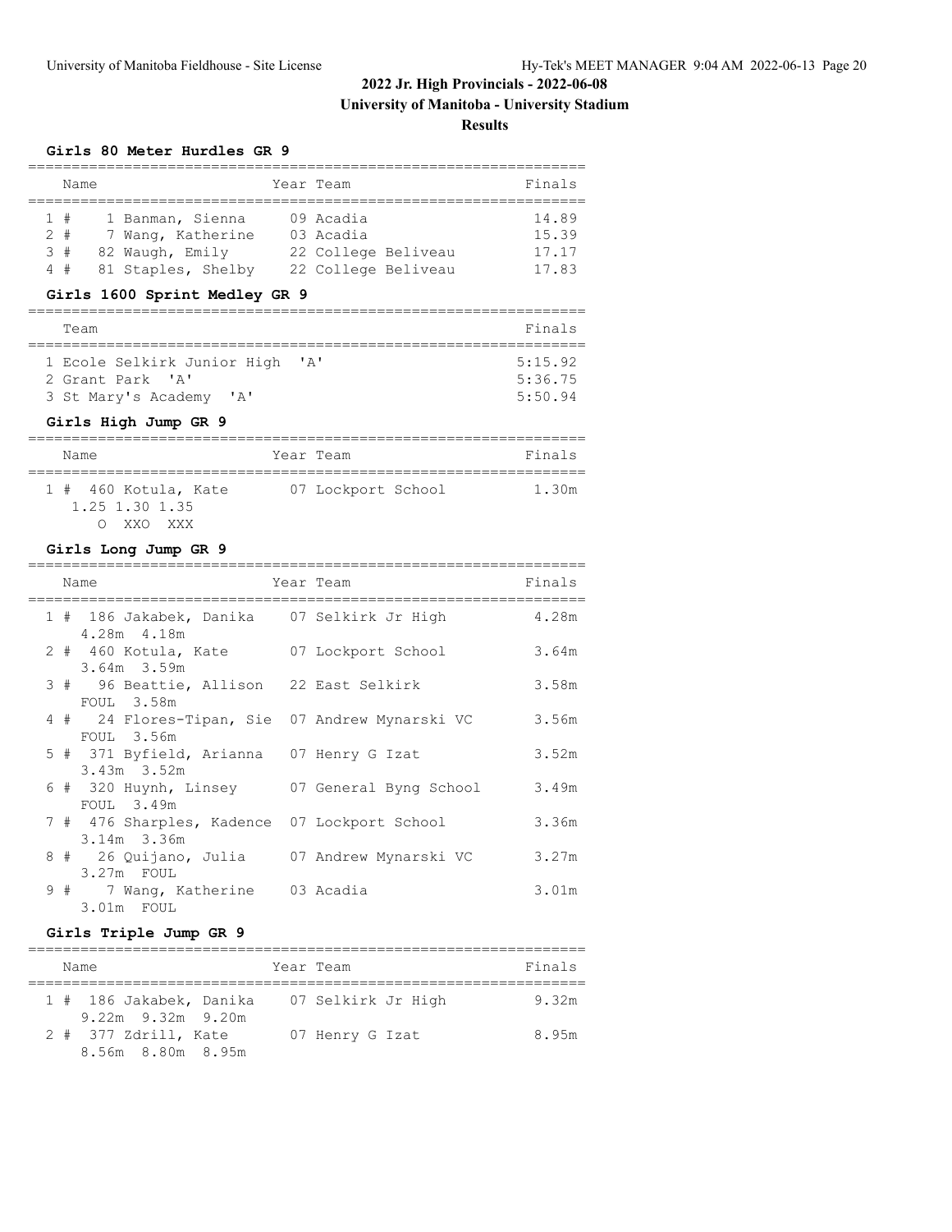# 2022 Jr. High Provincials - 2022-06-08

## University of Manitoba - University Stadium

### Results

#### Girls 80 Meter Hurdles GR 9

| Place | Name | Year | Team | Finals |
|---|---|---|---|---|
| 1 # | 1 Banman, Sienna | 09 | Acadia | 14.89 |
| 2 # | 7 Wang, Katherine | 03 | Acadia | 15.39 |
| 3 # | 82 Waugh, Emily | 22 | College Beliveau | 17.17 |
| 4 # | 81 Staples, Shelby | 22 | College Beliveau | 17.83 |

#### Girls 1600 Sprint Medley GR 9

| Place | Team | Finals |
|---|---|---|
| 1 | Ecole Selkirk Junior High 'A' | 5:15.92 |
| 2 | Grant Park 'A' | 5:36.75 |
| 3 | St Mary's Academy 'A' | 5:50.94 |

#### Girls High Jump GR 9

| Place | Name | Year | Team | Finals |
|---|---|---|---|---|
| 1 # | 460 Kotula, Kate | 07 | Lockport School | 1.30m |
| | 1.25 1.30 1.35 / O XXO XXX | | | |

#### Girls Long Jump GR 9

| Place | Name | Year | Team | Finals |
|---|---|---|---|---|
| 1 # | 186 Jakabek, Danika | 07 | Selkirk Jr High | 4.28m |
| | 4.28m 4.18m | | | |
| 2 # | 460 Kotula, Kate | 07 | Lockport School | 3.64m |
| | 3.64m 3.59m | | | |
| 3 # | 96 Beattie, Allison | 22 | East Selkirk | 3.58m |
| | FOUL 3.58m | | | |
| 4 # | 24 Flores-Tipan, Sie | 07 | Andrew Mynarski VC | 3.56m |
| | FOUL 3.56m | | | |
| 5 # | 371 Byfield, Arianna | 07 | Henry G Izat | 3.52m |
| | 3.43m 3.52m | | | |
| 6 # | 320 Huynh, Linsey | 07 | General Byng School | 3.49m |
| | FOUL 3.49m | | | |
| 7 # | 476 Sharples, Kadence | 07 | Lockport School | 3.36m |
| | 3.14m 3.36m | | | |
| 8 # | 26 Quijano, Julia | 07 | Andrew Mynarski VC | 3.27m |
| | 3.27m FOUL | | | |
| 9 # | 7 Wang, Katherine | 03 | Acadia | 3.01m |
| | 3.01m FOUL | | | |

#### Girls Triple Jump GR 9

| Place | Name | Year | Team | Finals |
|---|---|---|---|---|
| 1 # | 186 Jakabek, Danika | 07 | Selkirk Jr High | 9.32m |
| | 9.22m 9.32m 9.20m | | | |
| 2 # | 377 Zdrill, Kate | 07 | Henry G Izat | 8.95m |
| | 8.56m 8.80m 8.95m | | | |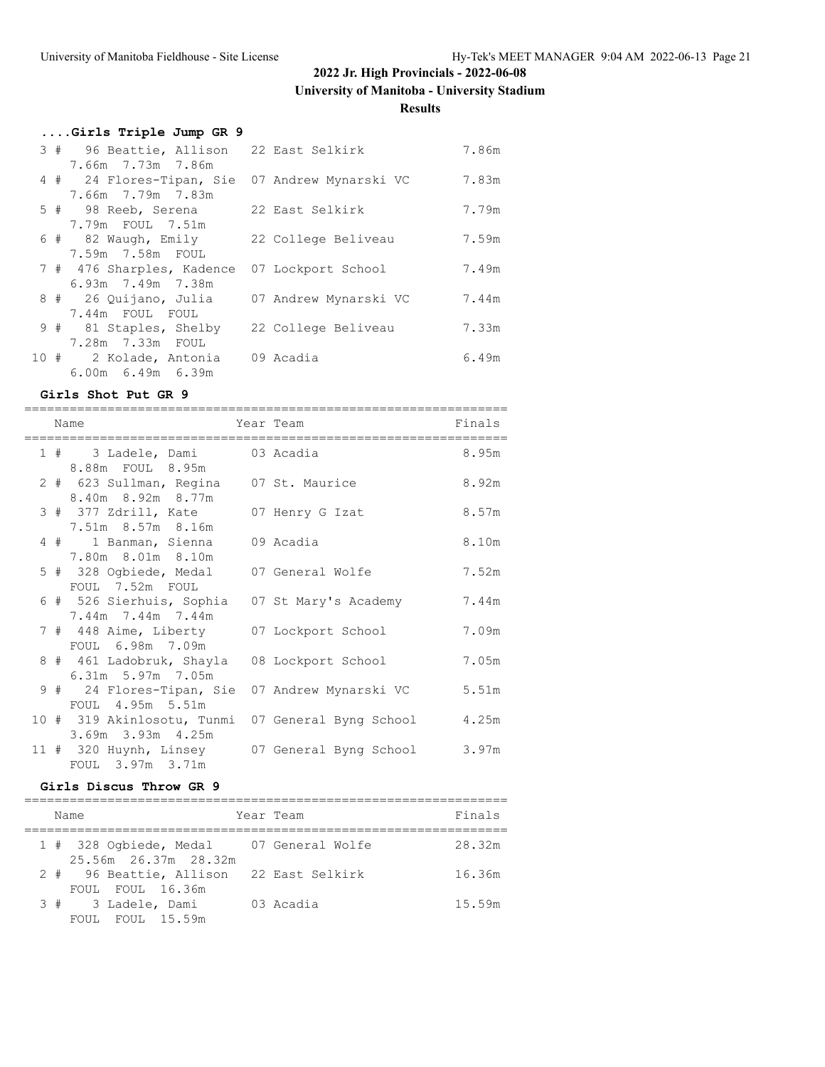## 2022 Jr. High Provincials - 2022-06-08

### University of Manitoba - University Stadium

### Results

#### ....Girls Triple Jump GR 9

| Place | Name | Year | Team | Finals |
|---|---|---|---|---|
| 3 # | 96 Beattie, Allison | 22 | East Selkirk | 7.86m |
| | 7.66m 7.73m 7.86m | | | |
| 4 # | 24 Flores-Tipan, Sie | 07 | Andrew Mynarski VC | 7.83m |
| | 7.66m 7.79m 7.83m | | | |
| 5 # | 98 Reeb, Serena | 22 | East Selkirk | 7.79m |
| | 7.79m FOUL 7.51m | | | |
| 6 # | 82 Waugh, Emily | 22 | College Beliveau | 7.59m |
| | 7.59m 7.58m FOUL | | | |
| 7 # | 476 Sharples, Kadence | 07 | Lockport School | 7.49m |
| | 6.93m 7.49m 7.38m | | | |
| 8 # | 26 Quijano, Julia | 07 | Andrew Mynarski VC | 7.44m |
| | 7.44m FOUL FOUL | | | |
| 9 # | 81 Staples, Shelby | 22 | College Beliveau | 7.33m |
| | 7.28m 7.33m FOUL | | | |
| 10 # | 2 Kolade, Antonia | 09 | Acadia | 6.49m |
| | 6.00m 6.49m 6.39m | | | |

#### Girls Shot Put GR 9

| Place | Name | Year | Team | Finals |
|---|---|---|---|---|
| 1 # | 3 Ladele, Dami | 03 | Acadia | 8.95m |
| | 8.88m FOUL 8.95m | | | |
| 2 # | 623 Sullman, Regina | 07 | St. Maurice | 8.92m |
| | 8.40m 8.92m 8.77m | | | |
| 3 # | 377 Zdrill, Kate | 07 | Henry G Izat | 8.57m |
| | 7.51m 8.57m 8.16m | | | |
| 4 # | 1 Banman, Sienna | 09 | Acadia | 8.10m |
| | 7.80m 8.01m 8.10m | | | |
| 5 # | 328 Ogbiede, Medal | 07 | General Wolfe | 7.52m |
| | FOUL 7.52m FOUL | | | |
| 6 # | 526 Sierhuis, Sophia | 07 | St Mary's Academy | 7.44m |
| | 7.44m 7.44m 7.44m | | | |
| 7 # | 448 Aime, Liberty | 07 | Lockport School | 7.09m |
| | FOUL 6.98m 7.09m | | | |
| 8 # | 461 Ladobruk, Shayla | 08 | Lockport School | 7.05m |
| | 6.31m 5.97m 7.05m | | | |
| 9 # | 24 Flores-Tipan, Sie | 07 | Andrew Mynarski VC | 5.51m |
| | FOUL 4.95m 5.51m | | | |
| 10 # | 319 Akinlosotu, Tunmi | 07 | General Byng School | 4.25m |
| | 3.69m 3.93m 4.25m | | | |
| 11 # | 320 Huynh, Linsey | 07 | General Byng School | 3.97m |
| | FOUL 3.97m 3.71m | | | |

#### Girls Discus Throw GR 9

| Place | Name | Year | Team | Finals |
|---|---|---|---|---|
| 1 # | 328 Ogbiede, Medal | 07 | General Wolfe | 28.32m |
| | 25.56m 26.37m 28.32m | | | |
| 2 # | 96 Beattie, Allison | 22 | East Selkirk | 16.36m |
| | FOUL FOUL 16.36m | | | |
| 3 # | 3 Ladele, Dami | 03 | Acadia | 15.59m |
| | FOUL FOUL 15.59m | | | |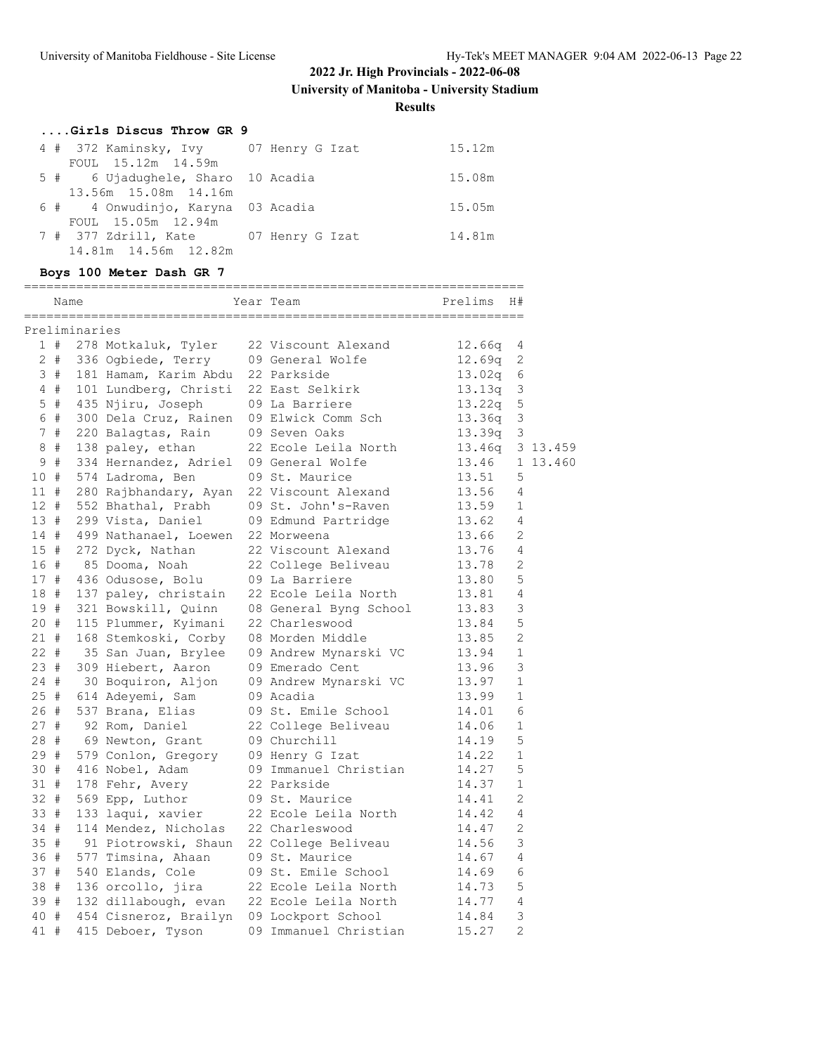# 2022 Jr. High Provincials - 2022-06-08

## University of Manitoba - University Stadium

### Results

#### ....Girls Discus Throw GR 9

| Place | Comp# | Name | Year | Team | Finals |
|---|---|---|---|---|---|
| 4 # | 372 | Kaminsky, Ivy | 07 | Henry G Izat | 15.12m |
| | | FOUL 15.12m 14.59m | | | |
| 5 # | 6 | Ujadughele, Sharo | 10 | Acadia | 15.08m |
| | | 13.56m 15.08m 14.16m | | | |
| 6 # | 4 | Onwudinjo, Karyna | 03 | Acadia | 15.05m |
| | | FOUL 15.05m 12.94m | | | |
| 7 # | 377 | Zdrill, Kate | 07 | Henry G Izat | 14.81m |
| | | 14.81m 14.56m 12.82m | | | |

#### Boys 100 Meter Dash GR 7

Preliminaries

| Place | Comp# | Name | Year | Team | Prelims | H# | |
|---|---|---|---|---|---|---|---|
| 1 # | 278 | Motkaluk, Tyler | 22 | Viscount Alexand | 12.66q | 4 | |
| 2 # | 336 | Ogbiede, Terry | 09 | General Wolfe | 12.69q | 2 | |
| 3 # | 181 | Hamam, Karim Abdu | 22 | Parkside | 13.02q | 6 | |
| 4 # | 101 | Lundberg, Christi | 22 | East Selkirk | 13.13q | 3 | |
| 5 # | 435 | Njiru, Joseph | 09 | La Barriere | 13.22q | 5 | |
| 6 # | 300 | Dela Cruz, Rainen | 09 | Elwick Comm Sch | 13.36q | 3 | |
| 7 # | 220 | Balagtas, Rain | 09 | Seven Oaks | 13.39q | 3 | |
| 8 # | 138 | paley, ethan | 22 | Ecole Leila North | 13.46q | 3 | 13.459 |
| 9 # | 334 | Hernandez, Adriel | 09 | General Wolfe | 13.46 | 1 | 13.460 |
| 10 # | 574 | Ladroma, Ben | 09 | St. Maurice | 13.51 | 5 | |
| 11 # | 280 | Rajbhandary, Ayan | 22 | Viscount Alexand | 13.56 | 4 | |
| 12 # | 552 | Bhathal, Prabh | 09 | St. John's-Raven | 13.59 | 1 | |
| 13 # | 299 | Vista, Daniel | 09 | Edmund Partridge | 13.62 | 4 | |
| 14 # | 499 | Nathanael, Loewen | 22 | Morweena | 13.66 | 2 | |
| 15 # | 272 | Dyck, Nathan | 22 | Viscount Alexand | 13.76 | 4 | |
| 16 # | 85 | Dooma, Noah | 22 | College Beliveau | 13.78 | 2 | |
| 17 # | 436 | Odusose, Bolu | 09 | La Barriere | 13.80 | 5 | |
| 18 # | 137 | paley, christain | 22 | Ecole Leila North | 13.81 | 4 | |
| 19 # | 321 | Bowskill, Quinn | 08 | General Byng School | 13.83 | 3 | |
| 20 # | 115 | Plummer, Kyimani | 22 | Charleswood | 13.84 | 5 | |
| 21 # | 168 | Stemkoski, Corby | 08 | Morden Middle | 13.85 | 2 | |
| 22 # | 35 | San Juan, Brylee | 09 | Andrew Mynarski VC | 13.94 | 1 | |
| 23 # | 309 | Hiebert, Aaron | 09 | Emerado Cent | 13.96 | 3 | |
| 24 # | 30 | Boquiron, Aljon | 09 | Andrew Mynarski VC | 13.97 | 1 | |
| 25 # | 614 | Adeyemi, Sam | 09 | Acadia | 13.99 | 1 | |
| 26 # | 537 | Brana, Elias | 09 | St. Emile School | 14.01 | 6 | |
| 27 # | 92 | Rom, Daniel | 22 | College Beliveau | 14.06 | 1 | |
| 28 # | 69 | Newton, Grant | 09 | Churchill | 14.19 | 5 | |
| 29 # | 579 | Conlon, Gregory | 09 | Henry G Izat | 14.22 | 1 | |
| 30 # | 416 | Nobel, Adam | 09 | Immanuel Christian | 14.27 | 5 | |
| 31 # | 178 | Fehr, Avery | 22 | Parkside | 14.37 | 1 | |
| 32 # | 569 | Epp, Luthor | 09 | St. Maurice | 14.41 | 2 | |
| 33 # | 133 | laqui, xavier | 22 | Ecole Leila North | 14.42 | 4 | |
| 34 # | 114 | Mendez, Nicholas | 22 | Charleswood | 14.47 | 2 | |
| 35 # | 91 | Piotrowski, Shaun | 22 | College Beliveau | 14.56 | 3 | |
| 36 # | 577 | Timsina, Ahaan | 09 | St. Maurice | 14.67 | 4 | |
| 37 # | 540 | Elands, Cole | 09 | St. Emile School | 14.69 | 6 | |
| 38 # | 136 | orcollo, jira | 22 | Ecole Leila North | 14.73 | 5 | |
| 39 # | 132 | dillabough, evan | 22 | Ecole Leila North | 14.77 | 4 | |
| 40 # | 454 | Cisneroz, Brailyn | 09 | Lockport School | 14.84 | 3 | |
| 41 # | 415 | Deboer, Tyson | 09 | Immanuel Christian | 15.27 | 2 | |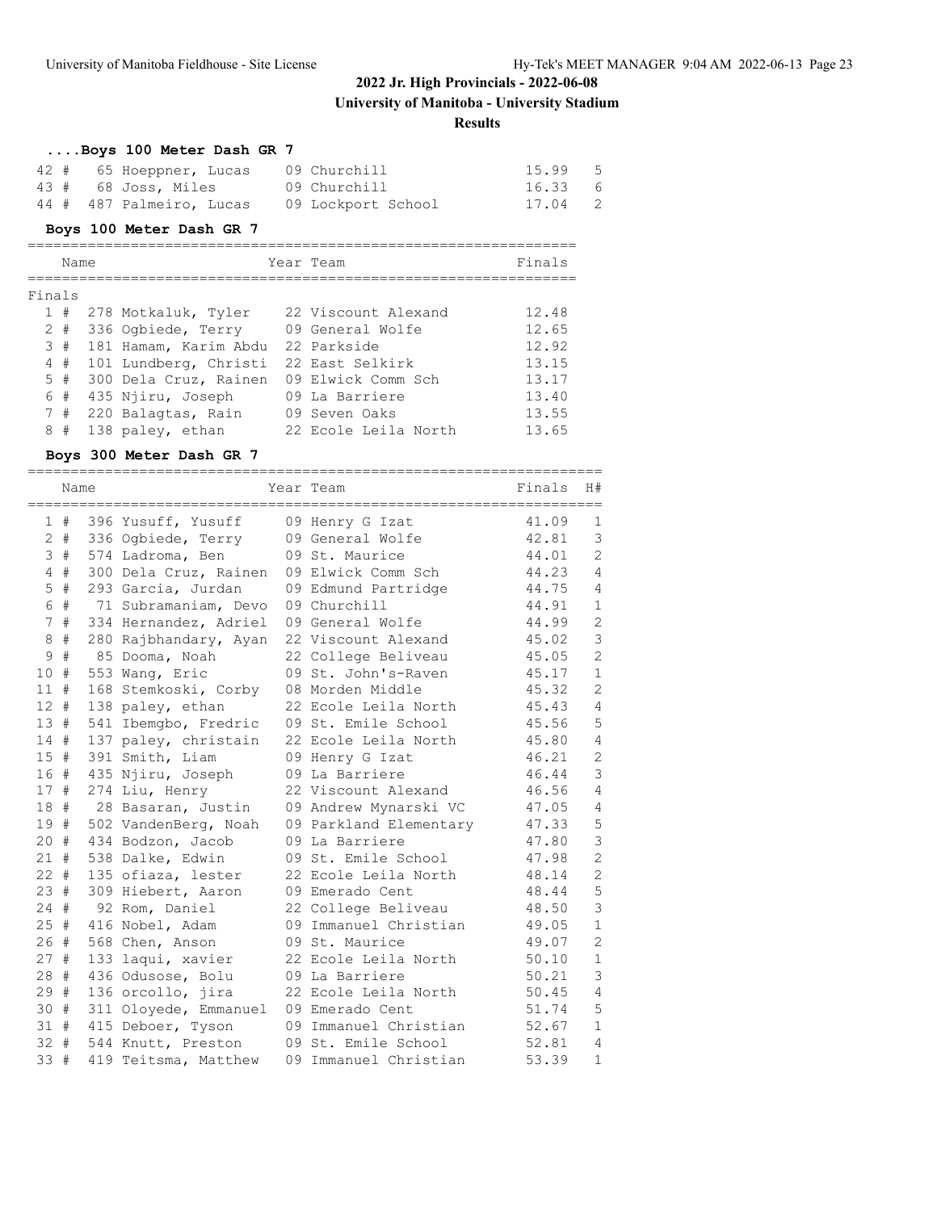## 2022 Jr. High Provincials - 2022-06-08

**University of Manitoba - University Stadium**

**Results**

### ....Boys 100 Meter Dash GR 7

| Place | # | Comp# | Name | Year | Team | Finals | H# |
|---|---|---|---|---|---|---|---|
| 42 | # | 65 | Hoeppner, Lucas | 09 | Churchill | 15.99 | 5 |
| 43 | # | 68 | Joss, Miles | 09 | Churchill | 16.33 | 6 |
| 44 | # | 487 | Palmeiro, Lucas | 09 | Lockport School | 17.04 | 2 |

### Boys 100 Meter Dash GR 7

Finals

| Place | # | Comp# | Name | Year | Team | Finals |
|---|---|---|---|---|---|---|
| 1 | # | 278 | Motkaluk, Tyler | 22 | Viscount Alexand | 12.48 |
| 2 | # | 336 | Ogbiede, Terry | 09 | General Wolfe | 12.65 |
| 3 | # | 181 | Hamam, Karim Abdu | 22 | Parkside | 12.92 |
| 4 | # | 101 | Lundberg, Christi | 22 | East Selkirk | 13.15 |
| 5 | # | 300 | Dela Cruz, Rainen | 09 | Elwick Comm Sch | 13.17 |
| 6 | # | 435 | Njiru, Joseph | 09 | La Barriere | 13.40 |
| 7 | # | 220 | Balagtas, Rain | 09 | Seven Oaks | 13.55 |
| 8 | # | 138 | paley, ethan | 22 | Ecole Leila North | 13.65 |

### Boys 300 Meter Dash GR 7

| Place | # | Comp# | Name | Year | Team | Finals | H# |
|---|---|---|---|---|---|---|---|
| 1 | # | 396 | Yusuff, Yusuff | 09 | Henry G Izat | 41.09 | 1 |
| 2 | # | 336 | Ogbiede, Terry | 09 | General Wolfe | 42.81 | 3 |
| 3 | # | 574 | Ladroma, Ben | 09 | St. Maurice | 44.01 | 2 |
| 4 | # | 300 | Dela Cruz, Rainen | 09 | Elwick Comm Sch | 44.23 | 4 |
| 5 | # | 293 | Garcia, Jurdan | 09 | Edmund Partridge | 44.75 | 4 |
| 6 | # | 71 | Subramaniam, Devo | 09 | Churchill | 44.91 | 1 |
| 7 | # | 334 | Hernandez, Adriel | 09 | General Wolfe | 44.99 | 2 |
| 8 | # | 280 | Rajbhandary, Ayan | 22 | Viscount Alexand | 45.02 | 3 |
| 9 | # | 85 | Dooma, Noah | 22 | College Beliveau | 45.05 | 2 |
| 10 | # | 553 | Wang, Eric | 09 | St. John's-Raven | 45.17 | 1 |
| 11 | # | 168 | Stemkoski, Corby | 08 | Morden Middle | 45.32 | 2 |
| 12 | # | 138 | paley, ethan | 22 | Ecole Leila North | 45.43 | 4 |
| 13 | # | 541 | Ibemgbo, Fredric | 09 | St. Emile School | 45.56 | 5 |
| 14 | # | 137 | paley, christain | 22 | Ecole Leila North | 45.80 | 4 |
| 15 | # | 391 | Smith, Liam | 09 | Henry G Izat | 46.21 | 2 |
| 16 | # | 435 | Njiru, Joseph | 09 | La Barriere | 46.44 | 3 |
| 17 | # | 274 | Liu, Henry | 22 | Viscount Alexand | 46.56 | 4 |
| 18 | # | 28 | Basaran, Justin | 09 | Andrew Mynarski VC | 47.05 | 4 |
| 19 | # | 502 | VandenBerg, Noah | 09 | Parkland Elementary | 47.33 | 5 |
| 20 | # | 434 | Bodzon, Jacob | 09 | La Barriere | 47.80 | 3 |
| 21 | # | 538 | Dalke, Edwin | 09 | St. Emile School | 47.98 | 2 |
| 22 | # | 135 | ofiaza, lester | 22 | Ecole Leila North | 48.14 | 2 |
| 23 | # | 309 | Hiebert, Aaron | 09 | Emerado Cent | 48.44 | 5 |
| 24 | # | 92 | Rom, Daniel | 22 | College Beliveau | 48.50 | 3 |
| 25 | # | 416 | Nobel, Adam | 09 | Immanuel Christian | 49.05 | 1 |
| 26 | # | 568 | Chen, Anson | 09 | St. Maurice | 49.07 | 2 |
| 27 | # | 133 | laqui, xavier | 22 | Ecole Leila North | 50.10 | 1 |
| 28 | # | 436 | Odusose, Bolu | 09 | La Barriere | 50.21 | 3 |
| 29 | # | 136 | orcollo, jira | 22 | Ecole Leila North | 50.45 | 4 |
| 30 | # | 311 | Oloyede, Emmanuel | 09 | Emerado Cent | 51.74 | 5 |
| 31 | # | 415 | Deboer, Tyson | 09 | Immanuel Christian | 52.67 | 1 |
| 32 | # | 544 | Knutt, Preston | 09 | St. Emile School | 52.81 | 4 |
| 33 | # | 419 | Teitsma, Matthew | 09 | Immanuel Christian | 53.39 | 1 |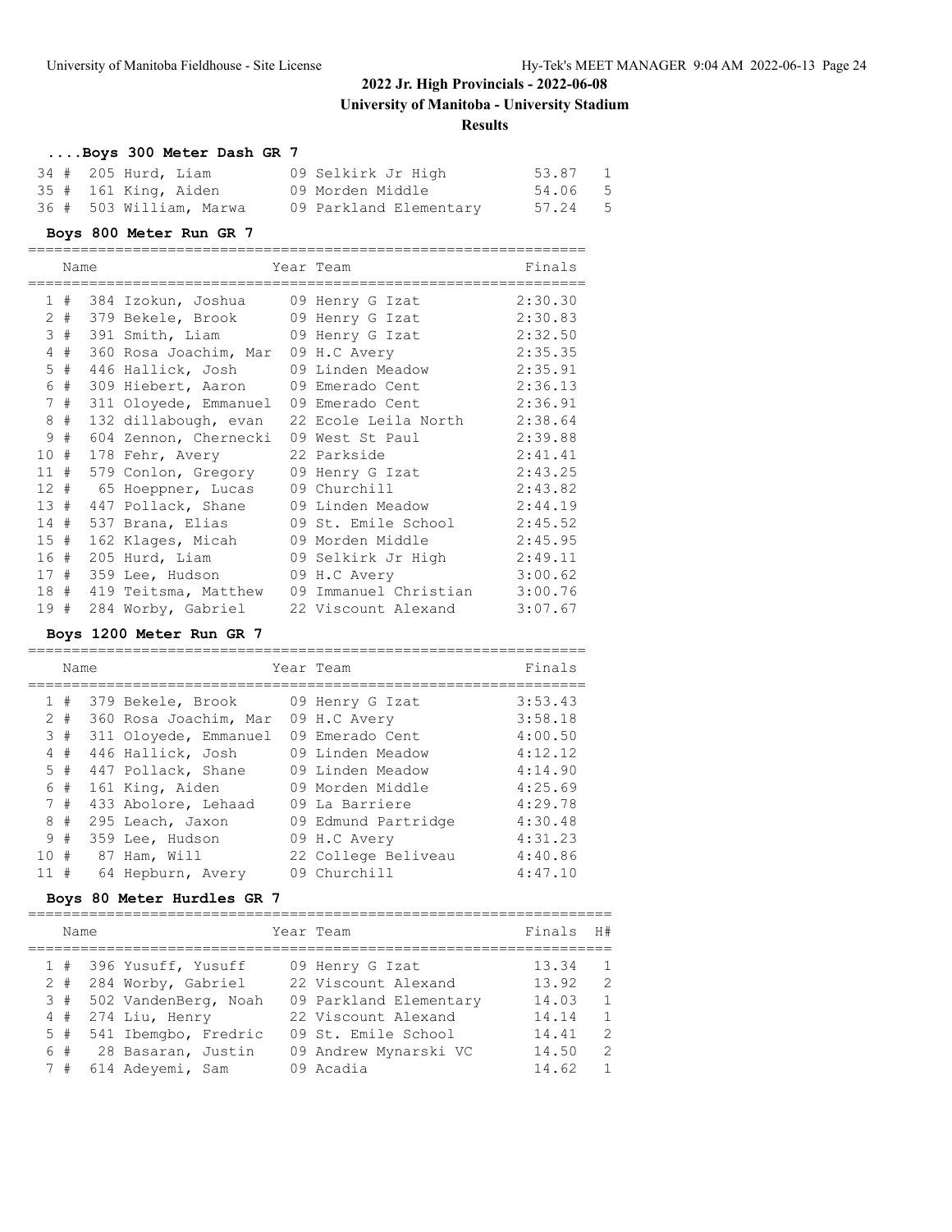# 2022 Jr. High Provincials - 2022-06-08

**University of Manitoba - University Stadium**

**Results**

### ....Boys 300 Meter Dash GR 7

| | | Name | Year | Team | Finals | H# |
|---|---|---|---|---|---|---|
| 34 | # | 205 Hurd, Liam | 09 | Selkirk Jr High | 53.87 | 1 |
| 35 | # | 161 King, Aiden | 09 | Morden Middle | 54.06 | 5 |
| 36 | # | 503 William, Marwa | 09 | Parkland Elementary | 57.24 | 5 |

### Boys 800 Meter Run GR 7

| | | Name | Year | Team | Finals |
|---|---|---|---|---|---|
| 1 | # | 384 Izokun, Joshua | 09 | Henry G Izat | 2:30.30 |
| 2 | # | 379 Bekele, Brook | 09 | Henry G Izat | 2:30.83 |
| 3 | # | 391 Smith, Liam | 09 | Henry G Izat | 2:32.50 |
| 4 | # | 360 Rosa Joachim, Mar | 09 | H.C Avery | 2:35.35 |
| 5 | # | 446 Hallick, Josh | 09 | Linden Meadow | 2:35.91 |
| 6 | # | 309 Hiebert, Aaron | 09 | Emerado Cent | 2:36.13 |
| 7 | # | 311 Oloyede, Emmanuel | 09 | Emerado Cent | 2:36.91 |
| 8 | # | 132 dillabough, evan | 22 | Ecole Leila North | 2:38.64 |
| 9 | # | 604 Zennon, Chernecki | 09 | West St Paul | 2:39.88 |
| 10 | # | 178 Fehr, Avery | 22 | Parkside | 2:41.41 |
| 11 | # | 579 Conlon, Gregory | 09 | Henry G Izat | 2:43.25 |
| 12 | # | 65 Hoeppner, Lucas | 09 | Churchill | 2:43.82 |
| 13 | # | 447 Pollack, Shane | 09 | Linden Meadow | 2:44.19 |
| 14 | # | 537 Brana, Elias | 09 | St. Emile School | 2:45.52 |
| 15 | # | 162 Klages, Micah | 09 | Morden Middle | 2:45.95 |
| 16 | # | 205 Hurd, Liam | 09 | Selkirk Jr High | 2:49.11 |
| 17 | # | 359 Lee, Hudson | 09 | H.C Avery | 3:00.62 |
| 18 | # | 419 Teitsma, Matthew | 09 | Immanuel Christian | 3:00.76 |
| 19 | # | 284 Worby, Gabriel | 22 | Viscount Alexand | 3:07.67 |

### Boys 1200 Meter Run GR 7

| | | Name | Year | Team | Finals |
|---|---|---|---|---|---|
| 1 | # | 379 Bekele, Brook | 09 | Henry G Izat | 3:53.43 |
| 2 | # | 360 Rosa Joachim, Mar | 09 | H.C Avery | 3:58.18 |
| 3 | # | 311 Oloyede, Emmanuel | 09 | Emerado Cent | 4:00.50 |
| 4 | # | 446 Hallick, Josh | 09 | Linden Meadow | 4:12.12 |
| 5 | # | 447 Pollack, Shane | 09 | Linden Meadow | 4:14.90 |
| 6 | # | 161 King, Aiden | 09 | Morden Middle | 4:25.69 |
| 7 | # | 433 Abolore, Lehaad | 09 | La Barriere | 4:29.78 |
| 8 | # | 295 Leach, Jaxon | 09 | Edmund Partridge | 4:30.48 |
| 9 | # | 359 Lee, Hudson | 09 | H.C Avery | 4:31.23 |
| 10 | # | 87 Ham, Will | 22 | College Beliveau | 4:40.86 |
| 11 | # | 64 Hepburn, Avery | 09 | Churchill | 4:47.10 |

### Boys 80 Meter Hurdles GR 7

| | | Name | Year | Team | Finals | H# |
|---|---|---|---|---|---|---|
| 1 | # | 396 Yusuff, Yusuff | 09 | Henry G Izat | 13.34 | 1 |
| 2 | # | 284 Worby, Gabriel | 22 | Viscount Alexand | 13.92 | 2 |
| 3 | # | 502 VandenBerg, Noah | 09 | Parkland Elementary | 14.03 | 1 |
| 4 | # | 274 Liu, Henry | 22 | Viscount Alexand | 14.14 | 1 |
| 5 | # | 541 Ibemgbo, Fredric | 09 | St. Emile School | 14.41 | 2 |
| 6 | # | 28 Basaran, Justin | 09 | Andrew Mynarski VC | 14.50 | 2 |
| 7 | # | 614 Adeyemi, Sam | 09 | Acadia | 14.62 | 1 |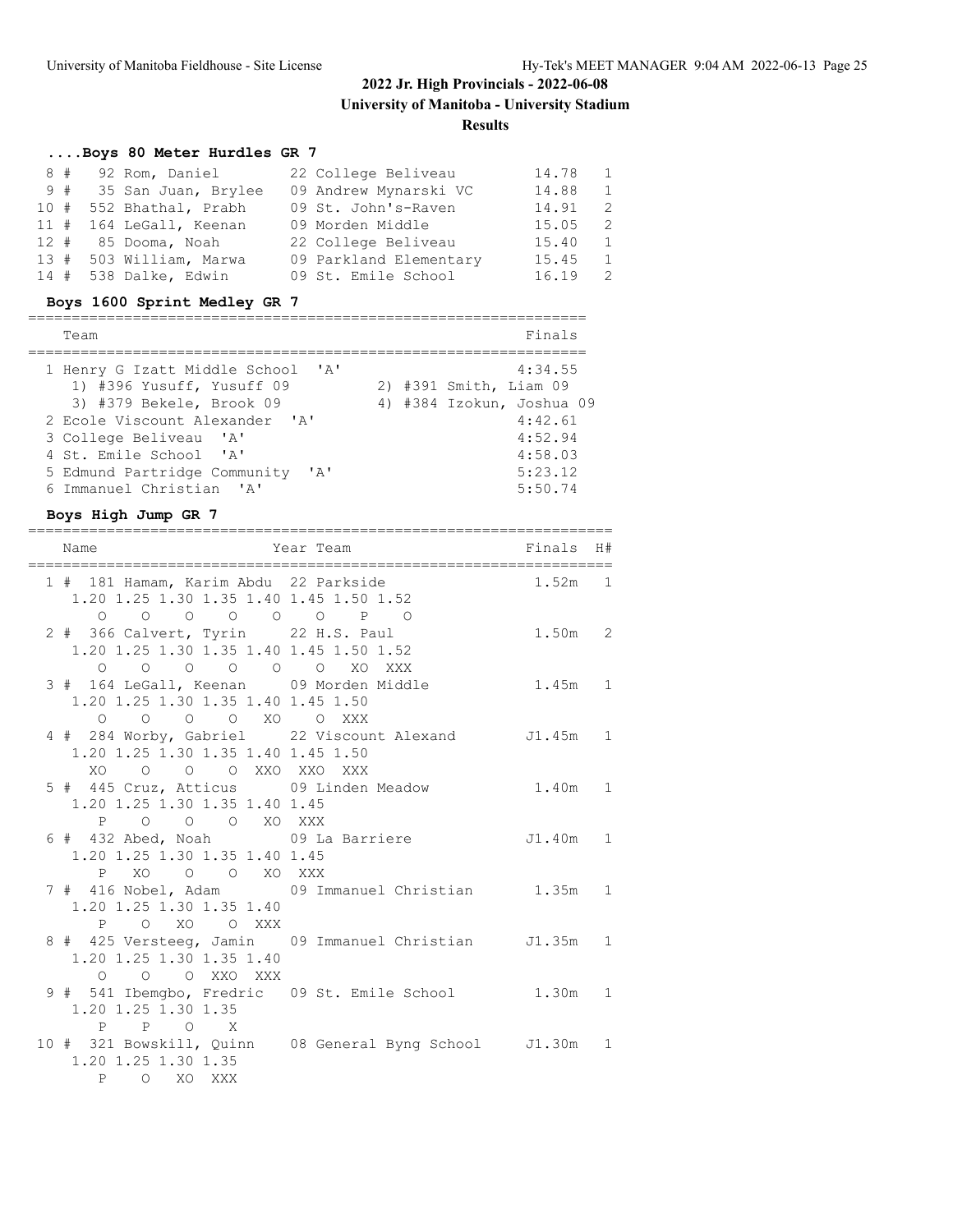## 2022 Jr. High Provincials - 2022-06-08

**University of Manitoba - University Stadium**

**Results**

### ....Boys 80 Meter Hurdles GR 7

| Place | # | Name | Year | Team | Finals | H# |
|---|---|---|---|---|---|---|
| 8 | 92 | Rom, Daniel | 22 | College Beliveau | 14.78 | 1 |
| 9 | 35 | San Juan, Brylee | 09 | Andrew Mynarski VC | 14.88 | 1 |
| 10 | 552 | Bhathal, Prabh | 09 | St. John's-Raven | 14.91 | 2 |
| 11 | 164 | LeGall, Keenan | 09 | Morden Middle | 15.05 | 2 |
| 12 | 85 | Dooma, Noah | 22 | College Beliveau | 15.40 | 1 |
| 13 | 503 | William, Marwa | 09 | Parkland Elementary | 15.45 | 1 |
| 14 | 538 | Dalke, Edwin | 09 | St. Emile School | 16.19 | 2 |

### Boys 1600 Sprint Medley GR 7

| Place | Team | Finals |
|---|---|---|
| 1 | Henry G Izatt Middle School 'A' | 4:34.55 |
| | 1) #396 Yusuff, Yusuff 09; 2) #391 Smith, Liam 09; 3) #379 Bekele, Brook 09; 4) #384 Izokun, Joshua 09 | |
| 2 | Ecole Viscount Alexander 'A' | 4:42.61 |
| 3 | College Beliveau 'A' | 4:52.94 |
| 4 | St. Emile School 'A' | 4:58.03 |
| 5 | Edmund Partridge Community 'A' | 5:23.12 |
| 6 | Immanuel Christian 'A' | 5:50.74 |

### Boys High Jump GR 7

```
Name                    Year Team                  Finals  H#
=================================================================
 1 # 181 Hamam, Karim Abdu  22 Parkside               1.52m   1
     1.20 1.25 1.30 1.35 1.40 1.45 1.50 1.52
        O    O    O    O    O    O    P    O
 2 # 366 Calvert, Tyrin     22 H.S. Paul              1.50m   2
     1.20 1.25 1.30 1.35 1.40 1.45 1.50 1.52
        O    O    O    O    O    O   XO  XXX
 3 # 164 LeGall, Keenan     09 Morden Middle          1.45m   1
     1.20 1.25 1.30 1.35 1.40 1.45 1.50
        O    O    O    O   XO    O  XXX
 4 # 284 Worby, Gabriel     22 Viscount Alexand      J1.45m   1
     1.20 1.25 1.30 1.35 1.40 1.45 1.50
       XO    O    O    O  XXO  XXO  XXX
 5 # 445 Cruz, Atticus      09 Linden Meadow          1.40m   1
     1.20 1.25 1.30 1.35 1.40 1.45
        P    O    O    O   XO  XXX
 6 # 432 Abed, Noah         09 La Barriere           J1.40m   1
     1.20 1.25 1.30 1.35 1.40 1.45
        P   XO    O    O   XO  XXX
 7 # 416 Nobel, Adam        09 Immanuel Christian     1.35m   1
     1.20 1.25 1.30 1.35 1.40
        P    O   XO    O  XXX
 8 # 425 Versteeg, Jamin    09 Immanuel Christian    J1.35m   1
     1.20 1.25 1.30 1.35 1.40
        O    O    O  XXO  XXX
 9 # 541 Ibemgbo, Fredric   09 St. Emile School       1.30m   1
     1.20 1.25 1.30 1.35
        P    P    O    X
10 # 321 Bowskill, Quinn    08 General Byng School   J1.30m   1
     1.20 1.25 1.30 1.35
        P    O   XO  XXX
```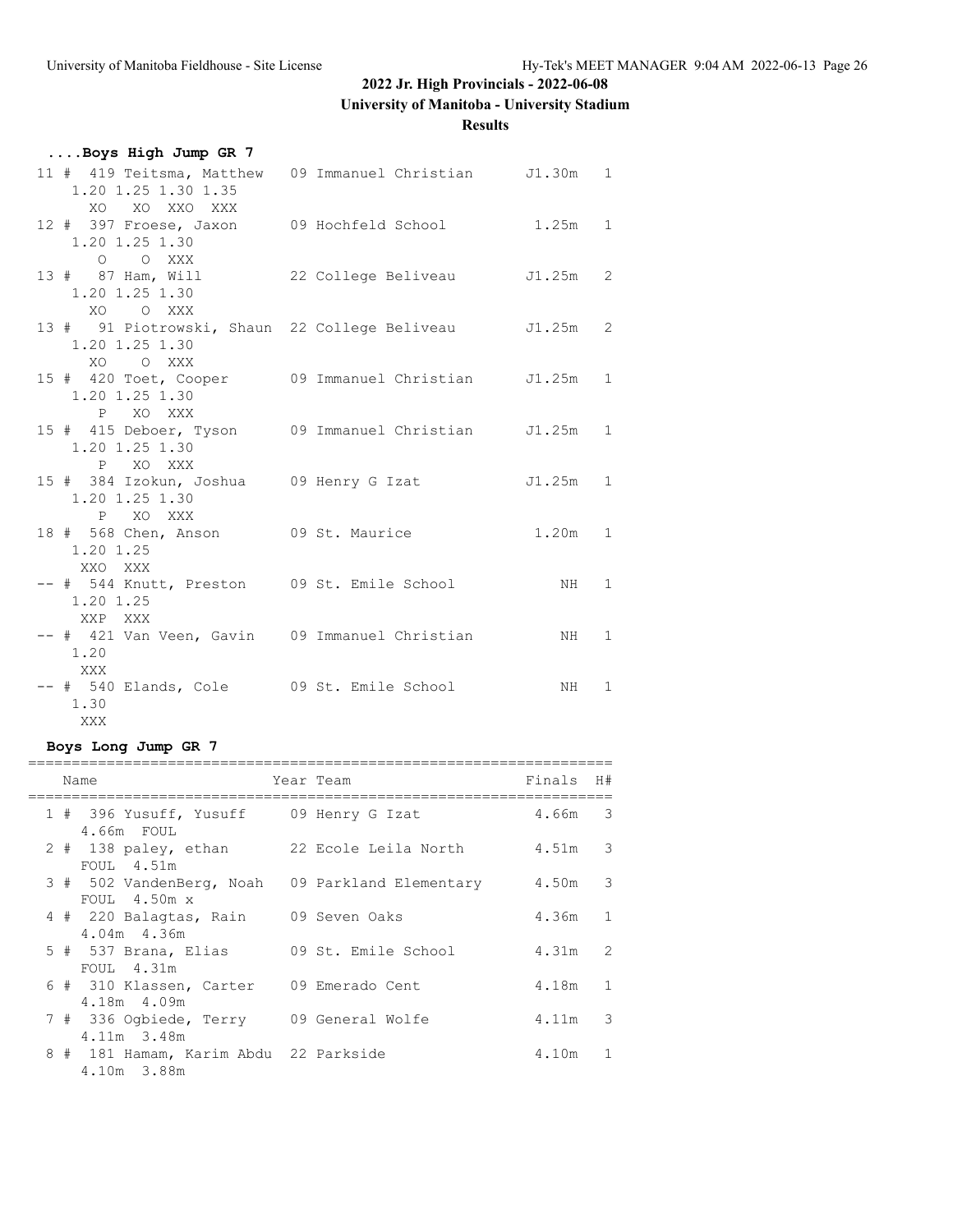# 2022 Jr. High Provincials - 2022-06-08

## University of Manitoba - University Stadium

### Results

#### ....Boys High Jump GR 7

```
 11 # 419 Teitsma, Matthew   09 Immanuel Christian     J1.30m   1
     1.20 1.25 1.30 1.35
       XO   XO  XXO  XXX
 12 # 397 Froese, Jaxon      09 Hochfeld School         1.25m   1
     1.20 1.25 1.30
        O    O  XXX
 13 #  87 Ham, Will          22 College Beliveau       J1.25m   2
     1.20 1.25 1.30
       XO    O  XXX
 13 #  91 Piotrowski, Shaun  22 College Beliveau       J1.25m   2
     1.20 1.25 1.30
       XO    O  XXX
 15 # 420 Toet, Cooper       09 Immanuel Christian     J1.25m   1
     1.20 1.25 1.30
        P   XO  XXX
 15 # 415 Deboer, Tyson      09 Immanuel Christian     J1.25m   1
     1.20 1.25 1.30
        P   XO  XXX
 15 # 384 Izokun, Joshua     09 Henry G Izat           J1.25m   1
     1.20 1.25 1.30
        P   XO  XXX
 18 # 568 Chen, Anson        09 St. Maurice             1.20m   1
     1.20 1.25
      XXO  XXX
 -- # 544 Knutt, Preston     09 St. Emile School           NH   1
     1.20 1.25
      XXP  XXX
 -- # 421 Van Veen, Gavin    09 Immanuel Christian         NH   1
     1.20
      XXX
 -- # 540 Elands, Cole       09 St. Emile School           NH   1
     1.30
      XXX
```

#### Boys Long Jump GR 7

```
===================================================================
    Name                    Year Team                    Finals  H#
===================================================================
  1 # 396 Yusuff, Yusuff     09 Henry G Izat             4.66m   3
      4.66m  FOUL
  2 # 138 paley, ethan       22 Ecole Leila North        4.51m   3
      FOUL  4.51m
  3 # 502 VandenBerg, Noah   09 Parkland Elementary      4.50m   3
      FOUL  4.50m x
  4 # 220 Balagtas, Rain     09 Seven Oaks               4.36m   1
      4.04m  4.36m
  5 # 537 Brana, Elias       09 St. Emile School         4.31m   2
      FOUL  4.31m
  6 # 310 Klassen, Carter    09 Emerado Cent             4.18m   1
      4.18m  4.09m
  7 # 336 Ogbiede, Terry     09 General Wolfe            4.11m   3
      4.11m  3.48m
  8 # 181 Hamam, Karim Abdu  22 Parkside                 4.10m   1
      4.10m  3.88m
```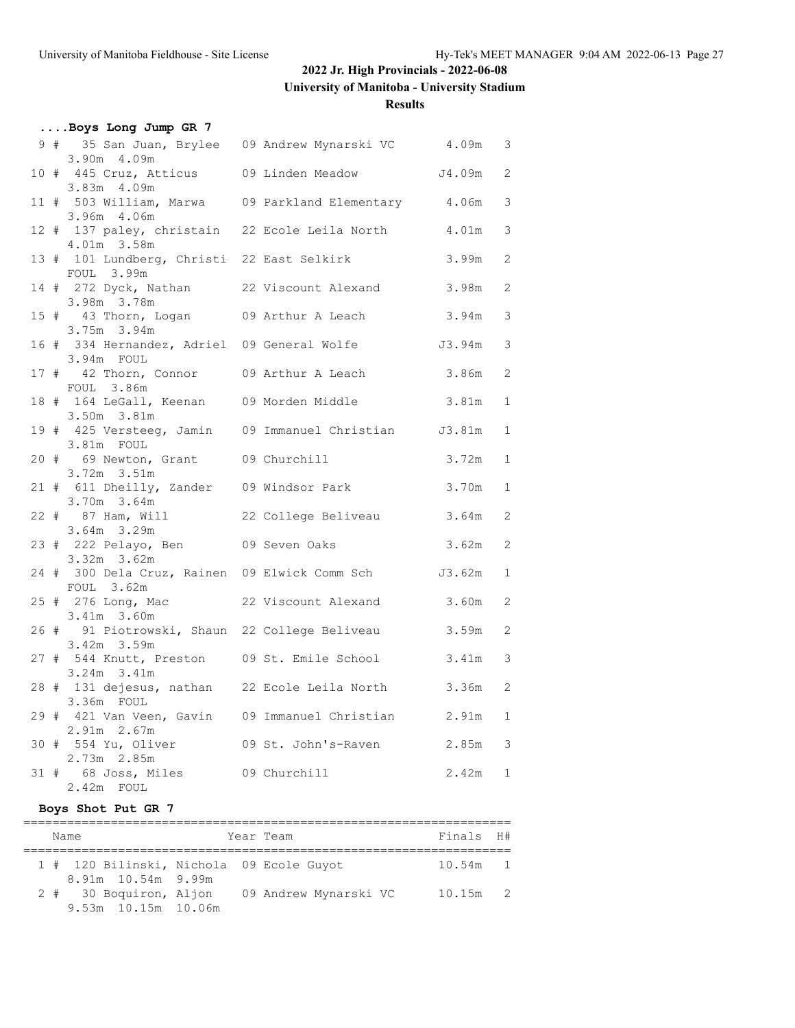## 2022 Jr. High Provincials - 2022-06-08

### University of Manitoba - University Stadium

### Results

#### ....Boys Long Jump GR 7

| Place | # | Name | Year | Team | Finals | H# |
|---|---|---|---|---|---|---|
| 9 | 35 | San Juan, Brylee | 09 | Andrew Mynarski VC | 4.09m | 3 |
| | | 3.90m 4.09m | | | | |
| 10 | 445 | Cruz, Atticus | 09 | Linden Meadow | J4.09m | 2 |
| | | 3.83m 4.09m | | | | |
| 11 | 503 | William, Marwa | 09 | Parkland Elementary | 4.06m | 3 |
| | | 3.96m 4.06m | | | | |
| 12 | 137 | paley, christain | 22 | Ecole Leila North | 4.01m | 3 |
| | | 4.01m 3.58m | | | | |
| 13 | 101 | Lundberg, Christi | 22 | East Selkirk | 3.99m | 2 |
| | | FOUL 3.99m | | | | |
| 14 | 272 | Dyck, Nathan | 22 | Viscount Alexand | 3.98m | 2 |
| | | 3.98m 3.78m | | | | |
| 15 | 43 | Thorn, Logan | 09 | Arthur A Leach | 3.94m | 3 |
| | | 3.75m 3.94m | | | | |
| 16 | 334 | Hernandez, Adriel | 09 | General Wolfe | J3.94m | 3 |
| | | 3.94m FOUL | | | | |
| 17 | 42 | Thorn, Connor | 09 | Arthur A Leach | 3.86m | 2 |
| | | FOUL 3.86m | | | | |
| 18 | 164 | LeGall, Keenan | 09 | Morden Middle | 3.81m | 1 |
| | | 3.50m 3.81m | | | | |
| 19 | 425 | Versteeg, Jamin | 09 | Immanuel Christian | J3.81m | 1 |
| | | 3.81m FOUL | | | | |
| 20 | 69 | Newton, Grant | 09 | Churchill | 3.72m | 1 |
| | | 3.72m 3.51m | | | | |
| 21 | 611 | Dheilly, Zander | 09 | Windsor Park | 3.70m | 1 |
| | | 3.70m 3.64m | | | | |
| 22 | 87 | Ham, Will | 22 | College Beliveau | 3.64m | 2 |
| | | 3.64m 3.29m | | | | |
| 23 | 222 | Pelayo, Ben | 09 | Seven Oaks | 3.62m | 2 |
| | | 3.32m 3.62m | | | | |
| 24 | 300 | Dela Cruz, Rainen | 09 | Elwick Comm Sch | J3.62m | 1 |
| | | FOUL 3.62m | | | | |
| 25 | 276 | Long, Mac | 22 | Viscount Alexand | 3.60m | 2 |
| | | 3.41m 3.60m | | | | |
| 26 | 91 | Piotrowski, Shaun | 22 | College Beliveau | 3.59m | 2 |
| | | 3.42m 3.59m | | | | |
| 27 | 544 | Knutt, Preston | 09 | St. Emile School | 3.41m | 3 |
| | | 3.24m 3.41m | | | | |
| 28 | 131 | dejesus, nathan | 22 | Ecole Leila North | 3.36m | 2 |
| | | 3.36m FOUL | | | | |
| 29 | 421 | Van Veen, Gavin | 09 | Immanuel Christian | 2.91m | 1 |
| | | 2.91m 2.67m | | | | |
| 30 | 554 | Yu, Oliver | 09 | St. John's-Raven | 2.85m | 3 |
| | | 2.73m 2.85m | | | | |
| 31 | 68 | Joss, Miles | 09 | Churchill | 2.42m | 1 |
| | | 2.42m FOUL | | | | |

#### Boys Shot Put GR 7

| Place | # | Name | Year | Team | Finals | H# |
|---|---|---|---|---|---|---|
| 1 | 120 | Bilinski, Nichola | 09 | Ecole Guyot | 10.54m | 1 |
| | | 8.91m 10.54m 9.99m | | | | |
| 2 | 30 | Boquiron, Aljon | 09 | Andrew Mynarski VC | 10.15m | 2 |
| | | 9.53m 10.15m 10.06m | | | | |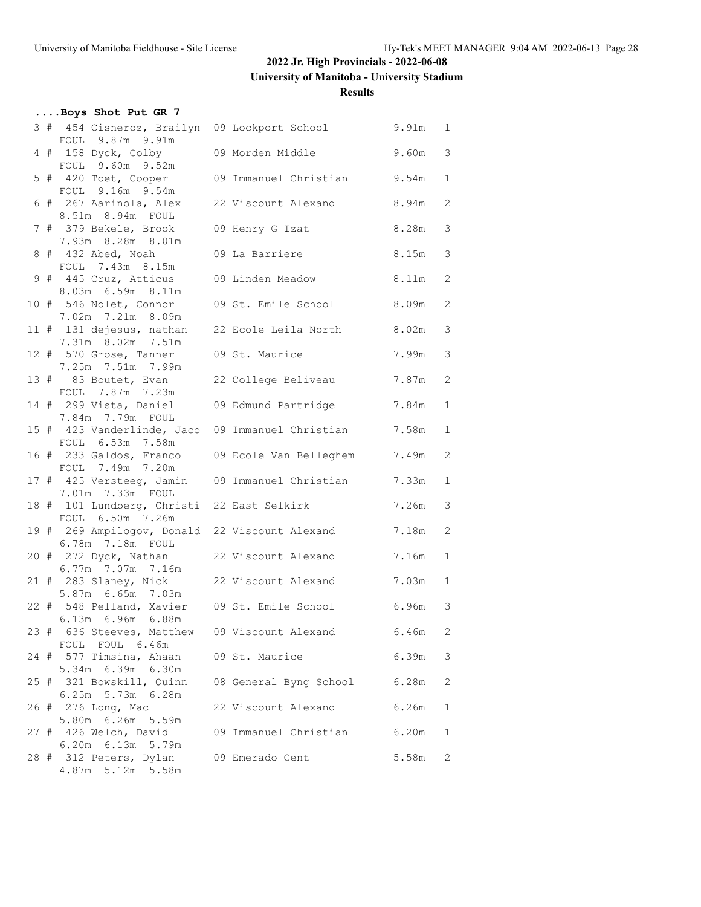## 2022 Jr. High Provincials - 2022-06-08

**University of Manitoba - University Stadium**

**Results**

### ....Boys Shot Put GR 7

| Place | # | Bib | Name | Yr | School | Mark | Flight |
|---|---|---|---|---|---|---|---|
| 3 | # | 454 | Cisneroz, Brailyn | 09 | Lockport School | 9.91m | 1 |
| | | | FOUL 9.87m 9.91m | | | | |
| 4 | # | 158 | Dyck, Colby | 09 | Morden Middle | 9.60m | 3 |
| | | | FOUL 9.60m 9.52m | | | | |
| 5 | # | 420 | Toet, Cooper | 09 | Immanuel Christian | 9.54m | 1 |
| | | | FOUL 9.16m 9.54m | | | | |
| 6 | # | 267 | Aarinola, Alex | 22 | Viscount Alexand | 8.94m | 2 |
| | | | 8.51m 8.94m FOUL | | | | |
| 7 | # | 379 | Bekele, Brook | 09 | Henry G Izat | 8.28m | 3 |
| | | | 7.93m 8.28m 8.01m | | | | |
| 8 | # | 432 | Abed, Noah | 09 | La Barriere | 8.15m | 3 |
| | | | FOUL 7.43m 8.15m | | | | |
| 9 | # | 445 | Cruz, Atticus | 09 | Linden Meadow | 8.11m | 2 |
| | | | 8.03m 6.59m 8.11m | | | | |
| 10 | # | 546 | Nolet, Connor | 09 | St. Emile School | 8.09m | 2 |
| | | | 7.02m 7.21m 8.09m | | | | |
| 11 | # | 131 | dejesus, nathan | 22 | Ecole Leila North | 8.02m | 3 |
| | | | 7.31m 8.02m 7.51m | | | | |
| 12 | # | 570 | Grose, Tanner | 09 | St. Maurice | 7.99m | 3 |
| | | | 7.25m 7.51m 7.99m | | | | |
| 13 | # | 83 | Boutet, Evan | 22 | College Beliveau | 7.87m | 2 |
| | | | FOUL 7.87m 7.23m | | | | |
| 14 | # | 299 | Vista, Daniel | 09 | Edmund Partridge | 7.84m | 1 |
| | | | 7.84m 7.79m FOUL | | | | |
| 15 | # | 423 | Vanderlinde, Jaco | 09 | Immanuel Christian | 7.58m | 1 |
| | | | FOUL 6.53m 7.58m | | | | |
| 16 | # | 233 | Galdos, Franco | 09 | Ecole Van Belleghem | 7.49m | 2 |
| | | | FOUL 7.49m 7.20m | | | | |
| 17 | # | 425 | Versteeg, Jamin | 09 | Immanuel Christian | 7.33m | 1 |
| | | | 7.01m 7.33m FOUL | | | | |
| 18 | # | 101 | Lundberg, Christi | 22 | East Selkirk | 7.26m | 3 |
| | | | FOUL 6.50m 7.26m | | | | |
| 19 | # | 269 | Ampilogov, Donald | 22 | Viscount Alexand | 7.18m | 2 |
| | | | 6.78m 7.18m FOUL | | | | |
| 20 | # | 272 | Dyck, Nathan | 22 | Viscount Alexand | 7.16m | 1 |
| | | | 6.77m 7.07m 7.16m | | | | |
| 21 | # | 283 | Slaney, Nick | 22 | Viscount Alexand | 7.03m | 1 |
| | | | 5.87m 6.65m 7.03m | | | | |
| 22 | # | 548 | Pelland, Xavier | 09 | St. Emile School | 6.96m | 3 |
| | | | 6.13m 6.96m 6.88m | | | | |
| 23 | # | 636 | Steeves, Matthew | 09 | Viscount Alexand | 6.46m | 2 |
| | | | FOUL FOUL 6.46m | | | | |
| 24 | # | 577 | Timsina, Ahaan | 09 | St. Maurice | 6.39m | 3 |
| | | | 5.34m 6.39m 6.30m | | | | |
| 25 | # | 321 | Bowskill, Quinn | 08 | General Byng School | 6.28m | 2 |
| | | | 6.25m 5.73m 6.28m | | | | |
| 26 | # | 276 | Long, Mac | 22 | Viscount Alexand | 6.26m | 1 |
| | | | 5.80m 6.26m 5.59m | | | | |
| 27 | # | 426 | Welch, David | 09 | Immanuel Christian | 6.20m | 1 |
| | | | 6.20m 6.13m 5.79m | | | | |
| 28 | # | 312 | Peters, Dylan | 09 | Emerado Cent | 5.58m | 2 |
| | | | 4.87m 5.12m 5.58m | | | | |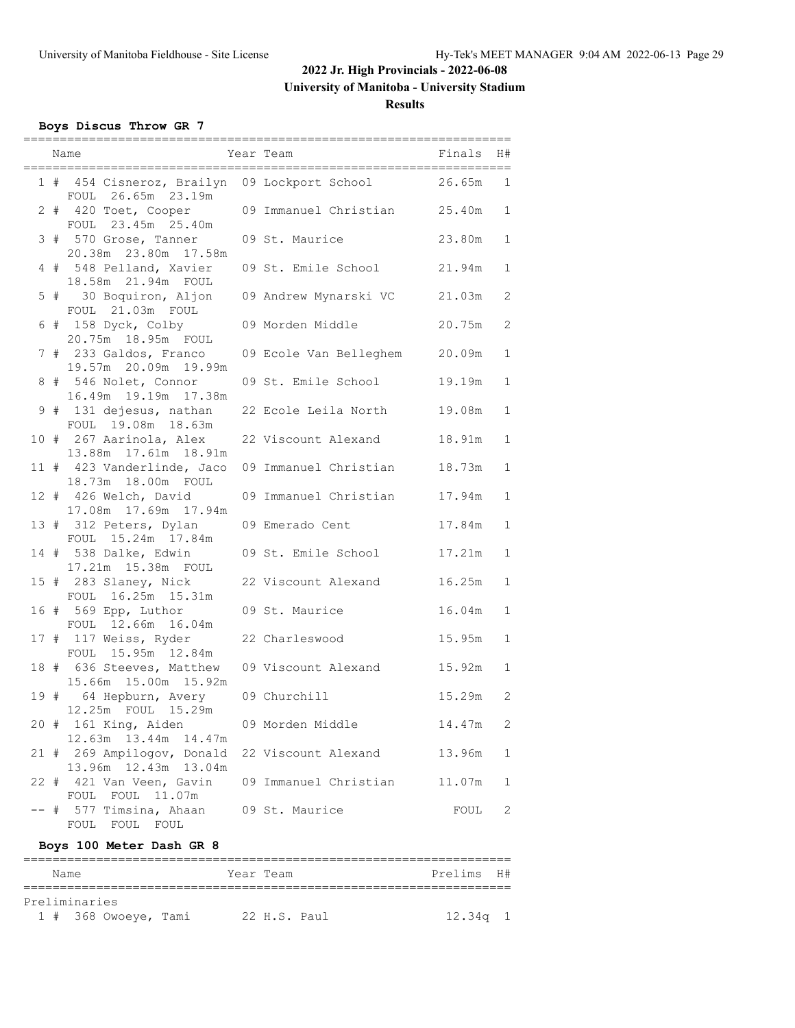## 2022 Jr. High Provincials - 2022-06-08

## University of Manitoba - University Stadium

### Results

#### Boys Discus Throw GR 7

| Place | Name | Year | Team | Finals | H# |
|---|---|---|---|---|---|
| 1 | # 454 Cisneroz, Brailyn | 09 | Lockport School | 26.65m | 1 |
| | FOUL 26.65m 23.19m | | | | |
| 2 | # 420 Toet, Cooper | 09 | Immanuel Christian | 25.40m | 1 |
| | FOUL 23.45m 25.40m | | | | |
| 3 | # 570 Grose, Tanner | 09 | St. Maurice | 23.80m | 1 |
| | 20.38m 23.80m 17.58m | | | | |
| 4 | # 548 Pelland, Xavier | 09 | St. Emile School | 21.94m | 1 |
| | 18.58m 21.94m FOUL | | | | |
| 5 | # 30 Boquiron, Aljon | 09 | Andrew Mynarski VC | 21.03m | 2 |
| | FOUL 21.03m FOUL | | | | |
| 6 | # 158 Dyck, Colby | 09 | Morden Middle | 20.75m | 2 |
| | 20.75m 18.95m FOUL | | | | |
| 7 | # 233 Galdos, Franco | 09 | Ecole Van Belleghem | 20.09m | 1 |
| | 19.57m 20.09m 19.99m | | | | |
| 8 | # 546 Nolet, Connor | 09 | St. Emile School | 19.19m | 1 |
| | 16.49m 19.19m 17.38m | | | | |
| 9 | # 131 dejesus, nathan | 22 | Ecole Leila North | 19.08m | 1 |
| | FOUL 19.08m 18.63m | | | | |
| 10 | # 267 Aarinola, Alex | 22 | Viscount Alexand | 18.91m | 1 |
| | 13.88m 17.61m 18.91m | | | | |
| 11 | # 423 Vanderlinde, Jaco | 09 | Immanuel Christian | 18.73m | 1 |
| | 18.73m 18.00m FOUL | | | | |
| 12 | # 426 Welch, David | 09 | Immanuel Christian | 17.94m | 1 |
| | 17.08m 17.69m 17.94m | | | | |
| 13 | # 312 Peters, Dylan | 09 | Emerado Cent | 17.84m | 1 |
| | FOUL 15.24m 17.84m | | | | |
| 14 | # 538 Dalke, Edwin | 09 | St. Emile School | 17.21m | 1 |
| | 17.21m 15.38m FOUL | | | | |
| 15 | # 283 Slaney, Nick | 22 | Viscount Alexand | 16.25m | 1 |
| | FOUL 16.25m 15.31m | | | | |
| 16 | # 569 Epp, Luthor | 09 | St. Maurice | 16.04m | 1 |
| | FOUL 12.66m 16.04m | | | | |
| 17 | # 117 Weiss, Ryder | 22 | Charleswood | 15.95m | 1 |
| | FOUL 15.95m 12.84m | | | | |
| 18 | # 636 Steeves, Matthew | 09 | Viscount Alexand | 15.92m | 1 |
| | 15.66m 15.00m 15.92m | | | | |
| 19 | # 64 Hepburn, Avery | 09 | Churchill | 15.29m | 2 |
| | 12.25m FOUL 15.29m | | | | |
| 20 | # 161 King, Aiden | 09 | Morden Middle | 14.47m | 2 |
| | 12.63m 13.44m 14.47m | | | | |
| 21 | # 269 Ampilogov, Donald | 22 | Viscount Alexand | 13.96m | 1 |
| | 13.96m 12.43m 13.04m | | | | |
| 22 | # 421 Van Veen, Gavin | 09 | Immanuel Christian | 11.07m | 1 |
| | FOUL FOUL 11.07m | | | | |
| -- | # 577 Timsina, Ahaan | 09 | St. Maurice | FOUL | 2 |
| | FOUL FOUL FOUL | | | | |

#### Boys 100 Meter Dash GR 8

| Place | Name | Year | Team | Prelims | H# |
|---|---|---|---|---|---|
| **Preliminaries** | | | | | |
| 1 | # 368 Owoeye, Tami | 22 | H.S. Paul | 12.34q | 1 |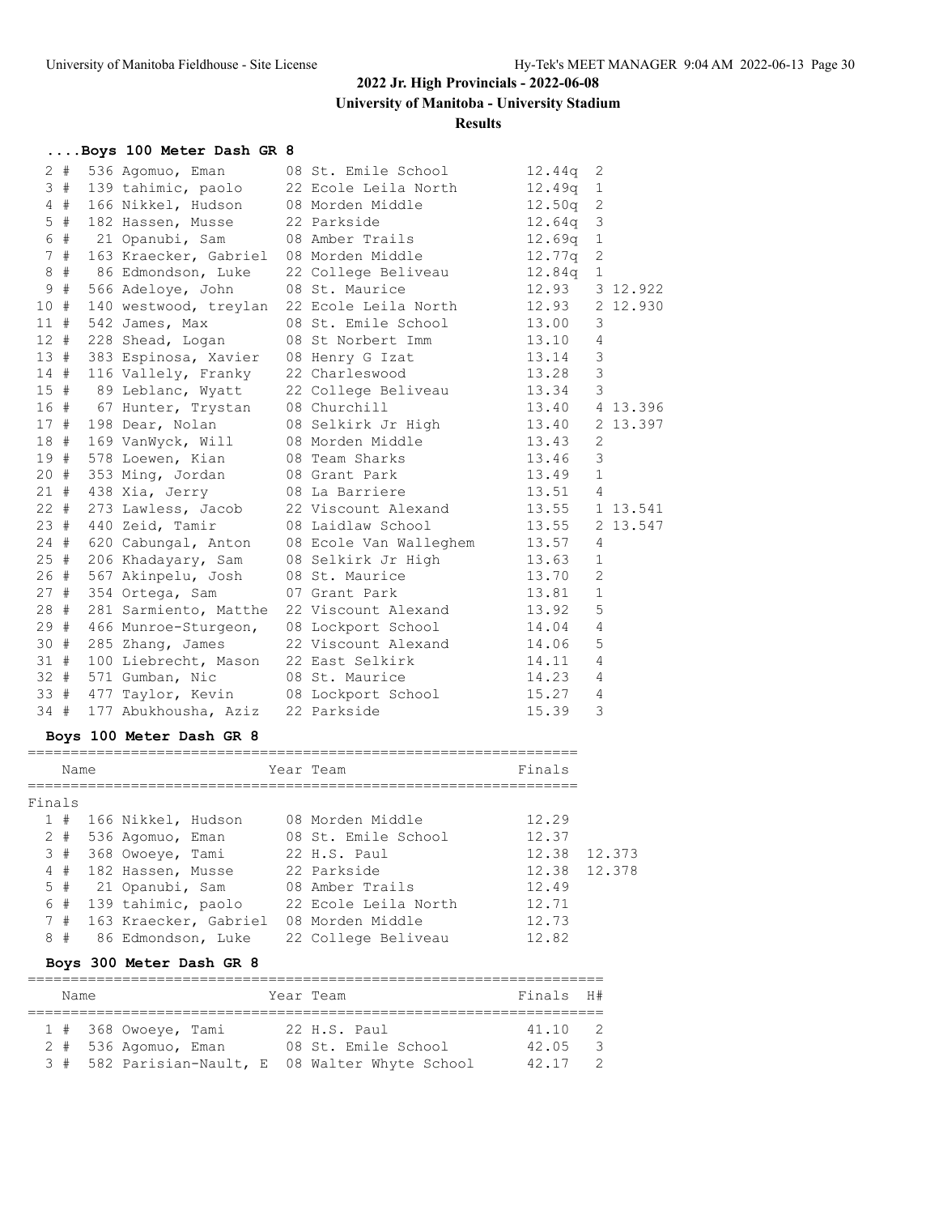## 2022 Jr. High Provincials - 2022-06-08

### University of Manitoba - University Stadium

### Results

#### ....Boys 100 Meter Dash GR 8

| Place | Name | Year | Team | Prelims | H# | |
|---|---|---|---|---|---|---|
| 2 # | 536 Agomuo, Eman | 08 | St. Emile School | 12.44q | 2 | |
| 3 # | 139 tahimic, paolo | 22 | Ecole Leila North | 12.49q | 1 | |
| 4 # | 166 Nikkel, Hudson | 08 | Morden Middle | 12.50q | 2 | |
| 5 # | 182 Hassen, Musse | 22 | Parkside | 12.64q | 3 | |
| 6 # | 21 Opanubi, Sam | 08 | Amber Trails | 12.69q | 1 | |
| 7 # | 163 Kraecker, Gabriel | 08 | Morden Middle | 12.77q | 2 | |
| 8 # | 86 Edmondson, Luke | 22 | College Beliveau | 12.84q | 1 | |
| 9 # | 566 Adeloye, John | 08 | St. Maurice | 12.93 | 3 | 12.922 |
| 10 # | 140 westwood, treylan | 22 | Ecole Leila North | 12.93 | 2 | 12.930 |
| 11 # | 542 James, Max | 08 | St. Emile School | 13.00 | 3 | |
| 12 # | 228 Shead, Logan | 08 | St Norbert Imm | 13.10 | 4 | |
| 13 # | 383 Espinosa, Xavier | 08 | Henry G Izat | 13.14 | 3 | |
| 14 # | 116 Vallely, Franky | 22 | Charleswood | 13.28 | 3 | |
| 15 # | 89 Leblanc, Wyatt | 22 | College Beliveau | 13.34 | 3 | |
| 16 # | 67 Hunter, Trystan | 08 | Churchill | 13.40 | 4 | 13.396 |
| 17 # | 198 Dear, Nolan | 08 | Selkirk Jr High | 13.40 | 2 | 13.397 |
| 18 # | 169 VanWyck, Will | 08 | Morden Middle | 13.43 | 2 | |
| 19 # | 578 Loewen, Kian | 08 | Team Sharks | 13.46 | 3 | |
| 20 # | 353 Ming, Jordan | 08 | Grant Park | 13.49 | 1 | |
| 21 # | 438 Xia, Jerry | 08 | La Barriere | 13.51 | 4 | |
| 22 # | 273 Lawless, Jacob | 22 | Viscount Alexand | 13.55 | 1 | 13.541 |
| 23 # | 440 Zeid, Tamir | 08 | Laidlaw School | 13.55 | 2 | 13.547 |
| 24 # | 620 Cabungal, Anton | 08 | Ecole Van Walleghem | 13.57 | 4 | |
| 25 # | 206 Khadayary, Sam | 08 | Selkirk Jr High | 13.63 | 1 | |
| 26 # | 567 Akinpelu, Josh | 08 | St. Maurice | 13.70 | 2 | |
| 27 # | 354 Ortega, Sam | 07 | Grant Park | 13.81 | 1 | |
| 28 # | 281 Sarmiento, Matthe | 22 | Viscount Alexand | 13.92 | 5 | |
| 29 # | 466 Munroe-Sturgeon, | 08 | Lockport School | 14.04 | 4 | |
| 30 # | 285 Zhang, James | 22 | Viscount Alexand | 14.06 | 5 | |
| 31 # | 100 Liebrecht, Mason | 22 | East Selkirk | 14.11 | 4 | |
| 32 # | 571 Gumban, Nic | 08 | St. Maurice | 14.23 | 4 | |
| 33 # | 477 Taylor, Kevin | 08 | Lockport School | 15.27 | 4 | |
| 34 # | 177 Abukhousha, Aziz | 22 | Parkside | 15.39 | 3 | |

#### Boys 100 Meter Dash GR 8

Finals

| Place | Name | Year | Team | Finals | |
|---|---|---|---|---|---|
| 1 # | 166 Nikkel, Hudson | 08 | Morden Middle | 12.29 | |
| 2 # | 536 Agomuo, Eman | 08 | St. Emile School | 12.37 | |
| 3 # | 368 Owoeye, Tami | 22 | H.S. Paul | 12.38 | 12.373 |
| 4 # | 182 Hassen, Musse | 22 | Parkside | 12.38 | 12.378 |
| 5 # | 21 Opanubi, Sam | 08 | Amber Trails | 12.49 | |
| 6 # | 139 tahimic, paolo | 22 | Ecole Leila North | 12.71 | |
| 7 # | 163 Kraecker, Gabriel | 08 | Morden Middle | 12.73 | |
| 8 # | 86 Edmondson, Luke | 22 | College Beliveau | 12.82 | |

#### Boys 300 Meter Dash GR 8

| Place | Name | Year | Team | Finals | H# |
|---|---|---|---|---|---|
| 1 # | 368 Owoeye, Tami | 22 | H.S. Paul | 41.10 | 2 |
| 2 # | 536 Agomuo, Eman | 08 | St. Emile School | 42.05 | 3 |
| 3 # | 582 Parisian-Nault, E | 08 | Walter Whyte School | 42.17 | 2 |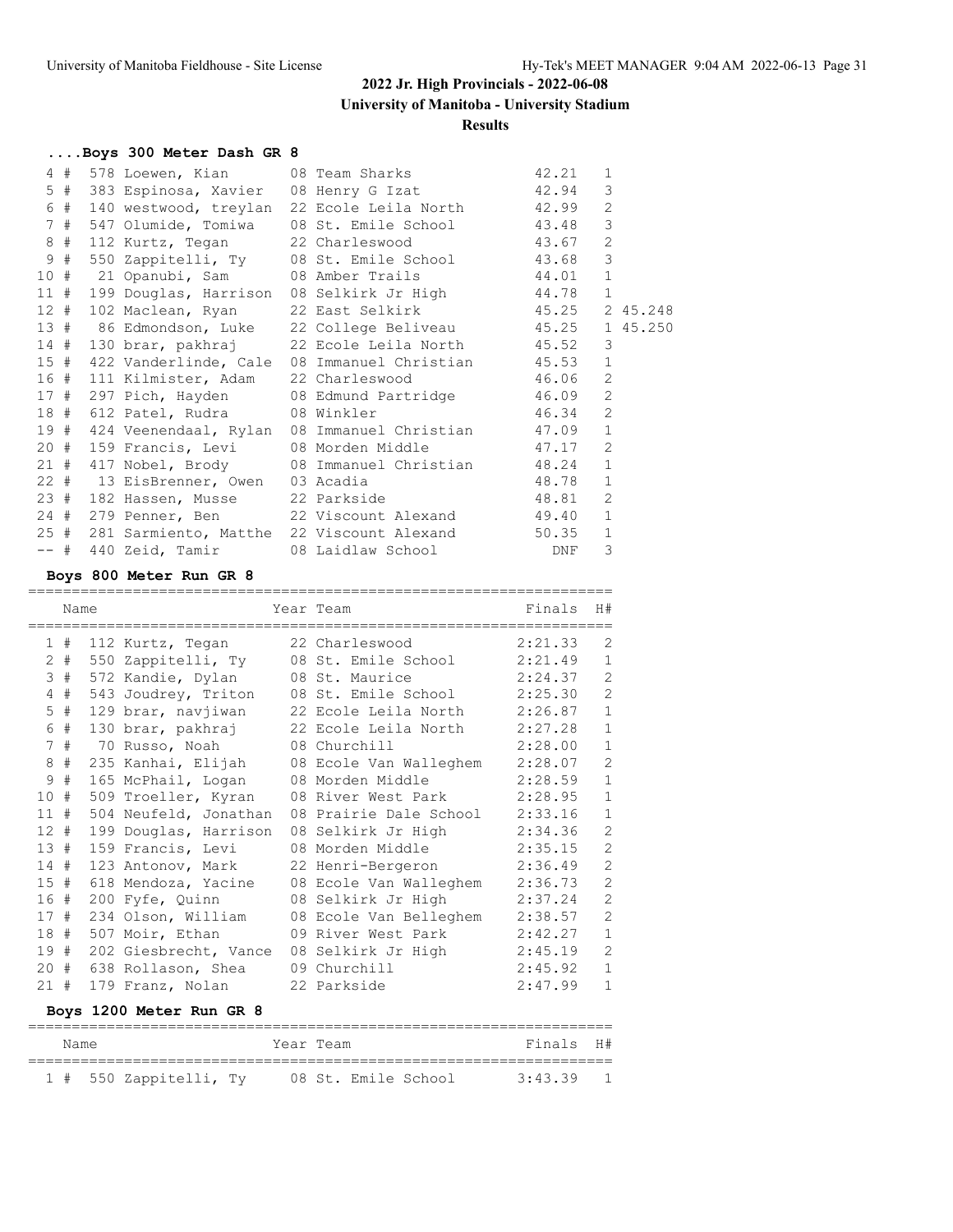## 2022 Jr. High Provincials - 2022-06-08

### University of Manitoba - University Stadium

### Results

#### ....Boys 300 Meter Dash GR 8

| Place | # | Comp# | Name | Year | Team | Finals | H# | |
|---|---|---|---|---|---|---|---|---|
| 4 | # | 578 | Loewen, Kian | 08 | Team Sharks | 42.21 | 1 | |
| 5 | # | 383 | Espinosa, Xavier | 08 | Henry G Izat | 42.94 | 3 | |
| 6 | # | 140 | westwood, treylan | 22 | Ecole Leila North | 42.99 | 2 | |
| 7 | # | 547 | Olumide, Tomiwa | 08 | St. Emile School | 43.48 | 3 | |
| 8 | # | 112 | Kurtz, Tegan | 22 | Charleswood | 43.67 | 2 | |
| 9 | # | 550 | Zappitelli, Ty | 08 | St. Emile School | 43.68 | 3 | |
| 10 | # | 21 | Opanubi, Sam | 08 | Amber Trails | 44.01 | 1 | |
| 11 | # | 199 | Douglas, Harrison | 08 | Selkirk Jr High | 44.78 | 1 | |
| 12 | # | 102 | Maclean, Ryan | 22 | East Selkirk | 45.25 | 2 | 45.248 |
| 13 | # | 86 | Edmondson, Luke | 22 | College Beliveau | 45.25 | 1 | 45.250 |
| 14 | # | 130 | brar, pakhraj | 22 | Ecole Leila North | 45.52 | 3 | |
| 15 | # | 422 | Vanderlinde, Cale | 08 | Immanuel Christian | 45.53 | 1 | |
| 16 | # | 111 | Kilmister, Adam | 22 | Charleswood | 46.06 | 2 | |
| 17 | # | 297 | Pich, Hayden | 08 | Edmund Partridge | 46.09 | 2 | |
| 18 | # | 612 | Patel, Rudra | 08 | Winkler | 46.34 | 2 | |
| 19 | # | 424 | Veenendaal, Rylan | 08 | Immanuel Christian | 47.09 | 1 | |
| 20 | # | 159 | Francis, Levi | 08 | Morden Middle | 47.17 | 2 | |
| 21 | # | 417 | Nobel, Brody | 08 | Immanuel Christian | 48.24 | 1 | |
| 22 | # | 13 | EisBrenner, Owen | 03 | Acadia | 48.78 | 1 | |
| 23 | # | 182 | Hassen, Musse | 22 | Parkside | 48.81 | 2 | |
| 24 | # | 279 | Penner, Ben | 22 | Viscount Alexand | 49.40 | 1 | |
| 25 | # | 281 | Sarmiento, Matthe | 22 | Viscount Alexand | 50.35 | 1 | |
| -- | # | 440 | Zeid, Tamir | 08 | Laidlaw School | DNF | 3 | |

#### Boys 800 Meter Run GR 8

| Place | # | Comp# | Name | Year | Team | Finals | H# |
|---|---|---|---|---|---|---|---|
| 1 | # | 112 | Kurtz, Tegan | 22 | Charleswood | 2:21.33 | 2 |
| 2 | # | 550 | Zappitelli, Ty | 08 | St. Emile School | 2:21.49 | 1 |
| 3 | # | 572 | Kandie, Dylan | 08 | St. Maurice | 2:24.37 | 2 |
| 4 | # | 543 | Joudrey, Triton | 08 | St. Emile School | 2:25.30 | 2 |
| 5 | # | 129 | brar, navjiwan | 22 | Ecole Leila North | 2:26.87 | 1 |
| 6 | # | 130 | brar, pakhraj | 22 | Ecole Leila North | 2:27.28 | 1 |
| 7 | # | 70 | Russo, Noah | 08 | Churchill | 2:28.00 | 1 |
| 8 | # | 235 | Kanhai, Elijah | 08 | Ecole Van Walleghem | 2:28.07 | 2 |
| 9 | # | 165 | McPhail, Logan | 08 | Morden Middle | 2:28.59 | 1 |
| 10 | # | 509 | Troeller, Kyran | 08 | River West Park | 2:28.95 | 1 |
| 11 | # | 504 | Neufeld, Jonathan | 08 | Prairie Dale School | 2:33.16 | 1 |
| 12 | # | 199 | Douglas, Harrison | 08 | Selkirk Jr High | 2:34.36 | 2 |
| 13 | # | 159 | Francis, Levi | 08 | Morden Middle | 2:35.15 | 2 |
| 14 | # | 123 | Antonov, Mark | 22 | Henri-Bergeron | 2:36.49 | 2 |
| 15 | # | 618 | Mendoza, Yacine | 08 | Ecole Van Walleghem | 2:36.73 | 2 |
| 16 | # | 200 | Fyfe, Quinn | 08 | Selkirk Jr High | 2:37.24 | 2 |
| 17 | # | 234 | Olson, William | 08 | Ecole Van Belleghem | 2:38.57 | 2 |
| 18 | # | 507 | Moir, Ethan | 09 | River West Park | 2:42.27 | 1 |
| 19 | # | 202 | Giesbrecht, Vance | 08 | Selkirk Jr High | 2:45.19 | 2 |
| 20 | # | 638 | Rollason, Shea | 09 | Churchill | 2:45.92 | 1 |
| 21 | # | 179 | Franz, Nolan | 22 | Parkside | 2:47.99 | 1 |

#### Boys 1200 Meter Run GR 8

| Place | # | Comp# | Name | Year | Team | Finals | H# |
|---|---|---|---|---|---|---|---|
| 1 | # | 550 | Zappitelli, Ty | 08 | St. Emile School | 3:43.39 | 1 |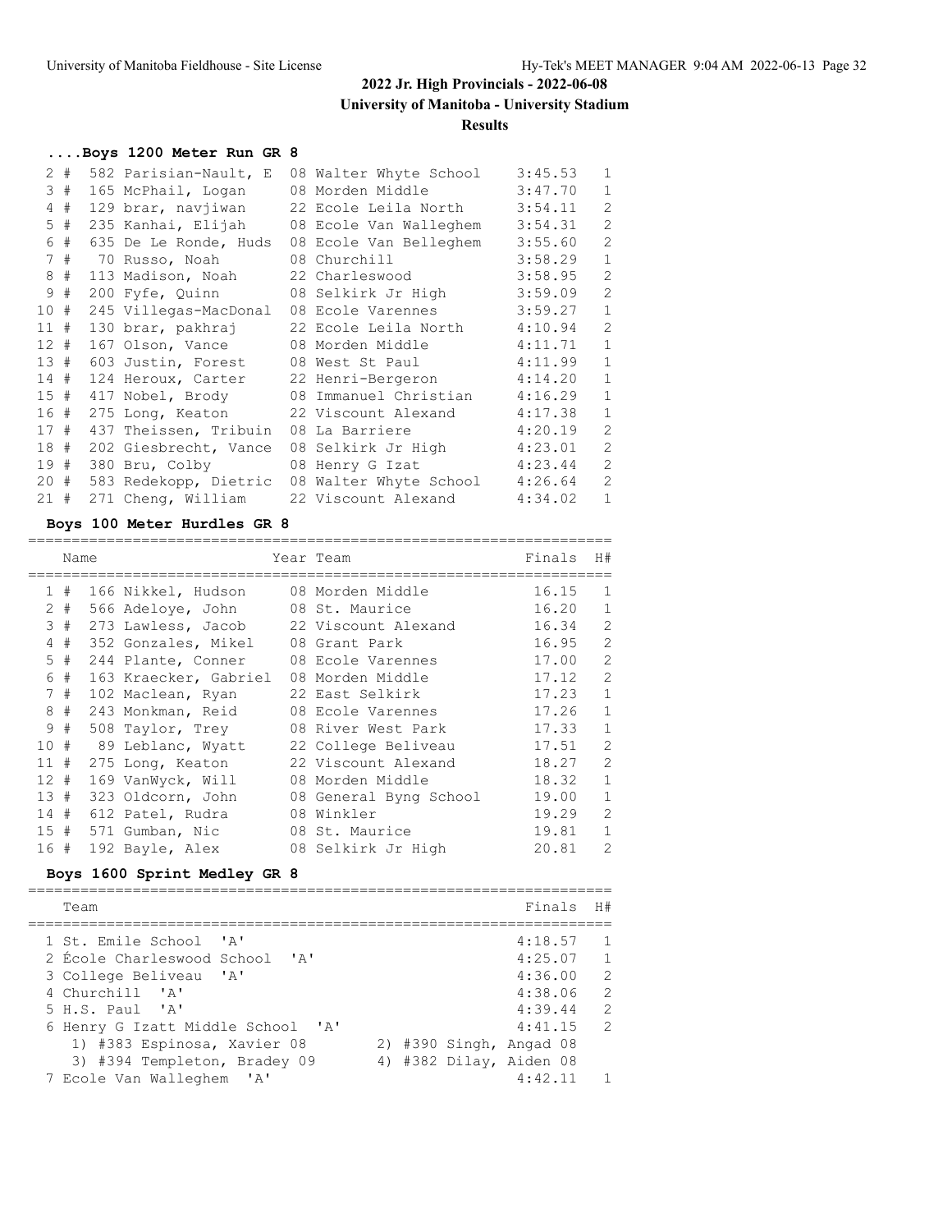# 2022 Jr. High Provincials - 2022-06-08

**University of Manitoba - University Stadium**

**Results**

### ....Boys 1200 Meter Run GR 8

| Place | Name | Year Team | Finals | H# |
|---|---|---|---|---|
| 2 # | 582 Parisian-Nault, E | 08 Walter Whyte School | 3:45.53 | 1 |
| 3 # | 165 McPhail, Logan | 08 Morden Middle | 3:47.70 | 1 |
| 4 # | 129 brar, navjiwan | 22 Ecole Leila North | 3:54.11 | 2 |
| 5 # | 235 Kanhai, Elijah | 08 Ecole Van Walleghem | 3:54.31 | 2 |
| 6 # | 635 De Le Ronde, Huds | 08 Ecole Van Belleghem | 3:55.60 | 2 |
| 7 # | 70 Russo, Noah | 08 Churchill | 3:58.29 | 1 |
| 8 # | 113 Madison, Noah | 22 Charleswood | 3:58.95 | 2 |
| 9 # | 200 Fyfe, Quinn | 08 Selkirk Jr High | 3:59.09 | 2 |
| 10 # | 245 Villegas-MacDonal | 08 Ecole Varennes | 3:59.27 | 1 |
| 11 # | 130 brar, pakhraj | 22 Ecole Leila North | 4:10.94 | 2 |
| 12 # | 167 Olson, Vance | 08 Morden Middle | 4:11.71 | 1 |
| 13 # | 603 Justin, Forest | 08 West St Paul | 4:11.99 | 1 |
| 14 # | 124 Heroux, Carter | 22 Henri-Bergeron | 4:14.20 | 1 |
| 15 # | 417 Nobel, Brody | 08 Immanuel Christian | 4:16.29 | 1 |
| 16 # | 275 Long, Keaton | 22 Viscount Alexand | 4:17.38 | 1 |
| 17 # | 437 Theissen, Tribuin | 08 La Barriere | 4:20.19 | 2 |
| 18 # | 202 Giesbrecht, Vance | 08 Selkirk Jr High | 4:23.01 | 2 |
| 19 # | 380 Bru, Colby | 08 Henry G Izat | 4:23.44 | 2 |
| 20 # | 583 Redekopp, Dietric | 08 Walter Whyte School | 4:26.64 | 2 |
| 21 # | 271 Cheng, William | 22 Viscount Alexand | 4:34.02 | 1 |

### Boys 100 Meter Hurdles GR 8

| Place | Name | Year Team | Finals | H# |
|---|---|---|---|---|
| 1 # | 166 Nikkel, Hudson | 08 Morden Middle | 16.15 | 1 |
| 2 # | 566 Adeloye, John | 08 St. Maurice | 16.20 | 1 |
| 3 # | 273 Lawless, Jacob | 22 Viscount Alexand | 16.34 | 2 |
| 4 # | 352 Gonzales, Mikel | 08 Grant Park | 16.95 | 2 |
| 5 # | 244 Plante, Conner | 08 Ecole Varennes | 17.00 | 2 |
| 6 # | 163 Kraecker, Gabriel | 08 Morden Middle | 17.12 | 2 |
| 7 # | 102 Maclean, Ryan | 22 East Selkirk | 17.23 | 1 |
| 8 # | 243 Monkman, Reid | 08 Ecole Varennes | 17.26 | 1 |
| 9 # | 508 Taylor, Trey | 08 River West Park | 17.33 | 1 |
| 10 # | 89 Leblanc, Wyatt | 22 College Beliveau | 17.51 | 2 |
| 11 # | 275 Long, Keaton | 22 Viscount Alexand | 18.27 | 2 |
| 12 # | 169 VanWyck, Will | 08 Morden Middle | 18.32 | 1 |
| 13 # | 323 Oldcorn, John | 08 General Byng School | 19.00 | 1 |
| 14 # | 612 Patel, Rudra | 08 Winkler | 19.29 | 2 |
| 15 # | 571 Gumban, Nic | 08 St. Maurice | 19.81 | 1 |
| 16 # | 192 Bayle, Alex | 08 Selkirk Jr High | 20.81 | 2 |

### Boys 1600 Sprint Medley GR 8

| Place | Team | Finals | H# |
|---|---|---|---|
| 1 | St. Emile School 'A' | 4:18.57 | 1 |
| 2 | École Charleswood School 'A' | 4:25.07 | 1 |
| 3 | College Beliveau 'A' | 4:36.00 | 2 |
| 4 | Churchill 'A' | 4:38.06 | 2 |
| 5 | H.S. Paul 'A' | 4:39.44 | 2 |
| 6 | Henry G Izatt Middle School 'A' | 4:41.15 | 2 |
| | 1) #383 Espinosa, Xavier 08 — 2) #390 Singh, Angad 08 | | |
| | 3) #394 Templeton, Bradey 09 — 4) #382 Dilay, Aiden 08 | | |
| 7 | Ecole Van Walleghem 'A' | 4:42.11 | 1 |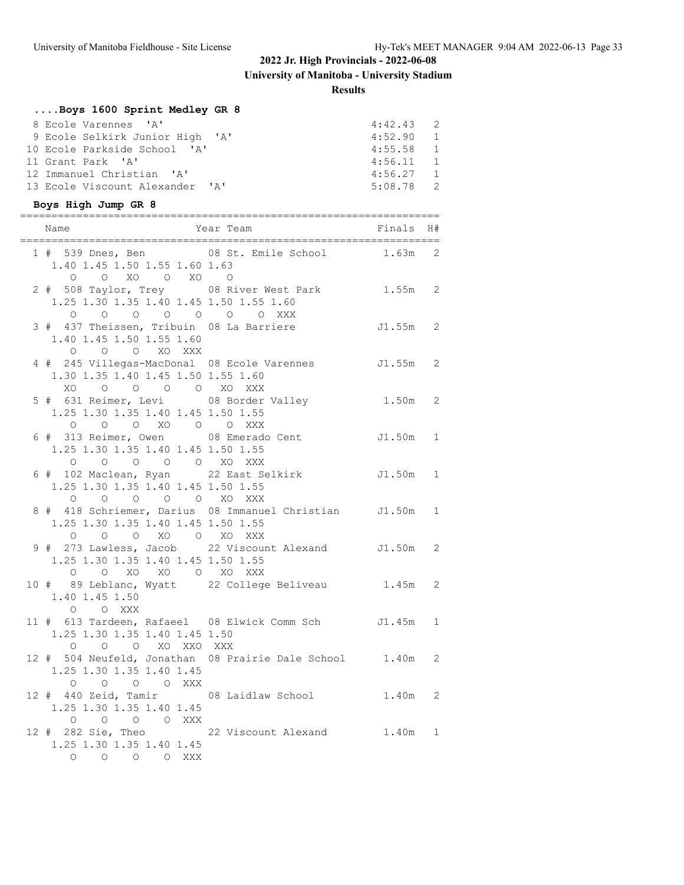## 2022 Jr. High Provincials - 2022-06-08

### University of Manitoba - University Stadium

### Results

#### ....Boys 1600 Sprint Medley GR 8

| Place | Team | Time | H# |
|---|---|---|---|
| 8 | Ecole Varennes 'A' | 4:42.43 | 2 |
| 9 | Ecole Selkirk Junior High 'A' | 4:52.90 | 1 |
| 10 | Ecole Parkside School 'A' | 4:55.58 | 1 |
| 11 | Grant Park 'A' | 4:56.11 | 1 |
| 12 | Immanuel Christian 'A' | 4:56.27 | 1 |
| 13 | Ecole Viscount Alexander 'A' | 5:08.78 | 2 |

#### Boys High Jump GR 8

```
=================================================================
    Name                    Year Team                 Finals  H#
=================================================================
  1 # 539 Dnes, Ben          08 St. Emile School        1.63m   2
      1.40 1.45 1.50 1.55 1.60 1.63
         O    O   XO    O   XO    O
  2 # 508 Taylor, Trey       08 River West Park         1.55m   2
      1.25 1.30 1.35 1.40 1.45 1.50 1.55 1.60
         O    O    O    O    O    O    O  XXX
  3 # 437 Theissen, Tribuin  08 La Barriere            J1.55m   2
      1.40 1.45 1.50 1.55 1.60
         O    O    O   XO  XXX
  4 # 245 Villegas-MacDonal  08 Ecole Varennes         J1.55m   2
      1.30 1.35 1.40 1.45 1.50 1.55 1.60
        XO    O    O    O    O   XO  XXX
  5 # 631 Reimer, Levi       08 Border Valley           1.50m   2
      1.25 1.30 1.35 1.40 1.45 1.50 1.55
         O    O    O   XO    O    O  XXX
  6 # 313 Reimer, Owen       08 Emerado Cent           J1.50m   1
      1.25 1.30 1.35 1.40 1.45 1.50 1.55
         O    O    O    O    O   XO  XXX
  6 # 102 Maclean, Ryan      22 East Selkirk           J1.50m   1
      1.25 1.30 1.35 1.40 1.45 1.50 1.55
         O    O    O    O    O   XO  XXX
  8 # 418 Schriemer, Darius  08 Immanuel Christian     J1.50m   1
      1.25 1.30 1.35 1.40 1.45 1.50 1.55
         O    O    O   XO    O   XO  XXX
  9 # 273 Lawless, Jacob     22 Viscount Alexand       J1.50m   2
      1.25 1.30 1.35 1.40 1.45 1.50 1.55
         O    O   XO   XO    O   XO  XXX
 10 #  89 Leblanc, Wyatt     22 College Beliveau        1.45m   2
      1.40 1.45 1.50
         O    O  XXX
 11 # 613 Tardeen, Rafaeel   08 Elwick Comm Sch        J1.45m   1
      1.25 1.30 1.35 1.40 1.45 1.50
         O    O    O   XO  XXO  XXX
 12 # 504 Neufeld, Jonathan  08 Prairie Dale School     1.40m   2
      1.25 1.30 1.35 1.40 1.45
         O    O    O    O  XXX
 12 # 440 Zeid, Tamir        08 Laidlaw School          1.40m   2
      1.25 1.30 1.35 1.40 1.45
         O    O    O    O  XXX
 12 # 282 Sie, Theo          22 Viscount Alexand        1.40m   1
      1.25 1.30 1.35 1.40 1.45
         O    O    O    O  XXX
```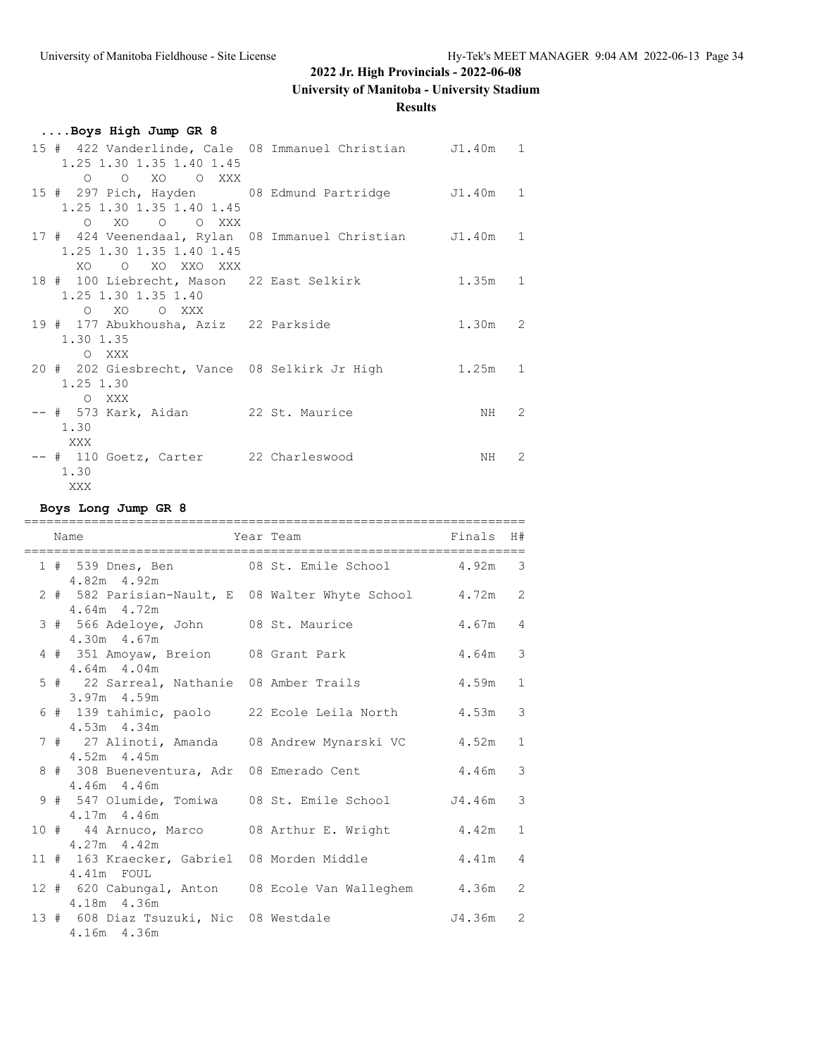## 2022 Jr. High Provincials - 2022-06-08

### University of Manitoba - University Stadium

### Results

#### ....Boys High Jump GR 8

```
 15 # 422 Vanderlinde, Cale  08 Immanuel Christian      J1.40m   1
     1.25 1.30 1.35 1.40 1.45
        O    O   XO    O  XXX
 15 # 297 Pich, Hayden        08 Edmund Partridge        J1.40m   1
     1.25 1.30 1.35 1.40 1.45
        O   XO    O    O  XXX
 17 # 424 Veenendaal, Rylan  08 Immanuel Christian      J1.40m   1
     1.25 1.30 1.35 1.40 1.45
       XO    O   XO  XXO  XXX
 18 # 100 Liebrecht, Mason   22 East Selkirk             1.35m   1
     1.25 1.30 1.35 1.40
        O   XO    O  XXX
 19 # 177 Abukhousha, Aziz   22 Parkside                 1.30m   2
     1.30 1.35
        O  XXX
 20 # 202 Giesbrecht, Vance  08 Selkirk Jr High          1.25m   1
     1.25 1.30
        O  XXX
 -- # 573 Kark, Aidan        22 St. Maurice                 NH   2
     1.30
      XXX
 -- # 110 Goetz, Carter      22 Charleswood                 NH   2
     1.30
      XXX
```

#### Boys Long Jump GR 8

```
===================================================================
    Name                    Year Team                  Finals  H#
===================================================================
  1 # 539 Dnes, Ben          08 St. Emile School         4.92m   3
      4.82m  4.92m
  2 # 582 Parisian-Nault, E  08 Walter Whyte School      4.72m   2
      4.64m  4.72m
  3 # 566 Adeloye, John      08 St. Maurice              4.67m   4
      4.30m  4.67m
  4 # 351 Amoyaw, Breion     08 Grant Park               4.64m   3
      4.64m  4.04m
  5 #  22 Sarreal, Nathanie  08 Amber Trails             4.59m   1
      3.97m  4.59m
  6 # 139 tahimic, paolo     22 Ecole Leila North        4.53m   3
      4.53m  4.34m
  7 #  27 Alinoti, Amanda    08 Andrew Mynarski VC       4.52m   1
      4.52m  4.45m
  8 # 308 Bueneventura, Adr  08 Emerado Cent             4.46m   3
      4.46m  4.46m
  9 # 547 Olumide, Tomiwa    08 St. Emile School        J4.46m   3
      4.17m  4.46m
 10 #  44 Arnuco, Marco      08 Arthur E. Wright         4.42m   1
      4.27m  4.42m
 11 # 163 Kraecker, Gabriel  08 Morden Middle            4.41m   4
      4.41m  FOUL
 12 # 620 Cabungal, Anton    08 Ecole Van Walleghem      4.36m   2
      4.18m  4.36m
 13 # 608 Diaz Tsuzuki, Nic  08 Westdale               J4.36m   2
      4.16m  4.36m
```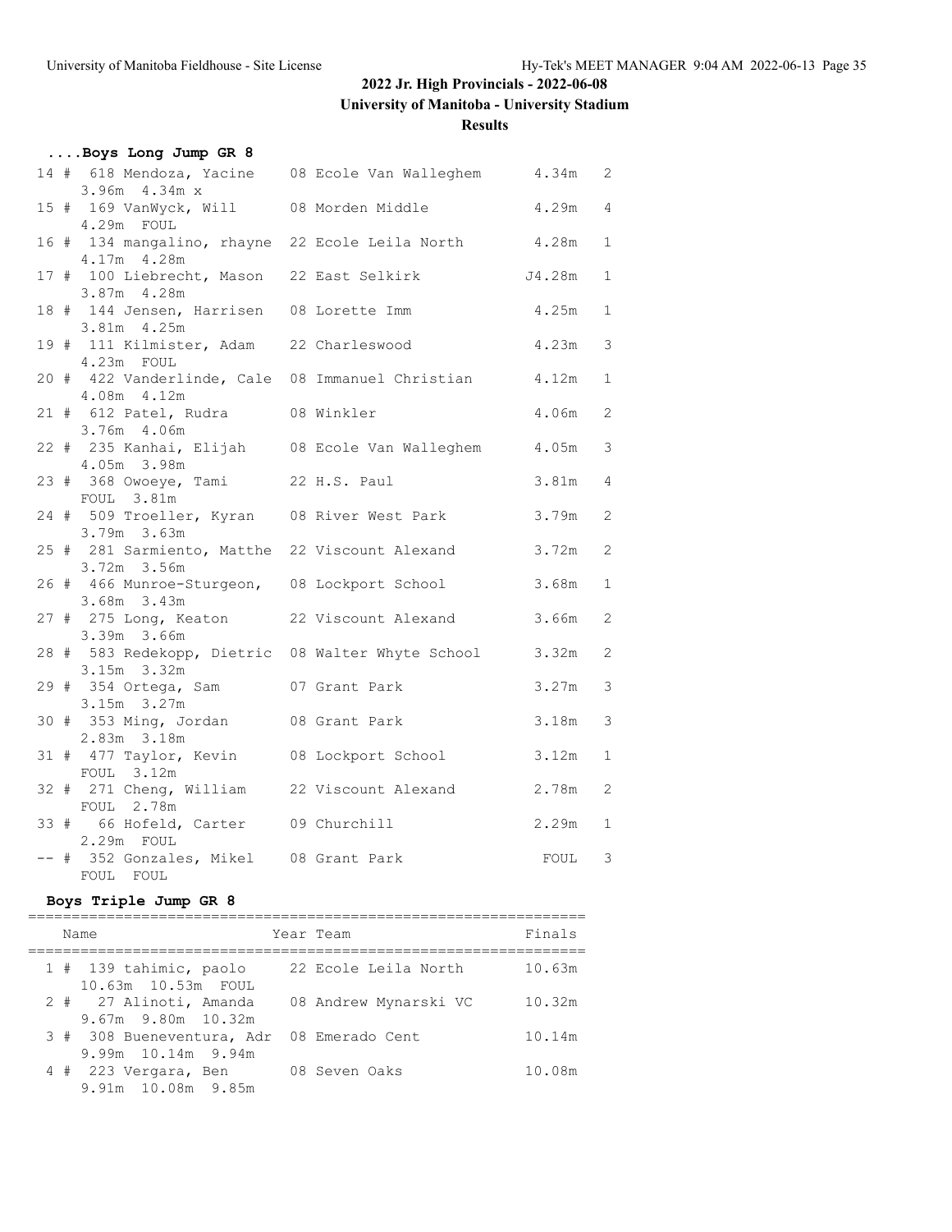## 2022 Jr. High Provincials - 2022-06-08

## University of Manitoba - University Stadium

### Results

### ....Boys Long Jump GR 8

```
 14 #  618 Mendoza, Yacine     08 Ecole Van Walleghem      4.34m   2
     3.96m  4.34m x
 15 #  169 VanWyck, Will       08 Morden Middle            4.29m   4
     4.29m  FOUL
 16 #  134 mangalino, rhayne   22 Ecole Leila North        4.28m   1
     4.17m  4.28m
 17 #  100 Liebrecht, Mason    22 East Selkirk            J4.28m   1
     3.87m  4.28m
 18 #  144 Jensen, Harrisen    08 Lorette Imm              4.25m   1
     3.81m  4.25m
 19 #  111 Kilmister, Adam     22 Charleswood              4.23m   3
     4.23m  FOUL
 20 #  422 Vanderlinde, Cale   08 Immanuel Christian       4.12m   1
     4.08m  4.12m
 21 #  612 Patel, Rudra        08 Winkler                  4.06m   2
     3.76m  4.06m
 22 #  235 Kanhai, Elijah      08 Ecole Van Walleghem      4.05m   3
     4.05m  3.98m
 23 #  368 Owoeye, Tami        22 H.S. Paul                3.81m   4
     FOUL  3.81m
 24 #  509 Troeller, Kyran     08 River West Park          3.79m   2
     3.79m  3.63m
 25 #  281 Sarmiento, Matthe   22 Viscount Alexand         3.72m   2
     3.72m  3.56m
 26 #  466 Munroe-Sturgeon,    08 Lockport School          3.68m   1
     3.68m  3.43m
 27 #  275 Long, Keaton        22 Viscount Alexand         3.66m   2
     3.39m  3.66m
 28 #  583 Redekopp, Dietric   08 Walter Whyte School      3.32m   2
     3.15m  3.32m
 29 #  354 Ortega, Sam         07 Grant Park               3.27m   3
     3.15m  3.27m
 30 #  353 Ming, Jordan        08 Grant Park               3.18m   3
     2.83m  3.18m
 31 #  477 Taylor, Kevin       08 Lockport School          3.12m   1
     FOUL  3.12m
 32 #  271 Cheng, William      22 Viscount Alexand         2.78m   2
     FOUL  2.78m
 33 #   66 Hofeld, Carter      09 Churchill                2.29m   1
     2.29m  FOUL
 -- #  352 Gonzales, Mikel     08 Grant Park                FOUL   3
     FOUL  FOUL
```

### Boys Triple Jump GR 8

```
================================================================
    Name                    Year Team                    Finals
================================================================
  1 #  139 tahimic, paolo      22 Ecole Leila North       10.63m
     10.63m  10.53m  FOUL
  2 #   27 Alinoti, Amanda     08 Andrew Mynarski VC      10.32m
     9.67m  9.80m  10.32m
  3 #  308 Bueneventura, Adr   08 Emerado Cent            10.14m
     9.99m  10.14m  9.94m
  4 #  223 Vergara, Ben        08 Seven Oaks              10.08m
     9.91m  10.08m  9.85m
```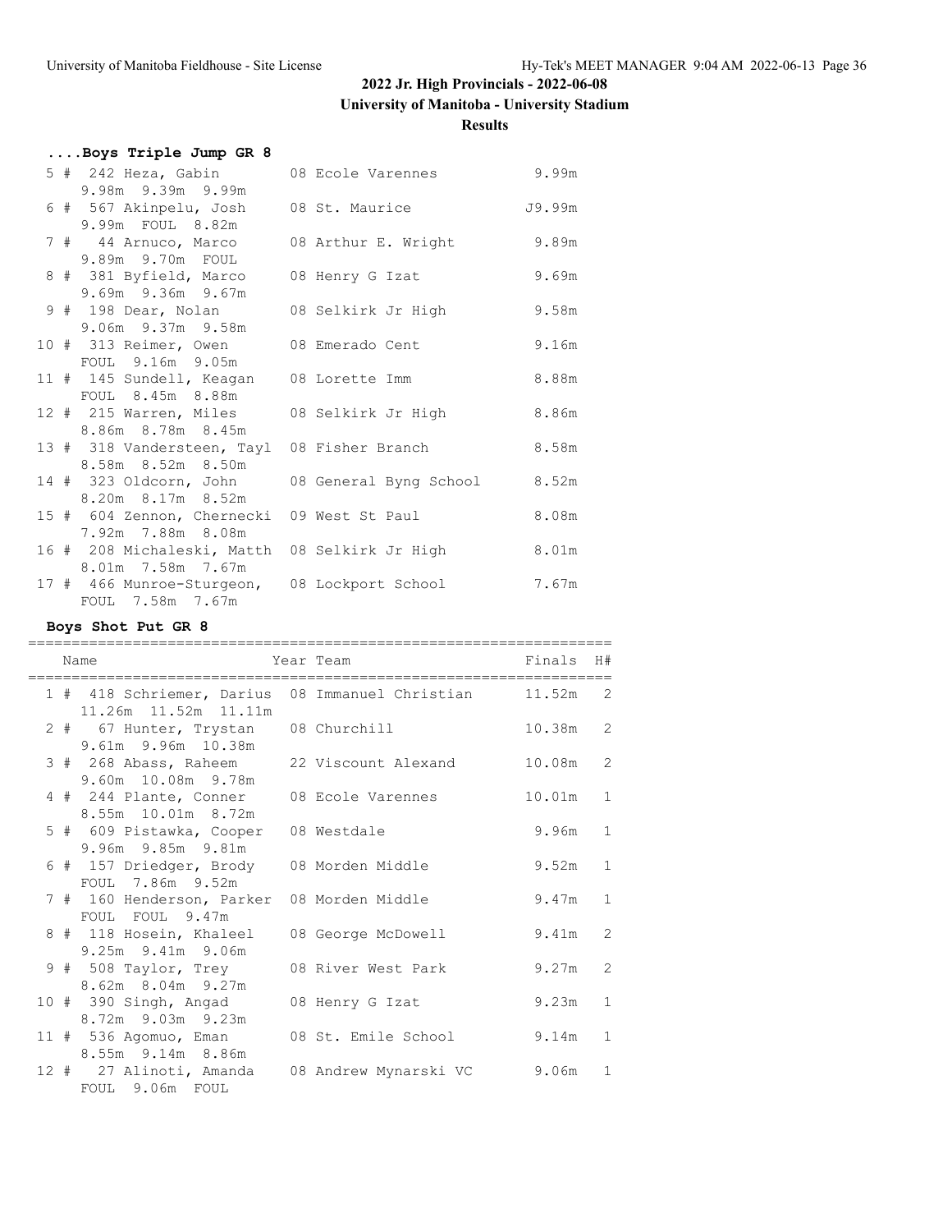# 2022 Jr. High Provincials - 2022-06-08

**University of Manitoba - University Stadium**

**Results**

### ....Boys Triple Jump GR 8

```
  5 #  242 Heza, Gabin          08 Ecole Varennes          9.99m  
      9.98m  9.39m  9.99m  
  6 #  567 Akinpelu, Josh       08 St. Maurice            J9.99m  
      9.99m  FOUL  8.82m  
  7 #   44 Arnuco, Marco        08 Arthur E. Wright        9.89m  
      9.89m  9.70m  FOUL  
  8 #  381 Byfield, Marco       08 Henry G Izat            9.69m  
      9.69m  9.36m  9.67m  
  9 #  198 Dear, Nolan          08 Selkirk Jr High         9.58m  
      9.06m  9.37m  9.58m  
 10 #  313 Reimer, Owen         08 Emerado Cent            9.16m  
      FOUL  9.16m  9.05m  
 11 #  145 Sundell, Keagan      08 Lorette Imm             8.88m  
      FOUL  8.45m  8.88m  
 12 #  215 Warren, Miles        08 Selkirk Jr High         8.86m  
      8.86m  8.78m  8.45m  
 13 #  318 Vandersteen, Tayl   08 Fisher Branch           8.58m  
      8.58m  8.52m  8.50m  
 14 #  323 Oldcorn, John        08 General Byng School     8.52m  
      8.20m  8.17m  8.52m  
 15 #  604 Zennon, Chernecki   09 West St Paul            8.08m  
      7.92m  7.88m  8.08m  
 16 #  208 Michaleski, Matth   08 Selkirk Jr High         8.01m  
      8.01m  7.58m  7.67m  
 17 #  466 Munroe-Sturgeon,    08 Lockport School         7.67m  
      FOUL  7.58m  7.67m  
```

### Boys Shot Put GR 8

```
==================================================================
    Name                    Year Team                 Finals  H#
==================================================================
  1 #  418 Schriemer, Darius  08 Immanuel Christian    11.52m   2
      11.26m  11.52m  11.11m  
  2 #   67 Hunter, Trystan    08 Churchill             10.38m   2
      9.61m  9.96m  10.38m  
  3 #  268 Abass, Raheem      22 Viscount Alexand      10.08m   2
      9.60m  10.08m  9.78m  
  4 #  244 Plante, Conner     08 Ecole Varennes        10.01m   1
      8.55m  10.01m  8.72m  
  5 #  609 Pistawka, Cooper   08 Westdale               9.96m   1
      9.96m  9.85m  9.81m  
  6 #  157 Driedger, Brody    08 Morden Middle          9.52m   1
      FOUL  7.86m  9.52m  
  7 #  160 Henderson, Parker  08 Morden Middle          9.47m   1
      FOUL  FOUL  9.47m  
  8 #  118 Hosein, Khaleel    08 George McDowell        9.41m   2
      9.25m  9.41m  9.06m  
  9 #  508 Taylor, Trey       08 River West Park        9.27m   2
      8.62m  8.04m  9.27m  
 10 #  390 Singh, Angad       08 Henry G Izat           9.23m   1
      8.72m  9.03m  9.23m  
 11 #  536 Agomuo, Eman       08 St. Emile School       9.14m   1
      8.55m  9.14m  8.86m  
 12 #   27 Alinoti, Amanda    08 Andrew Mynarski VC     9.06m   1
      FOUL  9.06m  FOUL  
```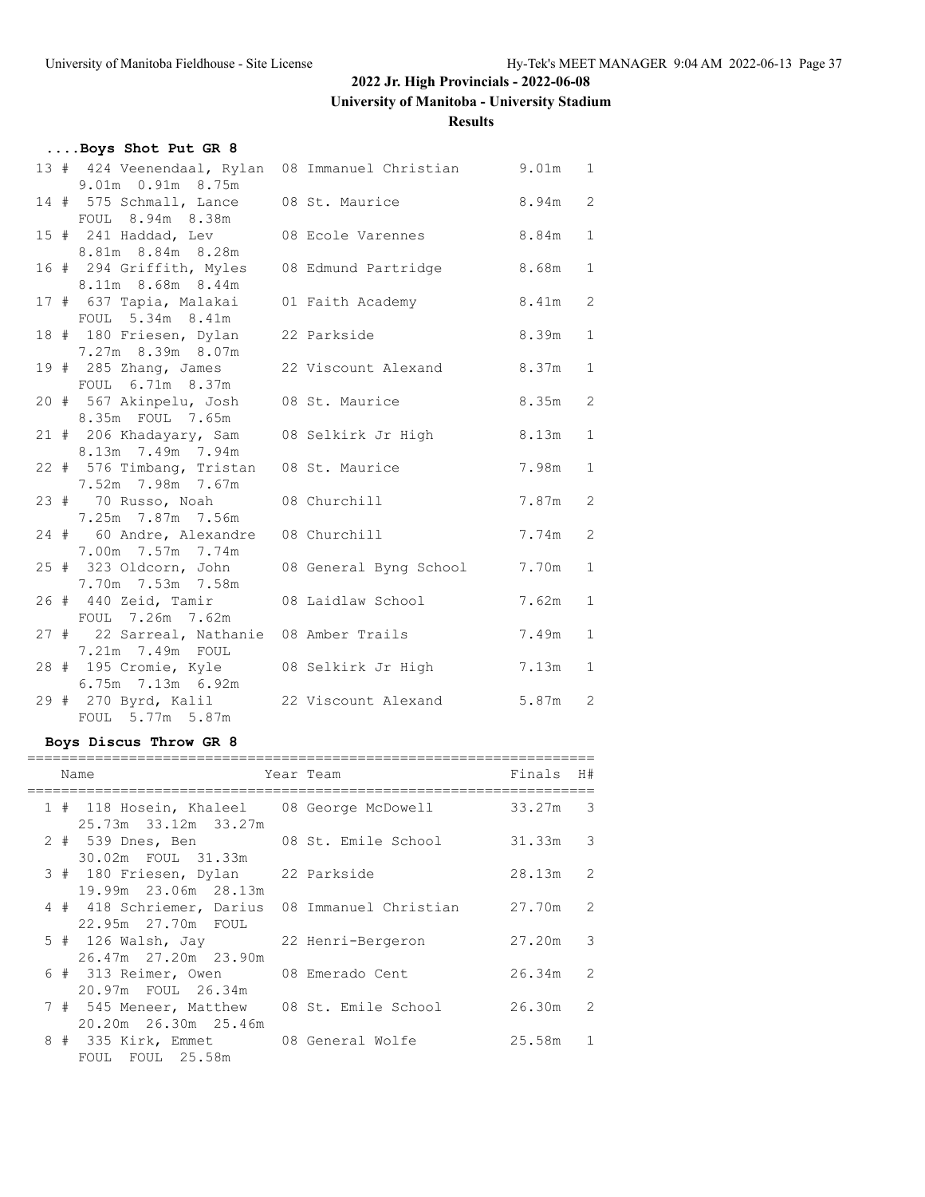## 2022 Jr. High Provincials - 2022-06-08

**University of Manitoba - University Stadium**

**Results**

### ....Boys Shot Put GR 8

| Place | # | Name | Year | Team | Finals | H# |
|---|---|---|---|---|---|---|
| 13 | 424 | Veenendaal, Rylan | 08 | Immanuel Christian | 9.01m | 1 |
| | | 9.01m 0.91m 8.75m | | | | |
| 14 | 575 | Schmall, Lance | 08 | St. Maurice | 8.94m | 2 |
| | | FOUL 8.94m 8.38m | | | | |
| 15 | 241 | Haddad, Lev | 08 | Ecole Varennes | 8.84m | 1 |
| | | 8.81m 8.84m 8.28m | | | | |
| 16 | 294 | Griffith, Myles | 08 | Edmund Partridge | 8.68m | 1 |
| | | 8.11m 8.68m 8.44m | | | | |
| 17 | 637 | Tapia, Malakai | 01 | Faith Academy | 8.41m | 2 |
| | | FOUL 5.34m 8.41m | | | | |
| 18 | 180 | Friesen, Dylan | 22 | Parkside | 8.39m | 1 |
| | | 7.27m 8.39m 8.07m | | | | |
| 19 | 285 | Zhang, James | 22 | Viscount Alexand | 8.37m | 1 |
| | | FOUL 6.71m 8.37m | | | | |
| 20 | 567 | Akinpelu, Josh | 08 | St. Maurice | 8.35m | 2 |
| | | 8.35m FOUL 7.65m | | | | |
| 21 | 206 | Khadayary, Sam | 08 | Selkirk Jr High | 8.13m | 1 |
| | | 8.13m 7.49m 7.94m | | | | |
| 22 | 576 | Timbang, Tristan | 08 | St. Maurice | 7.98m | 1 |
| | | 7.52m 7.98m 7.67m | | | | |
| 23 | 70 | Russo, Noah | 08 | Churchill | 7.87m | 2 |
| | | 7.25m 7.87m 7.56m | | | | |
| 24 | 60 | Andre, Alexandre | 08 | Churchill | 7.74m | 2 |
| | | 7.00m 7.57m 7.74m | | | | |
| 25 | 323 | Oldcorn, John | 08 | General Byng School | 7.70m | 1 |
| | | 7.70m 7.53m 7.58m | | | | |
| 26 | 440 | Zeid, Tamir | 08 | Laidlaw School | 7.62m | 1 |
| | | FOUL 7.26m 7.62m | | | | |
| 27 | 22 | Sarreal, Nathanie | 08 | Amber Trails | 7.49m | 1 |
| | | 7.21m 7.49m FOUL | | | | |
| 28 | 195 | Cromie, Kyle | 08 | Selkirk Jr High | 7.13m | 1 |
| | | 6.75m 7.13m 6.92m | | | | |
| 29 | 270 | Byrd, Kalil | 22 | Viscount Alexand | 5.87m | 2 |
| | | FOUL 5.77m 5.87m | | | | |

### Boys Discus Throw GR 8

| Place | # | Name | Year | Team | Finals | H# |
|---|---|---|---|---|---|---|
| 1 | 118 | Hosein, Khaleel | 08 | George McDowell | 33.27m | 3 |
| | | 25.73m 33.12m 33.27m | | | | |
| 2 | 539 | Dnes, Ben | 08 | St. Emile School | 31.33m | 3 |
| | | 30.02m FOUL 31.33m | | | | |
| 3 | 180 | Friesen, Dylan | 22 | Parkside | 28.13m | 2 |
| | | 19.99m 23.06m 28.13m | | | | |
| 4 | 418 | Schriemer, Darius | 08 | Immanuel Christian | 27.70m | 2 |
| | | 22.95m 27.70m FOUL | | | | |
| 5 | 126 | Walsh, Jay | 22 | Henri-Bergeron | 27.20m | 3 |
| | | 26.47m 27.20m 23.90m | | | | |
| 6 | 313 | Reimer, Owen | 08 | Emerado Cent | 26.34m | 2 |
| | | 20.97m FOUL 26.34m | | | | |
| 7 | 545 | Meneer, Matthew | 08 | St. Emile School | 26.30m | 2 |
| | | 20.20m 26.30m 25.46m | | | | |
| 8 | 335 | Kirk, Emmet | 08 | General Wolfe | 25.58m | 1 |
| | | FOUL FOUL 25.58m | | | | |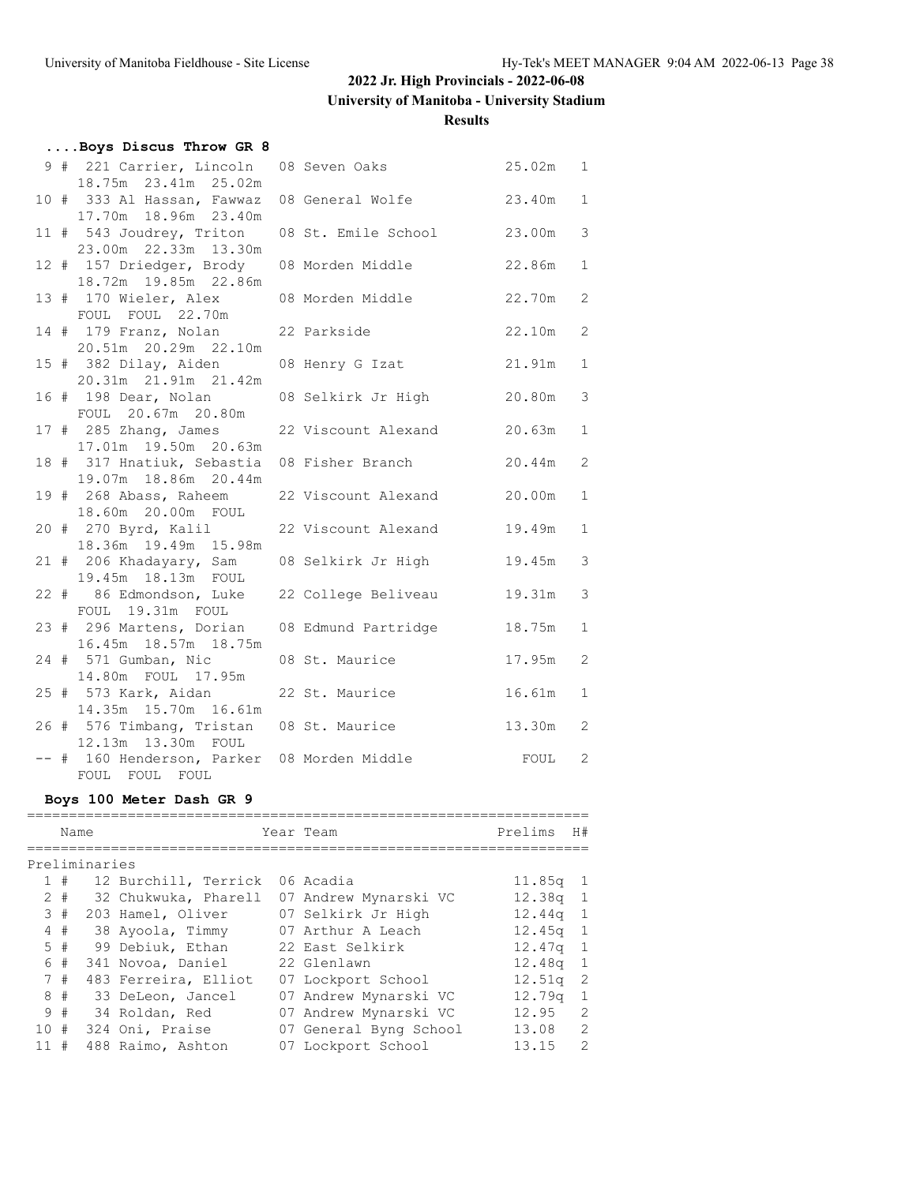# 2022 Jr. High Provincials - 2022-06-08

## University of Manitoba - University Stadium

### Results

#### ....Boys Discus Throw GR 8

| Place | Comp# | Name | Year | Team | Finals | Flight |
|---|---|---|---|---|---|---|
| 9 # | 221 | Carrier, Lincoln | 08 | Seven Oaks | 25.02m | 1 |
| | | 18.75m 23.41m 25.02m | | | | |
| 10 # | 333 | Al Hassan, Fawwaz | 08 | General Wolfe | 23.40m | 1 |
| | | 17.70m 18.96m 23.40m | | | | |
| 11 # | 543 | Joudrey, Triton | 08 | St. Emile School | 23.00m | 3 |
| | | 23.00m 22.33m 13.30m | | | | |
| 12 # | 157 | Driedger, Brody | 08 | Morden Middle | 22.86m | 1 |
| | | 18.72m 19.85m 22.86m | | | | |
| 13 # | 170 | Wieler, Alex | 08 | Morden Middle | 22.70m | 2 |
| | | FOUL FOUL 22.70m | | | | |
| 14 # | 179 | Franz, Nolan | 22 | Parkside | 22.10m | 2 |
| | | 20.51m 20.29m 22.10m | | | | |
| 15 # | 382 | Dilay, Aiden | 08 | Henry G Izat | 21.91m | 1 |
| | | 20.31m 21.91m 21.42m | | | | |
| 16 # | 198 | Dear, Nolan | 08 | Selkirk Jr High | 20.80m | 3 |
| | | FOUL 20.67m 20.80m | | | | |
| 17 # | 285 | Zhang, James | 22 | Viscount Alexand | 20.63m | 1 |
| | | 17.01m 19.50m 20.63m | | | | |
| 18 # | 317 | Hnatiuk, Sebastia | 08 | Fisher Branch | 20.44m | 2 |
| | | 19.07m 18.86m 20.44m | | | | |
| 19 # | 268 | Abass, Raheem | 22 | Viscount Alexand | 20.00m | 1 |
| | | 18.60m 20.00m FOUL | | | | |
| 20 # | 270 | Byrd, Kalil | 22 | Viscount Alexand | 19.49m | 1 |
| | | 18.36m 19.49m 15.98m | | | | |
| 21 # | 206 | Khadayary, Sam | 08 | Selkirk Jr High | 19.45m | 3 |
| | | 19.45m 18.13m FOUL | | | | |
| 22 # | 86 | Edmondson, Luke | 22 | College Beliveau | 19.31m | 3 |
| | | FOUL 19.31m FOUL | | | | |
| 23 # | 296 | Martens, Dorian | 08 | Edmund Partridge | 18.75m | 1 |
| | | 16.45m 18.57m 18.75m | | | | |
| 24 # | 571 | Gumban, Nic | 08 | St. Maurice | 17.95m | 2 |
| | | 14.80m FOUL 17.95m | | | | |
| 25 # | 573 | Kark, Aidan | 22 | St. Maurice | 16.61m | 1 |
| | | 14.35m 15.70m 16.61m | | | | |
| 26 # | 576 | Timbang, Tristan | 08 | St. Maurice | 13.30m | 2 |
| | | 12.13m 13.30m FOUL | | | | |
| -- # | 160 | Henderson, Parker | 08 | Morden Middle | FOUL | 2 |
| | | FOUL FOUL FOUL | | | | |

#### Boys 100 Meter Dash GR 9

Preliminaries

| Place | Comp# | Name | Year | Team | Prelims | H# |
|---|---|---|---|---|---|---|
| 1 # | 12 | Burchill, Terrick | 06 | Acadia | 11.85q | 1 |
| 2 # | 32 | Chukwuka, Pharell | 07 | Andrew Mynarski VC | 12.38q | 1 |
| 3 # | 203 | Hamel, Oliver | 07 | Selkirk Jr High | 12.44q | 1 |
| 4 # | 38 | Ayoola, Timmy | 07 | Arthur A Leach | 12.45q | 1 |
| 5 # | 99 | Debiuk, Ethan | 22 | East Selkirk | 12.47q | 1 |
| 6 # | 341 | Novoa, Daniel | 22 | Glenlawn | 12.48q | 1 |
| 7 # | 483 | Ferreira, Elliot | 07 | Lockport School | 12.51q | 2 |
| 8 # | 33 | DeLeon, Jancel | 07 | Andrew Mynarski VC | 12.79q | 1 |
| 9 # | 34 | Roldan, Red | 07 | Andrew Mynarski VC | 12.95 | 2 |
| 10 # | 324 | Oni, Praise | 07 | General Byng School | 13.08 | 2 |
| 11 # | 488 | Raimo, Ashton | 07 | Lockport School | 13.15 | 2 |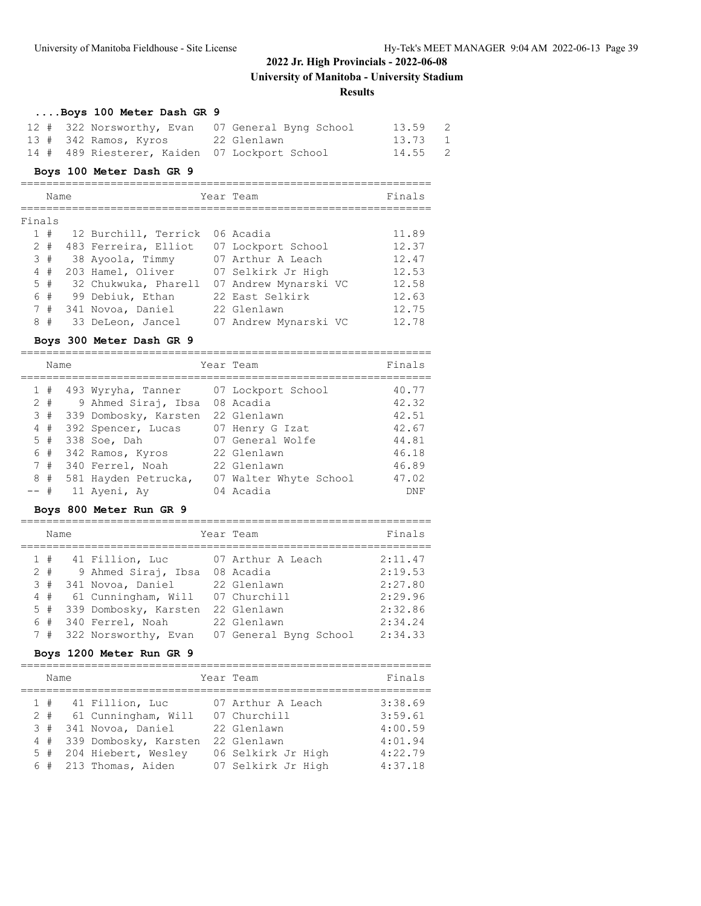# 2022 Jr. High Provincials - 2022-06-08

## University of Manitoba - University Stadium

### Results

#### ....Boys 100 Meter Dash GR 9

| Place | # | Name | Year | Team | Finals | Heat |
|---|---|---|---|---|---|---|
| 12 # | 322 | Norsworthy, Evan | 07 | General Byng School | 13.59 | 2 |
| 13 # | 342 | Ramos, Kyros | 22 | Glenlawn | 13.73 | 1 |
| 14 # | 489 | Riesterer, Kaiden | 07 | Lockport School | 14.55 | 2 |

#### Boys 100 Meter Dash GR 9

Finals

| Place | # | Name | Year | Team | Finals |
|---|---|---|---|---|---|
| 1 # | 12 | Burchill, Terrick | 06 | Acadia | 11.89 |
| 2 # | 483 | Ferreira, Elliot | 07 | Lockport School | 12.37 |
| 3 # | 38 | Ayoola, Timmy | 07 | Arthur A Leach | 12.47 |
| 4 # | 203 | Hamel, Oliver | 07 | Selkirk Jr High | 12.53 |
| 5 # | 32 | Chukwuka, Pharell | 07 | Andrew Mynarski VC | 12.58 |
| 6 # | 99 | Debiuk, Ethan | 22 | East Selkirk | 12.63 |
| 7 # | 341 | Novoa, Daniel | 22 | Glenlawn | 12.75 |
| 8 # | 33 | DeLeon, Jancel | 07 | Andrew Mynarski VC | 12.78 |

#### Boys 300 Meter Dash GR 9

| Place | # | Name | Year | Team | Finals |
|---|---|---|---|---|---|
| 1 # | 493 | Wyryha, Tanner | 07 | Lockport School | 40.77 |
| 2 # | 9 | Ahmed Siraj, Ibsa | 08 | Acadia | 42.32 |
| 3 # | 339 | Dombosky, Karsten | 22 | Glenlawn | 42.51 |
| 4 # | 392 | Spencer, Lucas | 07 | Henry G Izat | 42.67 |
| 5 # | 338 | Soe, Dah | 07 | General Wolfe | 44.81 |
| 6 # | 342 | Ramos, Kyros | 22 | Glenlawn | 46.18 |
| 7 # | 340 | Ferrel, Noah | 22 | Glenlawn | 46.89 |
| 8 # | 581 | Hayden Petrucka, | 07 | Walter Whyte School | 47.02 |
| -- # | 11 | Ayeni, Ay | 04 | Acadia | DNF |

#### Boys 800 Meter Run GR 9

| Place | # | Name | Year | Team | Finals |
|---|---|---|---|---|---|
| 1 # | 41 | Fillion, Luc | 07 | Arthur A Leach | 2:11.47 |
| 2 # | 9 | Ahmed Siraj, Ibsa | 08 | Acadia | 2:19.53 |
| 3 # | 341 | Novoa, Daniel | 22 | Glenlawn | 2:27.80 |
| 4 # | 61 | Cunningham, Will | 07 | Churchill | 2:29.96 |
| 5 # | 339 | Dombosky, Karsten | 22 | Glenlawn | 2:32.86 |
| 6 # | 340 | Ferrel, Noah | 22 | Glenlawn | 2:34.24 |
| 7 # | 322 | Norsworthy, Evan | 07 | General Byng School | 2:34.33 |

#### Boys 1200 Meter Run GR 9

| Place | # | Name | Year | Team | Finals |
|---|---|---|---|---|---|
| 1 # | 41 | Fillion, Luc | 07 | Arthur A Leach | 3:38.69 |
| 2 # | 61 | Cunningham, Will | 07 | Churchill | 3:59.61 |
| 3 # | 341 | Novoa, Daniel | 22 | Glenlawn | 4:00.59 |
| 4 # | 339 | Dombosky, Karsten | 22 | Glenlawn | 4:01.94 |
| 5 # | 204 | Hiebert, Wesley | 06 | Selkirk Jr High | 4:22.79 |
| 6 # | 213 | Thomas, Aiden | 07 | Selkirk Jr High | 4:37.18 |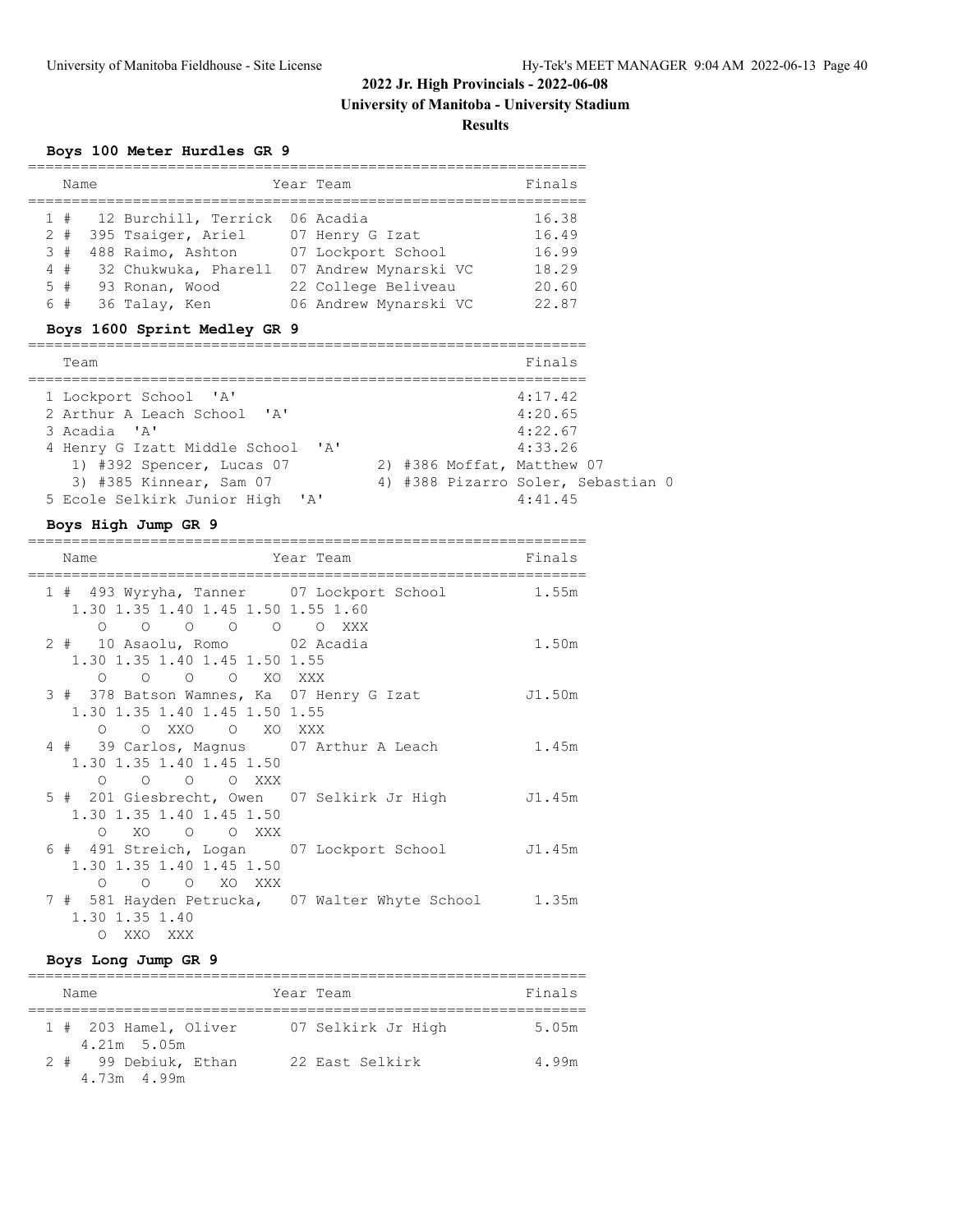## 2022 Jr. High Provincials - 2022-06-08

### University of Manitoba - University Stadium

### Results

**Boys 100 Meter Hurdles GR 9**

| Place | Name | Year | Team | Finals |
|---|---|---|---|---|
| 1 # | 12 Burchill, Terrick | 06 | Acadia | 16.38 |
| 2 # | 395 Tsaiger, Ariel | 07 | Henry G Izat | 16.49 |
| 3 # | 488 Raimo, Ashton | 07 | Lockport School | 16.99 |
| 4 # | 32 Chukwuka, Pharell | 07 | Andrew Mynarski VC | 18.29 |
| 5 # | 93 Ronan, Wood | 22 | College Beliveau | 20.60 |
| 6 # | 36 Talay, Ken | 06 | Andrew Mynarski VC | 22.87 |

**Boys 1600 Sprint Medley GR 9**

| Place | Team | Finals |
|---|---|---|
| 1 | Lockport School 'A' | 4:17.42 |
| 2 | Arthur A Leach School 'A' | 4:20.65 |
| 3 | Acadia 'A' | 4:22.67 |
| 4 | Henry G Izatt Middle School 'A' | 4:33.26 |
| | 1) #392 Spencer, Lucas 07; 2) #386 Moffat, Matthew 07; 3) #385 Kinnear, Sam 07; 4) #388 Pizarro Soler, Sebastian 0 | |
| 5 | Ecole Selkirk Junior High 'A' | 4:41.45 |

**Boys High Jump GR 9**

| Place | Name | Year | Team | Finals |
|---|---|---|---|---|
| 1 # | 493 Wyryha, Tanner | 07 | Lockport School | 1.55m |
| | 1.30 O, 1.35 O, 1.40 O, 1.45 O, 1.50 O, 1.55 O, 1.60 XXX | | | |
| 2 # | 10 Asaolu, Romo | 02 | Acadia | 1.50m |
| | 1.30 O, 1.35 O, 1.40 O, 1.45 O, 1.50 XO, 1.55 XXX | | | |
| 3 # | 378 Batson Wamnes, Ka | 07 | Henry G Izat | J1.50m |
| | 1.30 O, 1.35 O, 1.40 XXO, 1.45 O, 1.50 XO, 1.55 XXX | | | |
| 4 # | 39 Carlos, Magnus | 07 | Arthur A Leach | 1.45m |
| | 1.30 O, 1.35 O, 1.40 O, 1.45 O, 1.50 XXX | | | |
| 5 # | 201 Giesbrecht, Owen | 07 | Selkirk Jr High | J1.45m |
| | 1.30 O, 1.35 XO, 1.40 O, 1.45 O, 1.50 XXX | | | |
| 6 # | 491 Streich, Logan | 07 | Lockport School | J1.45m |
| | 1.30 O, 1.35 O, 1.40 O, 1.45 XO, 1.50 XXX | | | |
| 7 # | 581 Hayden Petrucka, | 07 | Walter Whyte School | 1.35m |
| | 1.30 O, 1.35 XXO, 1.40 XXX | | | |

**Boys Long Jump GR 9**

| Place | Name | Year | Team | Finals |
|---|---|---|---|---|
| 1 # | 203 Hamel, Oliver | 07 | Selkirk Jr High | 5.05m |
| | 4.21m 5.05m | | | |
| 2 # | 99 Debiuk, Ethan | 22 | East Selkirk | 4.99m |
| | 4.73m 4.99m | | | |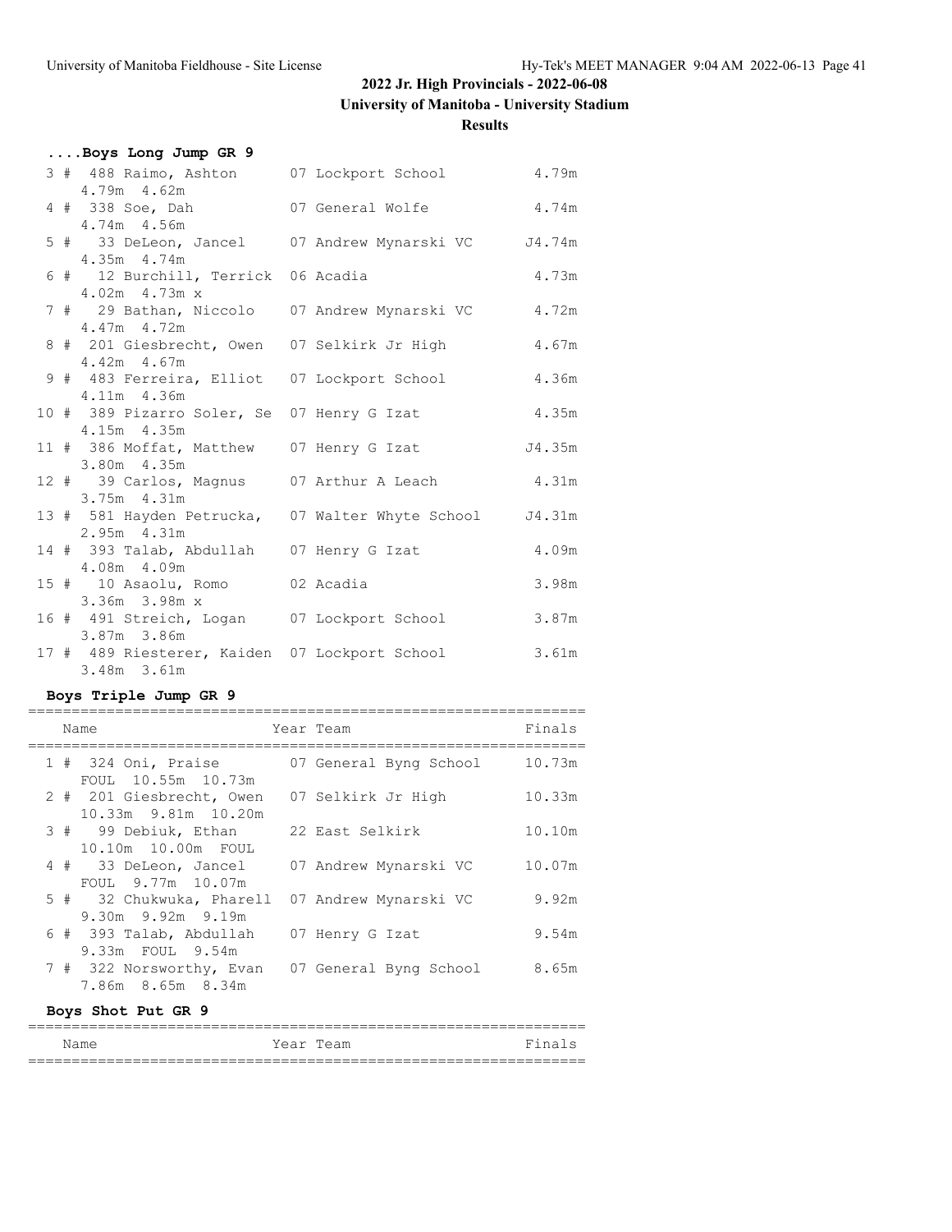# 2022 Jr. High Provincials - 2022-06-08

## University of Manitoba - University Stadium

### Results

#### ....Boys Long Jump GR 9

| Place | Name | Year | Team | Finals |
|---|---|---|---|---|
| 3 # | 488 Raimo, Ashton | 07 | Lockport School | 4.79m |
| | 4.79m 4.62m | | | |
| 4 # | 338 Soe, Dah | 07 | General Wolfe | 4.74m |
| | 4.74m 4.56m | | | |
| 5 # | 33 DeLeon, Jancel | 07 | Andrew Mynarski VC | J4.74m |
| | 4.35m 4.74m | | | |
| 6 # | 12 Burchill, Terrick | 06 | Acadia | 4.73m |
| | 4.02m 4.73m x | | | |
| 7 # | 29 Bathan, Niccolo | 07 | Andrew Mynarski VC | 4.72m |
| | 4.47m 4.72m | | | |
| 8 # | 201 Giesbrecht, Owen | 07 | Selkirk Jr High | 4.67m |
| | 4.42m 4.67m | | | |
| 9 # | 483 Ferreira, Elliot | 07 | Lockport School | 4.36m |
| | 4.11m 4.36m | | | |
| 10 # | 389 Pizarro Soler, Se | 07 | Henry G Izat | 4.35m |
| | 4.15m 4.35m | | | |
| 11 # | 386 Moffat, Matthew | 07 | Henry G Izat | J4.35m |
| | 3.80m 4.35m | | | |
| 12 # | 39 Carlos, Magnus | 07 | Arthur A Leach | 4.31m |
| | 3.75m 4.31m | | | |
| 13 # | 581 Hayden Petrucka, | 07 | Walter Whyte School | J4.31m |
| | 2.95m 4.31m | | | |
| 14 # | 393 Talab, Abdullah | 07 | Henry G Izat | 4.09m |
| | 4.08m 4.09m | | | |
| 15 # | 10 Asaolu, Romo | 02 | Acadia | 3.98m |
| | 3.36m 3.98m x | | | |
| 16 # | 491 Streich, Logan | 07 | Lockport School | 3.87m |
| | 3.87m 3.86m | | | |
| 17 # | 489 Riesterer, Kaiden | 07 | Lockport School | 3.61m |
| | 3.48m 3.61m | | | |

#### Boys Triple Jump GR 9

| Place | Name | Year | Team | Finals |
|---|---|---|---|---|
| 1 # | 324 Oni, Praise | 07 | General Byng School | 10.73m |
| | FOUL 10.55m 10.73m | | | |
| 2 # | 201 Giesbrecht, Owen | 07 | Selkirk Jr High | 10.33m |
| | 10.33m 9.81m 10.20m | | | |
| 3 # | 99 Debiuk, Ethan | 22 | East Selkirk | 10.10m |
| | 10.10m 10.00m FOUL | | | |
| 4 # | 33 DeLeon, Jancel | 07 | Andrew Mynarski VC | 10.07m |
| | FOUL 9.77m 10.07m | | | |
| 5 # | 32 Chukwuka, Pharell | 07 | Andrew Mynarski VC | 9.92m |
| | 9.30m 9.92m 9.19m | | | |
| 6 # | 393 Talab, Abdullah | 07 | Henry G Izat | 9.54m |
| | 9.33m FOUL 9.54m | | | |
| 7 # | 322 Norsworthy, Evan | 07 | General Byng School | 8.65m |
| | 7.86m 8.65m 8.34m | | | |

#### Boys Shot Put GR 9

| Name | Year | Team | Finals |
|---|---|---|---|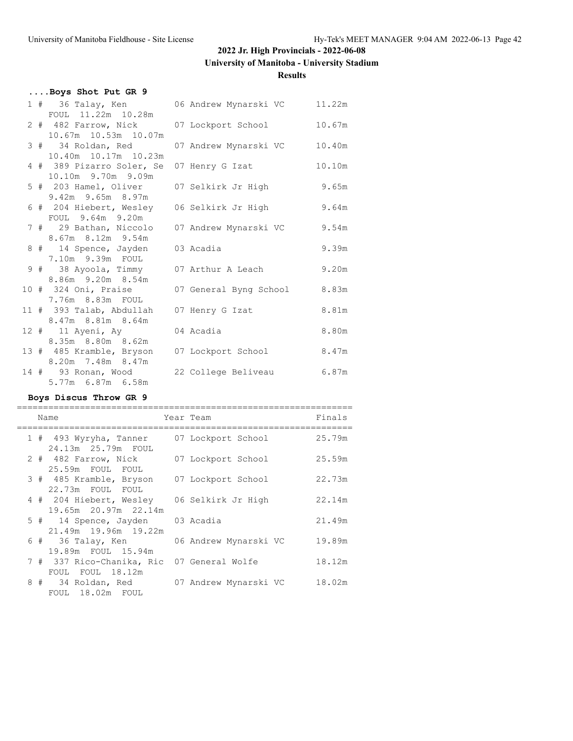# 2022 Jr. High Provincials - 2022-06-08

## University of Manitoba - University Stadium

### Results

#### ....Boys Shot Put GR 9

| Place | Name | Year | Team | Finals |
|---|---|---|---|---|
| 1 # | 36 Talay, Ken | 06 | Andrew Mynarski VC | 11.22m |
| | FOUL 11.22m 10.28m | | | |
| 2 # | 482 Farrow, Nick | 07 | Lockport School | 10.67m |
| | 10.67m 10.53m 10.07m | | | |
| 3 # | 34 Roldan, Red | 07 | Andrew Mynarski VC | 10.40m |
| | 10.40m 10.17m 10.23m | | | |
| 4 # | 389 Pizarro Soler, Se | 07 | Henry G Izat | 10.10m |
| | 10.10m 9.70m 9.09m | | | |
| 5 # | 203 Hamel, Oliver | 07 | Selkirk Jr High | 9.65m |
| | 9.42m 9.65m 8.97m | | | |
| 6 # | 204 Hiebert, Wesley | 06 | Selkirk Jr High | 9.64m |
| | FOUL 9.64m 9.20m | | | |
| 7 # | 29 Bathan, Niccolo | 07 | Andrew Mynarski VC | 9.54m |
| | 8.67m 8.12m 9.54m | | | |
| 8 # | 14 Spence, Jayden | 03 | Acadia | 9.39m |
| | 7.10m 9.39m FOUL | | | |
| 9 # | 38 Ayoola, Timmy | 07 | Arthur A Leach | 9.20m |
| | 8.86m 9.20m 8.54m | | | |
| 10 # | 324 Oni, Praise | 07 | General Byng School | 8.83m |
| | 7.76m 8.83m FOUL | | | |
| 11 # | 393 Talab, Abdullah | 07 | Henry G Izat | 8.81m |
| | 8.47m 8.81m 8.64m | | | |
| 12 # | 11 Ayeni, Ay | 04 | Acadia | 8.80m |
| | 8.35m 8.80m 8.62m | | | |
| 13 # | 485 Kramble, Bryson | 07 | Lockport School | 8.47m |
| | 8.20m 7.48m 8.47m | | | |
| 14 # | 93 Ronan, Wood | 22 | College Beliveau | 6.87m |
| | 5.77m 6.87m 6.58m | | | |

#### Boys Discus Throw GR 9

| Place | Name | Year | Team | Finals |
|---|---|---|---|---|
| 1 # | 493 Wyryha, Tanner | 07 | Lockport School | 25.79m |
| | 24.13m 25.79m FOUL | | | |
| 2 # | 482 Farrow, Nick | 07 | Lockport School | 25.59m |
| | 25.59m FOUL FOUL | | | |
| 3 # | 485 Kramble, Bryson | 07 | Lockport School | 22.73m |
| | 22.73m FOUL FOUL | | | |
| 4 # | 204 Hiebert, Wesley | 06 | Selkirk Jr High | 22.14m |
| | 19.65m 20.97m 22.14m | | | |
| 5 # | 14 Spence, Jayden | 03 | Acadia | 21.49m |
| | 21.49m 19.96m 19.22m | | | |
| 6 # | 36 Talay, Ken | 06 | Andrew Mynarski VC | 19.89m |
| | 19.89m FOUL 15.94m | | | |
| 7 # | 337 Rico-Chanika, Ric | 07 | General Wolfe | 18.12m |
| | FOUL FOUL 18.12m | | | |
| 8 # | 34 Roldan, Red | 07 | Andrew Mynarski VC | 18.02m |
| | FOUL 18.02m FOUL | | | |